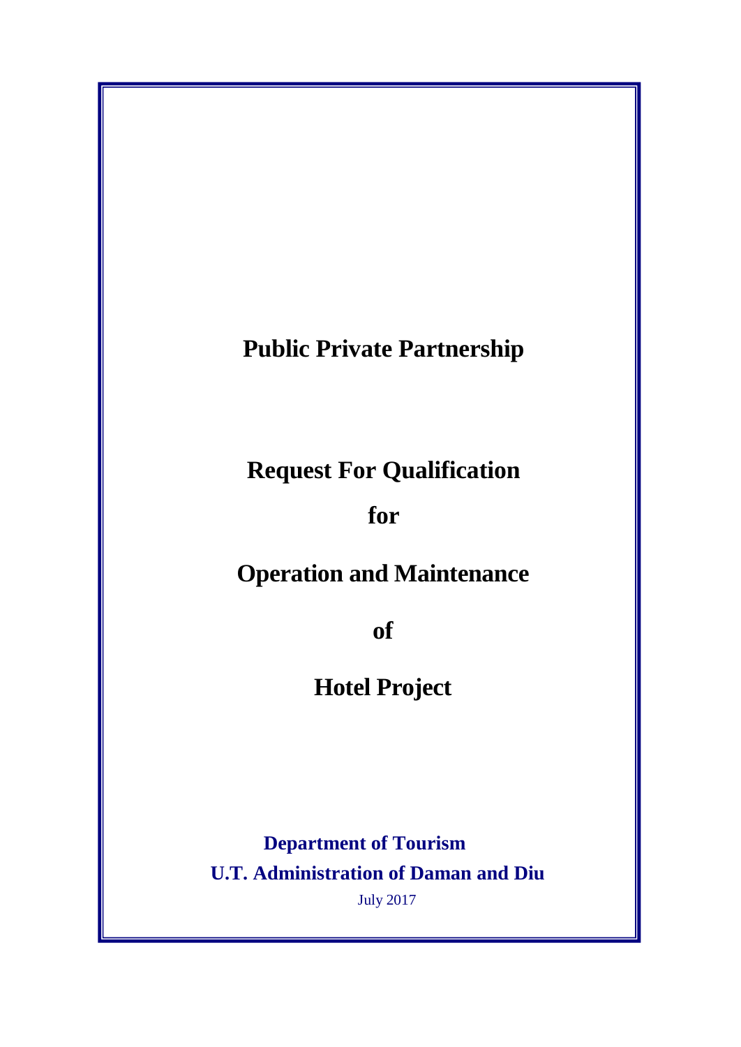# Public Private Partnership

# Request For Qualification

# for

# Operation and Maintenance

# of

# Hotel Project

**Department of Tourism**

**U.T. Administration of Daman and Diu**

July 2017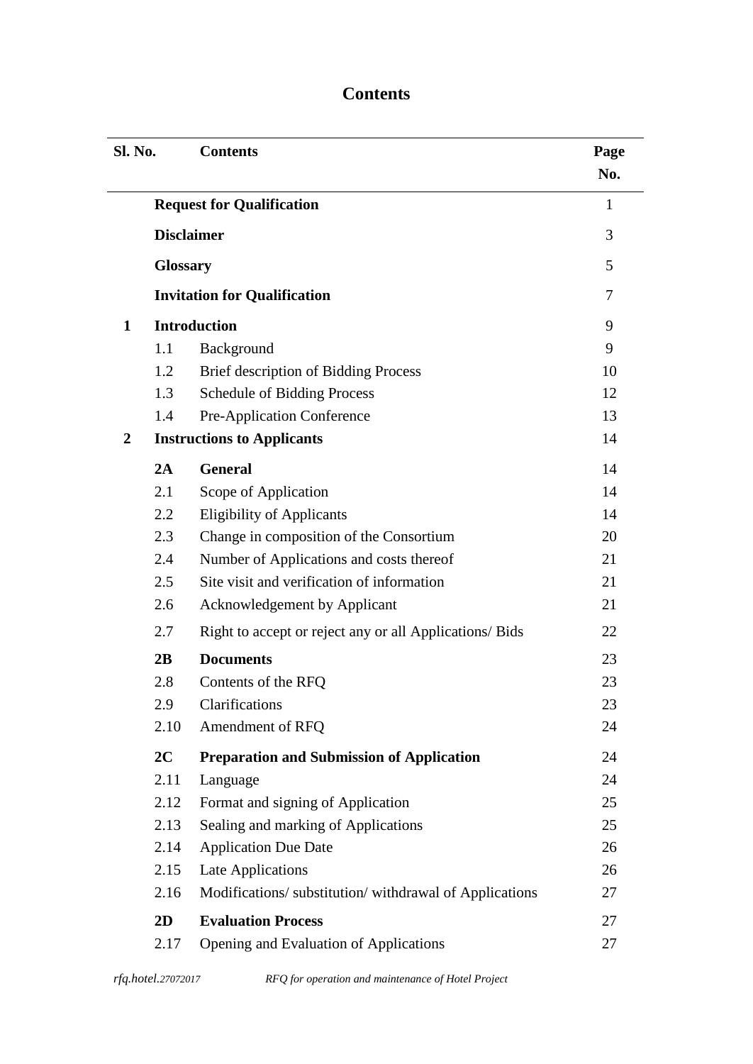# Contents

| Sl. No. | | Contents | Page No. |
|---|---|---|---|
| | **Request for Qualification** | | 1 |
| | **Disclaimer** | | 3 |
| | **Glossary** | | 5 |
| | **Invitation for Qualification** | | 7 |
| **1** | **Introduction** | | 9 |
| | 1.1 | Background | 9 |
| | 1.2 | Brief description of Bidding Process | 10 |
| | 1.3 | Schedule of Bidding Process | 12 |
| | 1.4 | Pre-Application Conference | 13 |
| **2** | **Instructions to Applicants** | | 14 |
| | **2A** | **General** | 14 |
| | 2.1 | Scope of Application | 14 |
| | 2.2 | Eligibility of Applicants | 14 |
| | 2.3 | Change in composition of the Consortium | 20 |
| | 2.4 | Number of Applications and costs thereof | 21 |
| | 2.5 | Site visit and verification of information | 21 |
| | 2.6 | Acknowledgement by Applicant | 21 |
| | 2.7 | Right to accept or reject any or all Applications/ Bids | 22 |
| | **2B** | **Documents** | 23 |
| | 2.8 | Contents of the RFQ | 23 |
| | 2.9 | Clarifications | 23 |
| | 2.10 | Amendment of RFQ | 24 |
| | **2C** | **Preparation and Submission of Application** | 24 |
| | 2.11 | Language | 24 |
| | 2.12 | Format and signing of Application | 25 |
| | 2.13 | Sealing and marking of Applications | 25 |
| | 2.14 | Application Due Date | 26 |
| | 2.15 | Late Applications | 26 |
| | 2.16 | Modifications/ substitution/ withdrawal of Applications | 27 |
| | **2D** | **Evaluation Process** | 27 |
| | 2.17 | Opening and Evaluation of Applications | 27 |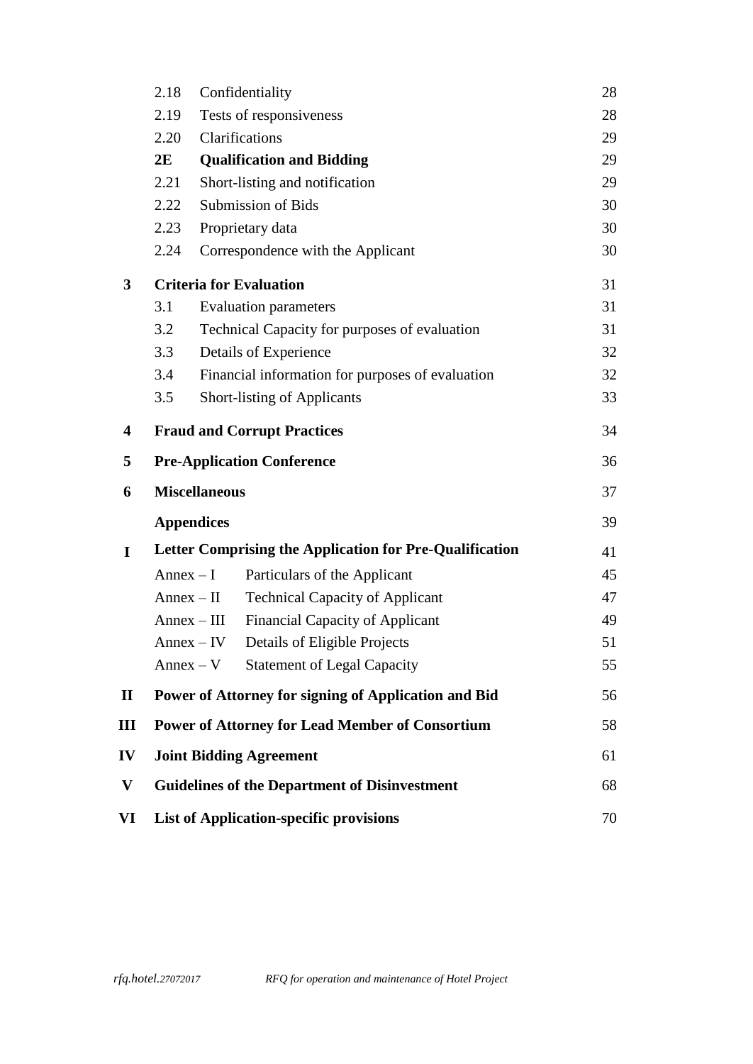| | | | |
|---|---|---|---|
| | 2.18 | Confidentiality | 28 |
| | 2.19 | Tests of responsiveness | 28 |
| | 2.20 | Clarifications | 29 |
| | **2E** | **Qualification and Bidding** | 29 |
| | 2.21 | Short-listing and notification | 29 |
| | 2.22 | Submission of Bids | 30 |
| | 2.23 | Proprietary data | 30 |
| | 2.24 | Correspondence with the Applicant | 30 |
| **3** | **Criteria for Evaluation** | | 31 |
| | 3.1 | Evaluation parameters | 31 |
| | 3.2 | Technical Capacity for purposes of evaluation | 31 |
| | 3.3 | Details of Experience | 32 |
| | 3.4 | Financial information for purposes of evaluation | 32 |
| | 3.5 | Short-listing of Applicants | 33 |
| **4** | **Fraud and Corrupt Practices** | | 34 |
| **5** | **Pre-Application Conference** | | 36 |
| **6** | **Miscellaneous** | | 37 |
| | **Appendices** | | 39 |
| **I** | **Letter Comprising the Application for Pre-Qualification** | | 41 |
| | Annex – I | Particulars of the Applicant | 45 |
| | Annex – II | Technical Capacity of Applicant | 47 |
| | Annex – III | Financial Capacity of Applicant | 49 |
| | Annex – IV | Details of Eligible Projects | 51 |
| | Annex – V | Statement of Legal Capacity | 55 |
| **II** | **Power of Attorney for signing of Application and Bid** | | 56 |
| **III** | **Power of Attorney for Lead Member of Consortium** | | 58 |
| **IV** | **Joint Bidding Agreement** | | 61 |
| **V** | **Guidelines of the Department of Disinvestment** | | 68 |
| **VI** | **List of Application-specific provisions** | | 70 |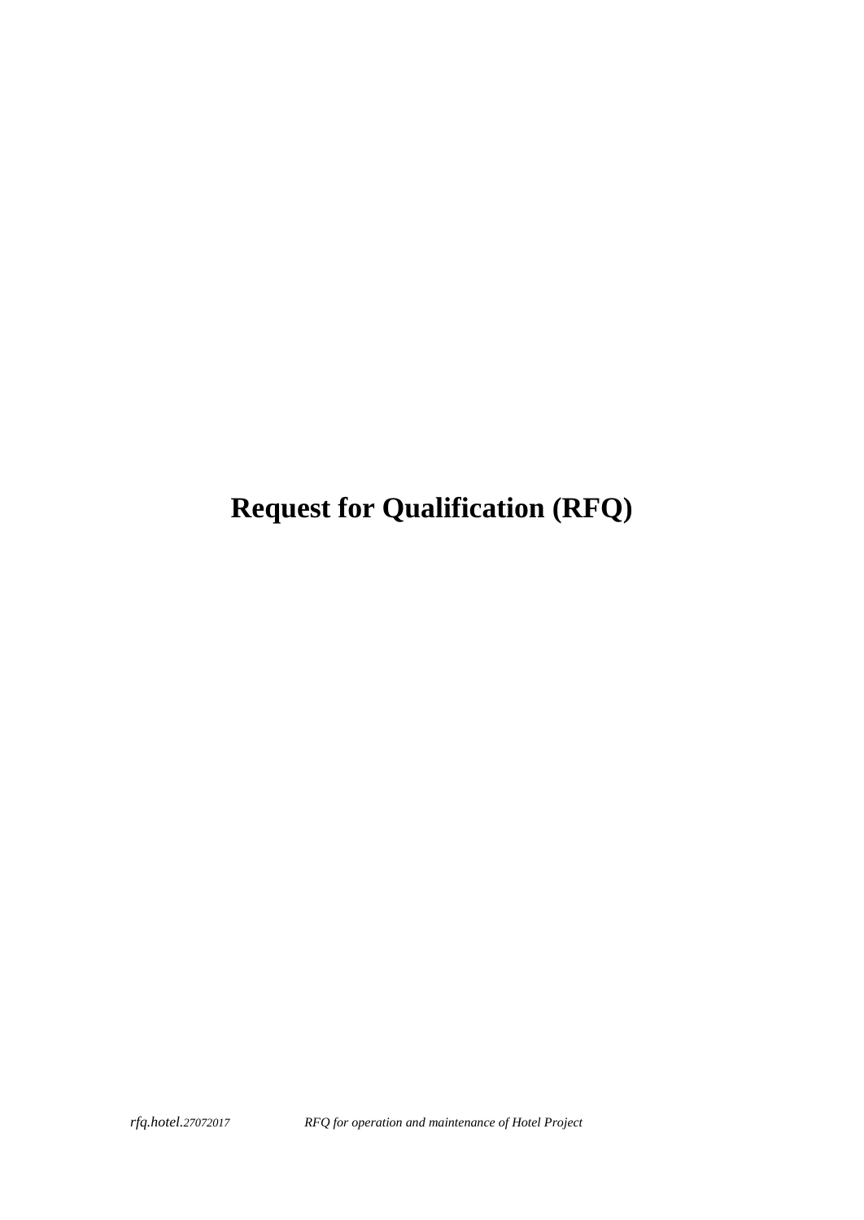# Request for Qualification (RFQ)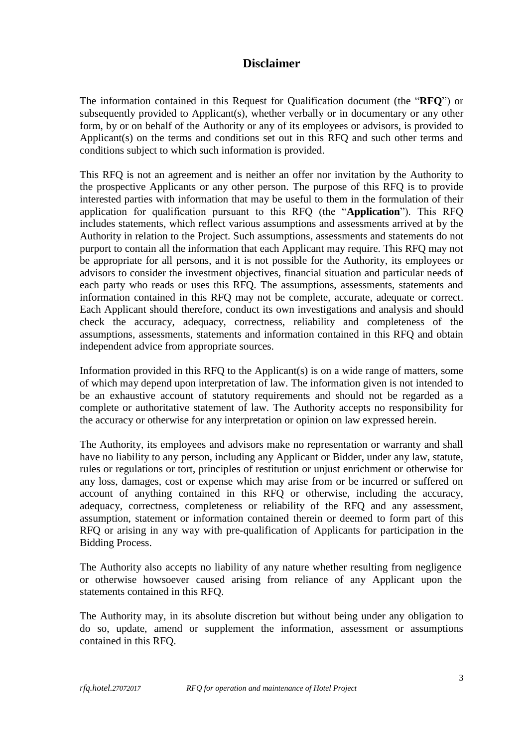## Disclaimer

The information contained in this Request for Qualification document (the "**RFQ**") or subsequently provided to Applicant(s), whether verbally or in documentary or any other form, by or on behalf of the Authority or any of its employees or advisors, is provided to Applicant(s) on the terms and conditions set out in this RFQ and such other terms and conditions subject to which such information is provided.

This RFQ is not an agreement and is neither an offer nor invitation by the Authority to the prospective Applicants or any other person. The purpose of this RFQ is to provide interested parties with information that may be useful to them in the formulation of their application for qualification pursuant to this RFQ (the "**Application**"). This RFQ includes statements, which reflect various assumptions and assessments arrived at by the Authority in relation to the Project. Such assumptions, assessments and statements do not purport to contain all the information that each Applicant may require. This RFQ may not be appropriate for all persons, and it is not possible for the Authority, its employees or advisors to consider the investment objectives, financial situation and particular needs of each party who reads or uses this RFQ. The assumptions, assessments, statements and information contained in this RFQ may not be complete, accurate, adequate or correct. Each Applicant should therefore, conduct its own investigations and analysis and should check the accuracy, adequacy, correctness, reliability and completeness of the assumptions, assessments, statements and information contained in this RFQ and obtain independent advice from appropriate sources.

Information provided in this RFQ to the Applicant(s) is on a wide range of matters, some of which may depend upon interpretation of law. The information given is not intended to be an exhaustive account of statutory requirements and should not be regarded as a complete or authoritative statement of law. The Authority accepts no responsibility for the accuracy or otherwise for any interpretation or opinion on law expressed herein.

The Authority, its employees and advisors make no representation or warranty and shall have no liability to any person, including any Applicant or Bidder, under any law, statute, rules or regulations or tort, principles of restitution or unjust enrichment or otherwise for any loss, damages, cost or expense which may arise from or be incurred or suffered on account of anything contained in this RFQ or otherwise, including the accuracy, adequacy, correctness, completeness or reliability of the RFQ and any assessment, assumption, statement or information contained therein or deemed to form part of this RFQ or arising in any way with pre-qualification of Applicants for participation in the Bidding Process.

The Authority also accepts no liability of any nature whether resulting from negligence or otherwise howsoever caused arising from reliance of any Applicant upon the statements contained in this RFQ.

The Authority may, in its absolute discretion but without being under any obligation to do so, update, amend or supplement the information, assessment or assumptions contained in this RFQ.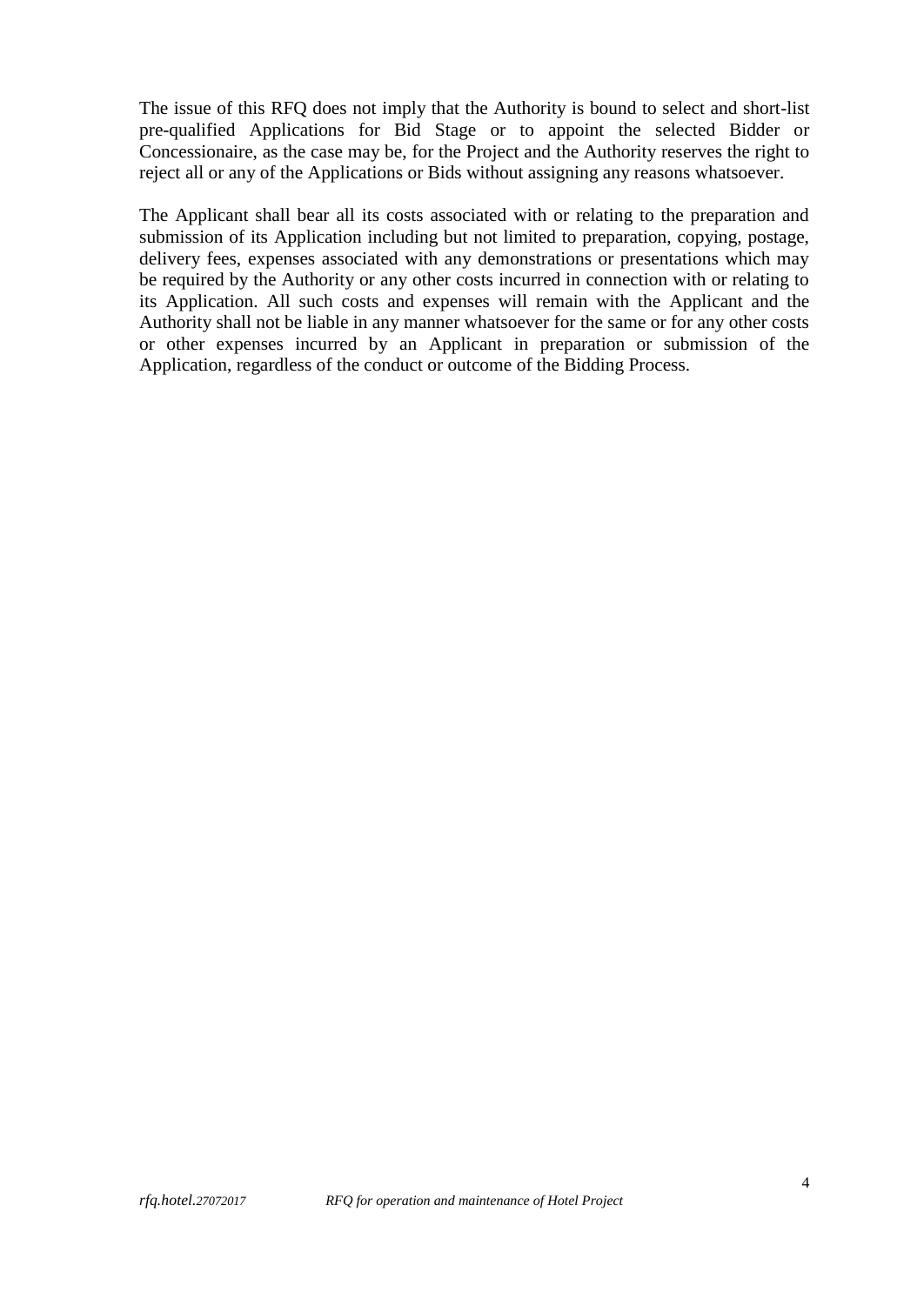The issue of this RFQ does not imply that the Authority is bound to select and short-list pre-qualified Applications for Bid Stage or to appoint the selected Bidder or Concessionaire, as the case may be, for the Project and the Authority reserves the right to reject all or any of the Applications or Bids without assigning any reasons whatsoever.

The Applicant shall bear all its costs associated with or relating to the preparation and submission of its Application including but not limited to preparation, copying, postage, delivery fees, expenses associated with any demonstrations or presentations which may be required by the Authority or any other costs incurred in connection with or relating to its Application. All such costs and expenses will remain with the Applicant and the Authority shall not be liable in any manner whatsoever for the same or for any other costs or other expenses incurred by an Applicant in preparation or submission of the Application, regardless of the conduct or outcome of the Bidding Process.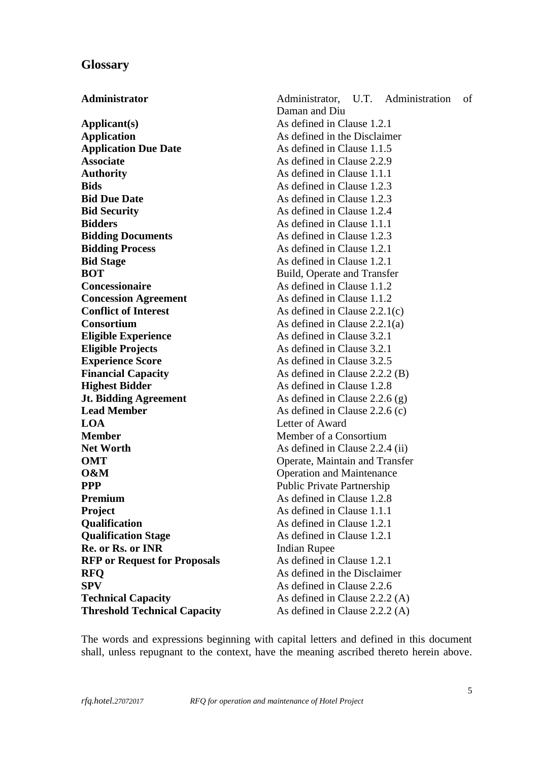## Glossary

| | |
|---|---|
| **Administrator** | Administrator, U.T. Administration of Daman and Diu |
| **Applicant(s)** | As defined in Clause 1.2.1 |
| **Application** | As defined in the Disclaimer |
| **Application Due Date** | As defined in Clause 1.1.5 |
| **Associate** | As defined in Clause 2.2.9 |
| **Authority** | As defined in Clause 1.1.1 |
| **Bids** | As defined in Clause 1.2.3 |
| **Bid Due Date** | As defined in Clause 1.2.3 |
| **Bid Security** | As defined in Clause 1.2.4 |
| **Bidders** | As defined in Clause 1.1.1 |
| **Bidding Documents** | As defined in Clause 1.2.3 |
| **Bidding Process** | As defined in Clause 1.2.1 |
| **Bid Stage** | As defined in Clause 1.2.1 |
| **BOT** | Build, Operate and Transfer |
| **Concessionaire** | As defined in Clause 1.1.2 |
| **Concession Agreement** | As defined in Clause 1.1.2 |
| **Conflict of Interest** | As defined in Clause 2.2.1(c) |
| **Consortium** | As defined in Clause 2.2.1(a) |
| **Eligible Experience** | As defined in Clause 3.2.1 |
| **Eligible Projects** | As defined in Clause 3.2.1 |
| **Experience Score** | As defined in Clause 3.2.5 |
| **Financial Capacity** | As defined in Clause 2.2.2 (B) |
| **Highest Bidder** | As defined in Clause 1.2.8 |
| **Jt. Bidding Agreement** | As defined in Clause 2.2.6 (g) |
| **Lead Member** | As defined in Clause 2.2.6 (c) |
| **LOA** | Letter of Award |
| **Member** | Member of a Consortium |
| **Net Worth** | As defined in Clause 2.2.4 (ii) |
| **OMT** | Operate, Maintain and Transfer |
| **O&M** | Operation and Maintenance |
| **PPP** | Public Private Partnership |
| **Premium** | As defined in Clause 1.2.8 |
| **Project** | As defined in Clause 1.1.1 |
| **Qualification** | As defined in Clause 1.2.1 |
| **Qualification Stage** | As defined in Clause 1.2.1 |
| **Re. or Rs. or INR** | Indian Rupee |
| **RFP or Request for Proposals** | As defined in Clause 1.2.1 |
| **RFQ** | As defined in the Disclaimer |
| **SPV** | As defined in Clause 2.2.6 |
| **Technical Capacity** | As defined in Clause 2.2.2 (A) |
| **Threshold Technical Capacity** | As defined in Clause 2.2.2 (A) |

The words and expressions beginning with capital letters and defined in this document shall, unless repugnant to the context, have the meaning ascribed thereto herein above.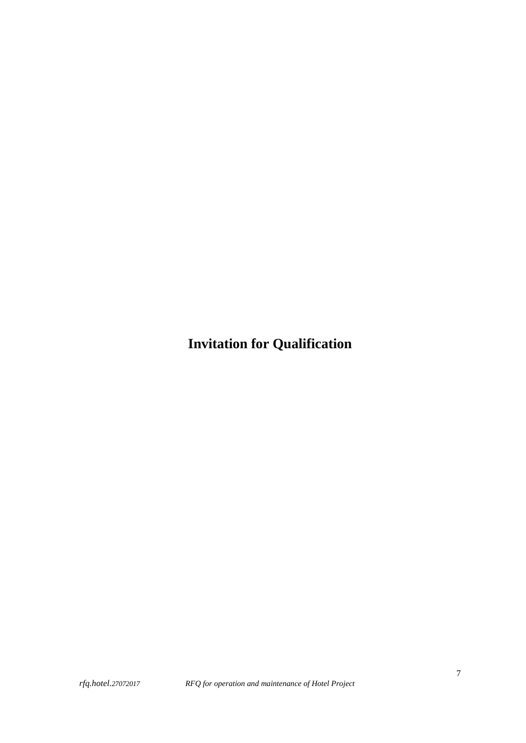# Invitation for Qualification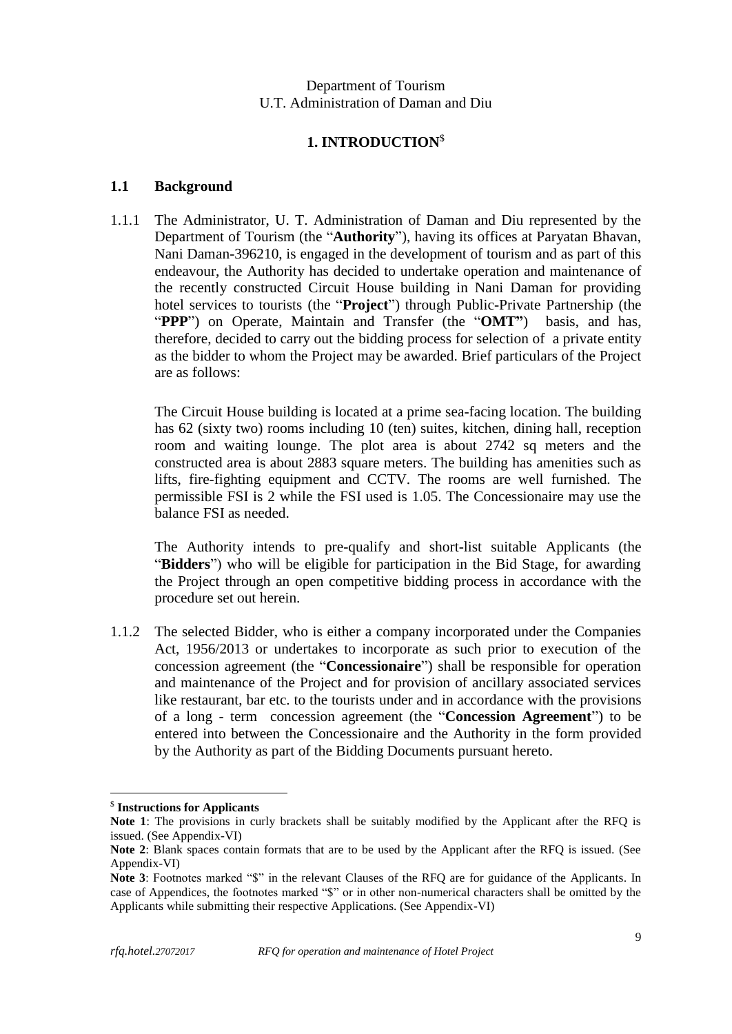Department of Tourism
U.T. Administration of Daman and Diu

# 1. INTRODUCTION[$]

## 1.1 Background

1.1.1 The Administrator, U. T. Administration of Daman and Diu represented by the Department of Tourism (the "**Authority**"), having its offices at Paryatan Bhavan, Nani Daman-396210, is engaged in the development of tourism and as part of this endeavour, the Authority has decided to undertake operation and maintenance of the recently constructed Circuit House building in Nani Daman for providing hotel services to tourists (the "**Project**") through Public-Private Partnership (the "**PPP**") on Operate, Maintain and Transfer (the "**OMT"**) basis, and has, therefore, decided to carry out the bidding process for selection of a private entity as the bidder to whom the Project may be awarded. Brief particulars of the Project are as follows:

The Circuit House building is located at a prime sea-facing location. The building has 62 (sixty two) rooms including 10 (ten) suites, kitchen, dining hall, reception room and waiting lounge. The plot area is about 2742 sq meters and the constructed area is about 2883 square meters. The building has amenities such as lifts, fire-fighting equipment and CCTV. The rooms are well furnished. The permissible FSI is 2 while the FSI used is 1.05. The Concessionaire may use the balance FSI as needed.

The Authority intends to pre-qualify and short-list suitable Applicants (the "**Bidders**") who will be eligible for participation in the Bid Stage, for awarding the Project through an open competitive bidding process in accordance with the procedure set out herein.

1.1.2 The selected Bidder, who is either a company incorporated under the Companies Act, 1956/2013 or undertakes to incorporate as such prior to execution of the concession agreement (the "**Concessionaire**") shall be responsible for operation and maintenance of the Project and for provision of ancillary associated services like restaurant, bar etc. to the tourists under and in accordance with the provisions of a long - term concession agreement (the "**Concession Agreement**") to be entered into between the Concessionaire and the Authority in the form provided by the Authority as part of the Bidding Documents pursuant hereto.

---

[$] **Instructions for Applicants**

**Note 1**: The provisions in curly brackets shall be suitably modified by the Applicant after the RFQ is issued. (See Appendix-VI)

**Note 2**: Blank spaces contain formats that are to be used by the Applicant after the RFQ is issued. (See Appendix-VI)

**Note 3**: Footnotes marked "$" in the relevant Clauses of the RFQ are for guidance of the Applicants. In case of Appendices, the footnotes marked "$" or in other non-numerical characters shall be omitted by the Applicants while submitting their respective Applications. (See Appendix-VI)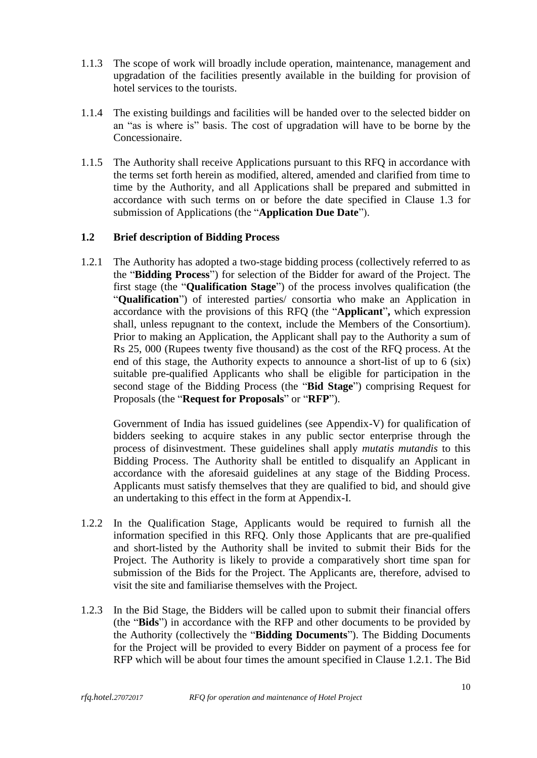1.1.3 The scope of work will broadly include operation, maintenance, management and upgradation of the facilities presently available in the building for provision of hotel services to the tourists.

1.1.4 The existing buildings and facilities will be handed over to the selected bidder on an "as is where is" basis. The cost of upgradation will have to be borne by the Concessionaire.

1.1.5 The Authority shall receive Applications pursuant to this RFQ in accordance with the terms set forth herein as modified, altered, amended and clarified from time to time by the Authority, and all Applications shall be prepared and submitted in accordance with such terms on or before the date specified in Clause 1.3 for submission of Applications (the "**Application Due Date**").

## 1.2 Brief description of Bidding Process

1.2.1 The Authority has adopted a two-stage bidding process (collectively referred to as the "**Bidding Process**") for selection of the Bidder for award of the Project. The first stage (the "**Qualification Stage**") of the process involves qualification (the "**Qualification**") of interested parties/ consortia who make an Application in accordance with the provisions of this RFQ (the "**Applicant**", which expression shall, unless repugnant to the context, include the Members of the Consortium). Prior to making an Application, the Applicant shall pay to the Authority a sum of Rs 25, 000 (Rupees twenty five thousand) as the cost of the RFQ process. At the end of this stage, the Authority expects to announce a short-list of up to 6 (six) suitable pre-qualified Applicants who shall be eligible for participation in the second stage of the Bidding Process (the "**Bid Stage**") comprising Request for Proposals (the "**Request for Proposals**" or "**RFP**").

Government of India has issued guidelines (see Appendix-V) for qualification of bidders seeking to acquire stakes in any public sector enterprise through the process of disinvestment. These guidelines shall apply *mutatis mutandis* to this Bidding Process. The Authority shall be entitled to disqualify an Applicant in accordance with the aforesaid guidelines at any stage of the Bidding Process. Applicants must satisfy themselves that they are qualified to bid, and should give an undertaking to this effect in the form at Appendix-I.

1.2.2 In the Qualification Stage, Applicants would be required to furnish all the information specified in this RFQ. Only those Applicants that are pre-qualified and short-listed by the Authority shall be invited to submit their Bids for the Project. The Authority is likely to provide a comparatively short time span for submission of the Bids for the Project. The Applicants are, therefore, advised to visit the site and familiarise themselves with the Project.

1.2.3 In the Bid Stage, the Bidders will be called upon to submit their financial offers (the "**Bids**") in accordance with the RFP and other documents to be provided by the Authority (collectively the "**Bidding Documents**"). The Bidding Documents for the Project will be provided to every Bidder on payment of a process fee for RFP which will be about four times the amount specified in Clause 1.2.1. The Bid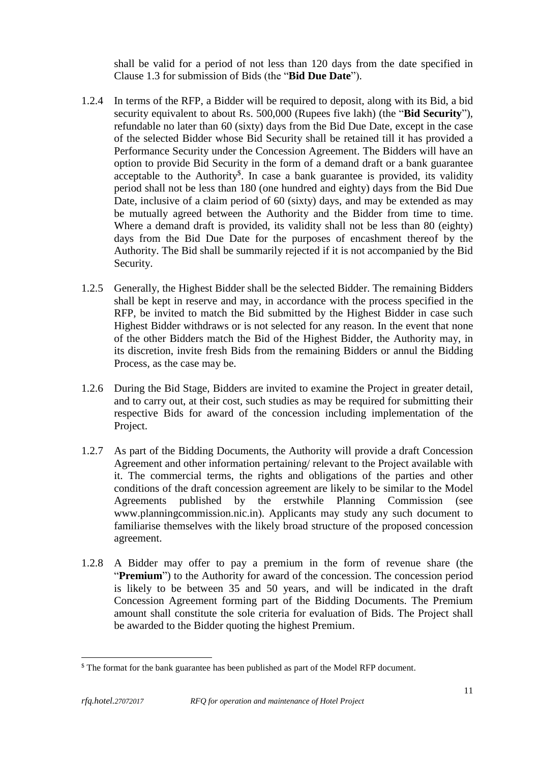shall be valid for a period of not less than 120 days from the date specified in Clause 1.3 for submission of Bids (the "**Bid Due Date**").

1.2.4 In terms of the RFP, a Bidder will be required to deposit, along with its Bid, a bid security equivalent to about Rs. 500,000 (Rupees five lakh) (the "**Bid Security**"), refundable no later than 60 (sixty) days from the Bid Due Date, except in the case of the selected Bidder whose Bid Security shall be retained till it has provided a Performance Security under the Concession Agreement. The Bidders will have an option to provide Bid Security in the form of a demand draft or a bank guarantee acceptable to the Authority[$]. In case a bank guarantee is provided, its validity period shall not be less than 180 (one hundred and eighty) days from the Bid Due Date, inclusive of a claim period of 60 (sixty) days, and may be extended as may be mutually agreed between the Authority and the Bidder from time to time. Where a demand draft is provided, its validity shall not be less than 80 (eighty) days from the Bid Due Date for the purposes of encashment thereof by the Authority. The Bid shall be summarily rejected if it is not accompanied by the Bid Security.

1.2.5 Generally, the Highest Bidder shall be the selected Bidder. The remaining Bidders shall be kept in reserve and may, in accordance with the process specified in the RFP, be invited to match the Bid submitted by the Highest Bidder in case such Highest Bidder withdraws or is not selected for any reason. In the event that none of the other Bidders match the Bid of the Highest Bidder, the Authority may, in its discretion, invite fresh Bids from the remaining Bidders or annul the Bidding Process, as the case may be.

1.2.6 During the Bid Stage, Bidders are invited to examine the Project in greater detail, and to carry out, at their cost, such studies as may be required for submitting their respective Bids for award of the concession including implementation of the Project.

1.2.7 As part of the Bidding Documents, the Authority will provide a draft Concession Agreement and other information pertaining/ relevant to the Project available with it. The commercial terms, the rights and obligations of the parties and other conditions of the draft concession agreement are likely to be similar to the Model Agreements published by the erstwhile Planning Commission (see www.planningcommission.nic.in). Applicants may study any such document to familiarise themselves with the likely broad structure of the proposed concession agreement.

1.2.8 A Bidder may offer to pay a premium in the form of revenue share (the "**Premium**") to the Authority for award of the concession. The concession period is likely to be between 35 and 50 years, and will be indicated in the draft Concession Agreement forming part of the Bidding Documents. The Premium amount shall constitute the sole criteria for evaluation of Bids. The Project shall be awarded to the Bidder quoting the highest Premium.

---

[$] The format for the bank guarantee has been published as part of the Model RFP document.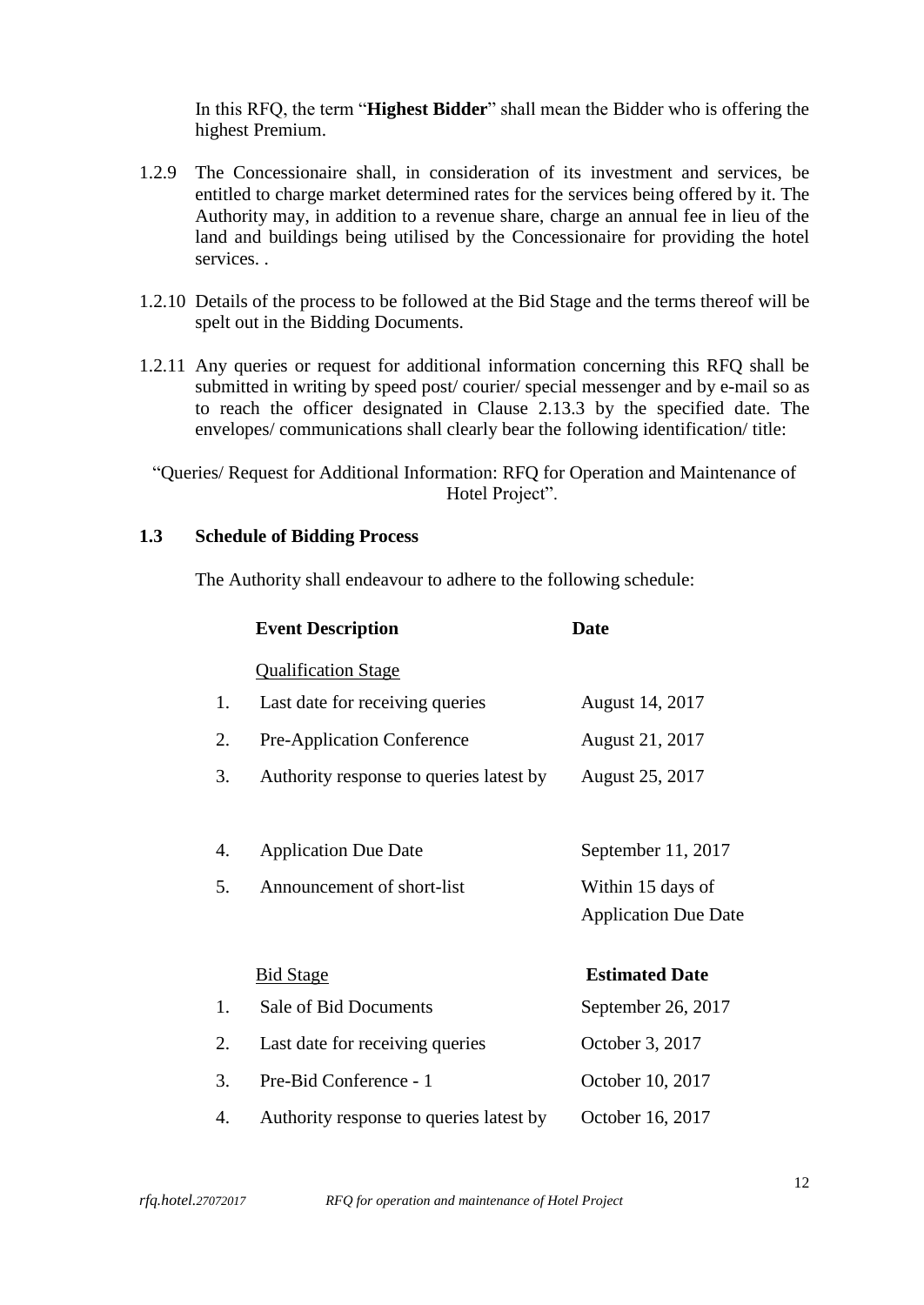In this RFQ, the term "**Highest Bidder**" shall mean the Bidder who is offering the highest Premium.

1.2.9 The Concessionaire shall, in consideration of its investment and services, be entitled to charge market determined rates for the services being offered by it. The Authority may, in addition to a revenue share, charge an annual fee in lieu of the land and buildings being utilised by the Concessionaire for providing the hotel services. .

1.2.10 Details of the process to be followed at the Bid Stage and the terms thereof will be spelt out in the Bidding Documents.

1.2.11 Any queries or request for additional information concerning this RFQ shall be submitted in writing by speed post/ courier/ special messenger and by e-mail so as to reach the officer designated in Clause 2.13.3 by the specified date. The envelopes/ communications shall clearly bear the following identification/ title:

"Queries/ Request for Additional Information: RFQ for Operation and Maintenance of Hotel Project".

## 1.3 Schedule of Bidding Process

The Authority shall endeavour to adhere to the following schedule:

| | **Event Description** | **Date** |
|---|---|---|
| | Qualification Stage | |
| 1. | Last date for receiving queries | August 14, 2017 |
| 2. | Pre-Application Conference | August 21, 2017 |
| 3. | Authority response to queries latest by | August 25, 2017 |
| 4. | Application Due Date | September 11, 2017 |
| 5. | Announcement of short-list | Within 15 days of Application Due Date |
| | Bid Stage | **Estimated Date** |
| 1. | Sale of Bid Documents | September 26, 2017 |
| 2. | Last date for receiving queries | October 3, 2017 |
| 3. | Pre-Bid Conference - 1 | October 10, 2017 |
| 4. | Authority response to queries latest by | October 16, 2017 |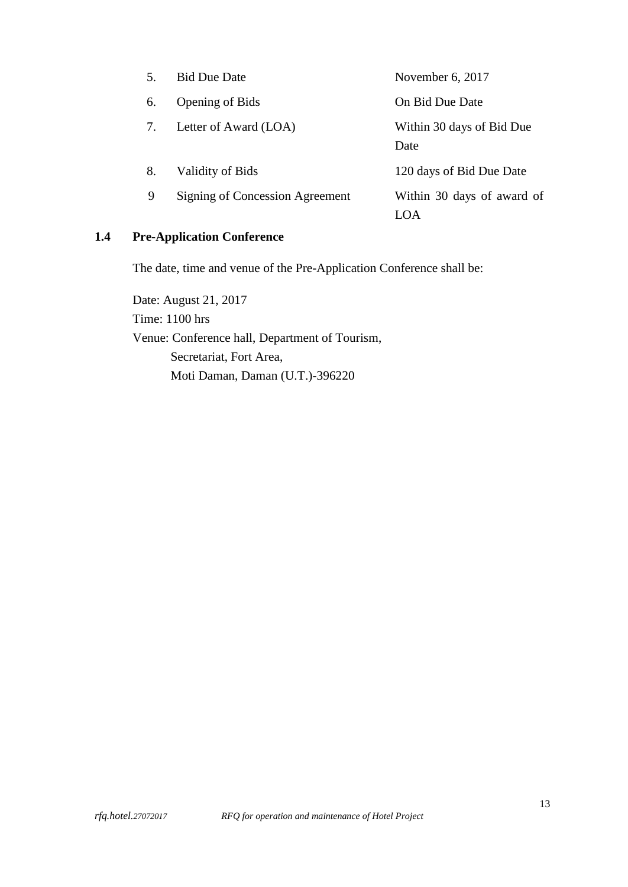| | | |
|---|---|---|
| 5. | Bid Due Date | November 6, 2017 |
| 6. | Opening of Bids | On Bid Due Date |
| 7. | Letter of Award (LOA) | Within 30 days of Bid Due Date |
| 8. | Validity of Bids | 120 days of Bid Due Date |
| 9 | Signing of Concession Agreement | Within 30 days of award of LOA |

### 1.4 Pre-Application Conference

The date, time and venue of the Pre-Application Conference shall be:

Date: August 21, 2017
Time: 1100 hrs
Venue: Conference hall, Department of Tourism,
Secretariat, Fort Area,
Moti Daman, Daman (U.T.)-396220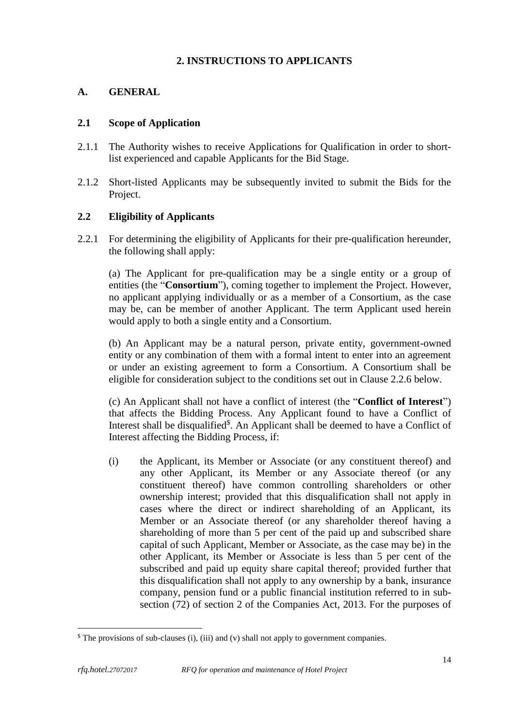## 2. INSTRUCTIONS TO APPLICANTS

### A. GENERAL

### 2.1 Scope of Application

2.1.1 The Authority wishes to receive Applications for Qualification in order to short-list experienced and capable Applicants for the Bid Stage.

2.1.2 Short-listed Applicants may be subsequently invited to submit the Bids for the Project.

### 2.2 Eligibility of Applicants

2.2.1 For determining the eligibility of Applicants for their pre-qualification hereunder, the following shall apply:

(a) The Applicant for pre-qualification may be a single entity or a group of entities (the "**Consortium**"), coming together to implement the Project. However, no applicant applying individually or as a member of a Consortium, as the case may be, can be member of another Applicant. The term Applicant used herein would apply to both a single entity and a Consortium.

(b) An Applicant may be a natural person, private entity, government-owned entity or any combination of them with a formal intent to enter into an agreement or under an existing agreement to form a Consortium. A Consortium shall be eligible for consideration subject to the conditions set out in Clause 2.2.6 below.

(c) An Applicant shall not have a conflict of interest (the "**Conflict of Interest**") that affects the Bidding Process. Any Applicant found to have a Conflict of Interest shall be disqualified[$]. An Applicant shall be deemed to have a Conflict of Interest affecting the Bidding Process, if:

(i) the Applicant, its Member or Associate (or any constituent thereof) and any other Applicant, its Member or any Associate thereof (or any constituent thereof) have common controlling shareholders or other ownership interest; provided that this disqualification shall not apply in cases where the direct or indirect shareholding of an Applicant, its Member or an Associate thereof (or any shareholder thereof having a shareholding of more than 5 per cent of the paid up and subscribed share capital of such Applicant, Member or Associate, as the case may be) in the other Applicant, its Member or Associate is less than 5 per cent of the subscribed and paid up equity share capital thereof; provided further that this disqualification shall not apply to any ownership by a bank, insurance company, pension fund or a public financial institution referred to in sub-section (72) of section 2 of the Companies Act, 2013. For the purposes of

---

[$] The provisions of sub-clauses (i), (iii) and (v) shall not apply to government companies.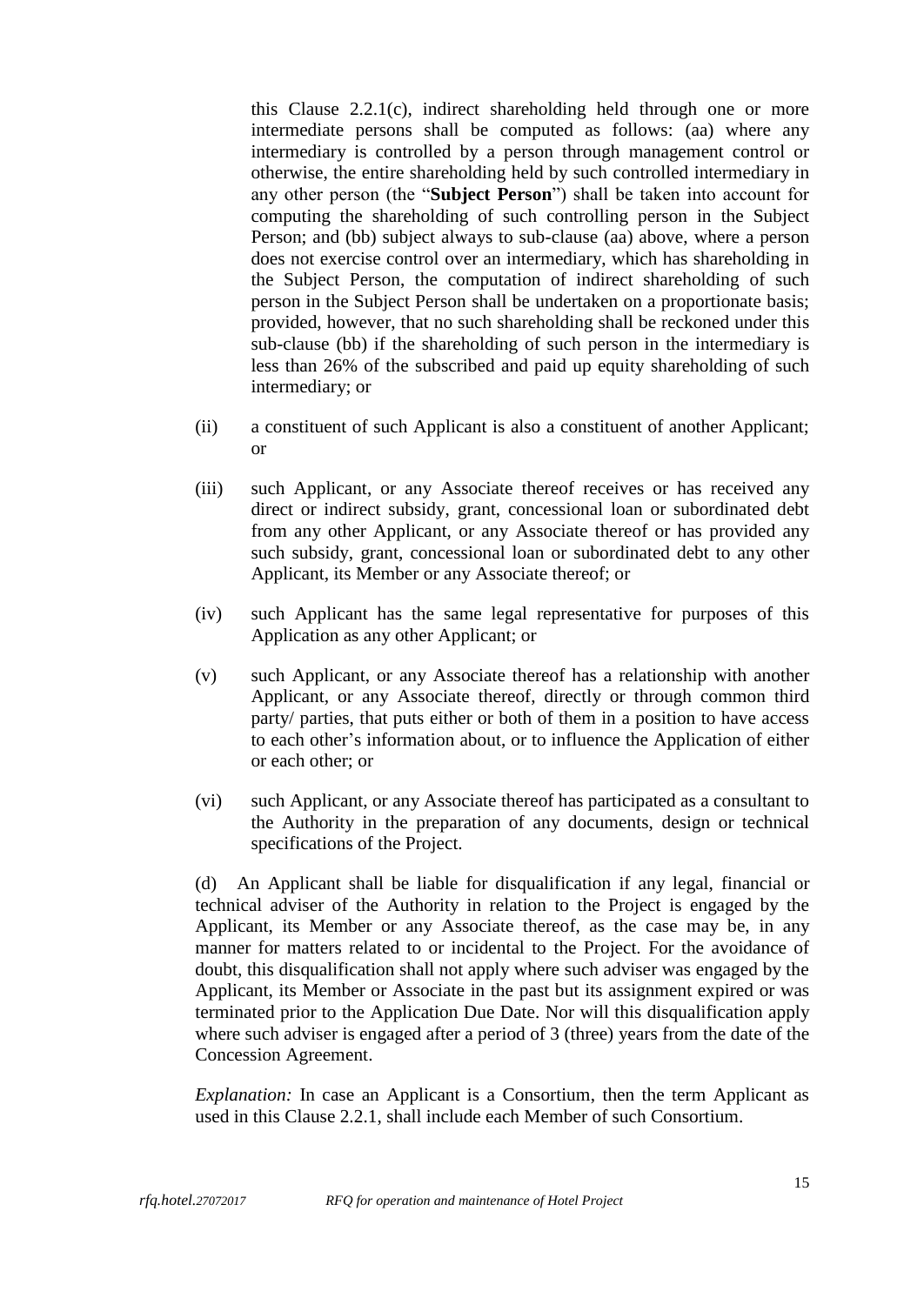this Clause 2.2.1(c), indirect shareholding held through one or more intermediate persons shall be computed as follows: (aa) where any intermediary is controlled by a person through management control or otherwise, the entire shareholding held by such controlled intermediary in any other person (the "**Subject Person**") shall be taken into account for computing the shareholding of such controlling person in the Subject Person; and (bb) subject always to sub-clause (aa) above, where a person does not exercise control over an intermediary, which has shareholding in the Subject Person, the computation of indirect shareholding of such person in the Subject Person shall be undertaken on a proportionate basis; provided, however, that no such shareholding shall be reckoned under this sub-clause (bb) if the shareholding of such person in the intermediary is less than 26% of the subscribed and paid up equity shareholding of such intermediary; or

(ii) a constituent of such Applicant is also a constituent of another Applicant; or

(iii) such Applicant, or any Associate thereof receives or has received any direct or indirect subsidy, grant, concessional loan or subordinated debt from any other Applicant, or any Associate thereof or has provided any such subsidy, grant, concessional loan or subordinated debt to any other Applicant, its Member or any Associate thereof; or

(iv) such Applicant has the same legal representative for purposes of this Application as any other Applicant; or

(v) such Applicant, or any Associate thereof has a relationship with another Applicant, or any Associate thereof, directly or through common third party/ parties, that puts either or both of them in a position to have access to each other's information about, or to influence the Application of either or each other; or

(vi) such Applicant, or any Associate thereof has participated as a consultant to the Authority in the preparation of any documents, design or technical specifications of the Project.

(d) An Applicant shall be liable for disqualification if any legal, financial or technical adviser of the Authority in relation to the Project is engaged by the Applicant, its Member or any Associate thereof, as the case may be, in any manner for matters related to or incidental to the Project. For the avoidance of doubt, this disqualification shall not apply where such adviser was engaged by the Applicant, its Member or Associate in the past but its assignment expired or was terminated prior to the Application Due Date. Nor will this disqualification apply where such adviser is engaged after a period of 3 (three) years from the date of the Concession Agreement.

*Explanation:* In case an Applicant is a Consortium, then the term Applicant as used in this Clause 2.2.1, shall include each Member of such Consortium.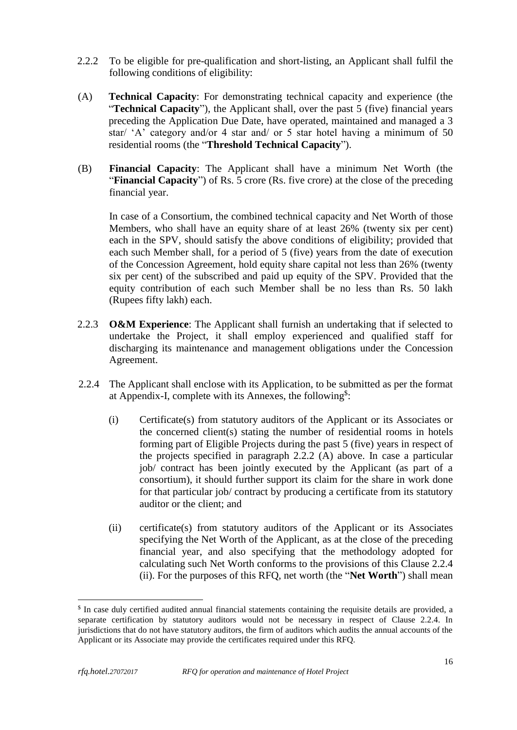2.2.2 To be eligible for pre-qualification and short-listing, an Applicant shall fulfil the following conditions of eligibility:

(A) **Technical Capacity**: For demonstrating technical capacity and experience (the "**Technical Capacity**"), the Applicant shall, over the past 5 (five) financial years preceding the Application Due Date, have operated, maintained and managed a 3 star/ 'A' category and/or 4 star and/ or 5 star hotel having a minimum of 50 residential rooms (the "**Threshold Technical Capacity**").

(B) **Financial Capacity**: The Applicant shall have a minimum Net Worth (the "**Financial Capacity**") of Rs. 5 crore (Rs. five crore) at the close of the preceding financial year.

In case of a Consortium, the combined technical capacity and Net Worth of those Members, who shall have an equity share of at least 26% (twenty six per cent) each in the SPV, should satisfy the above conditions of eligibility; provided that each such Member shall, for a period of 5 (five) years from the date of execution of the Concession Agreement, hold equity share capital not less than 26% (twenty six per cent) of the subscribed and paid up equity of the SPV. Provided that the equity contribution of each such Member shall be no less than Rs. 50 lakh (Rupees fifty lakh) each.

2.2.3 **O&M Experience**: The Applicant shall furnish an undertaking that if selected to undertake the Project, it shall employ experienced and qualified staff for discharging its maintenance and management obligations under the Concession Agreement.

2.2.4 The Applicant shall enclose with its Application, to be submitted as per the format at Appendix-I, complete with its Annexes, the following[$]:

(i) Certificate(s) from statutory auditors of the Applicant or its Associates or the concerned client(s) stating the number of residential rooms in hotels forming part of Eligible Projects during the past 5 (five) years in respect of the projects specified in paragraph 2.2.2 (A) above. In case a particular job/ contract has been jointly executed by the Applicant (as part of a consortium), it should further support its claim for the share in work done for that particular job/ contract by producing a certificate from its statutory auditor or the client; and

(ii) certificate(s) from statutory auditors of the Applicant or its Associates specifying the Net Worth of the Applicant, as at the close of the preceding financial year, and also specifying that the methodology adopted for calculating such Net Worth conforms to the provisions of this Clause 2.2.4 (ii). For the purposes of this RFQ, net worth (the "**Net Worth**") shall mean

---

[$] In case duly certified audited annual financial statements containing the requisite details are provided, a separate certification by statutory auditors would not be necessary in respect of Clause 2.2.4. In jurisdictions that do not have statutory auditors, the firm of auditors which audits the annual accounts of the Applicant or its Associate may provide the certificates required under this RFQ.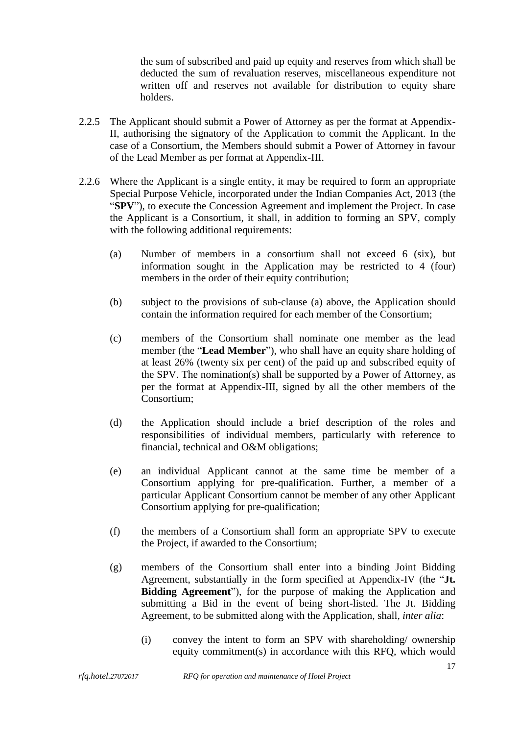the sum of subscribed and paid up equity and reserves from which shall be deducted the sum of revaluation reserves, miscellaneous expenditure not written off and reserves not available for distribution to equity share holders.

2.2.5 The Applicant should submit a Power of Attorney as per the format at Appendix-II, authorising the signatory of the Application to commit the Applicant. In the case of a Consortium, the Members should submit a Power of Attorney in favour of the Lead Member as per format at Appendix-III.

2.2.6 Where the Applicant is a single entity, it may be required to form an appropriate Special Purpose Vehicle, incorporated under the Indian Companies Act, 2013 (the "**SPV**"), to execute the Concession Agreement and implement the Project. In case the Applicant is a Consortium, it shall, in addition to forming an SPV, comply with the following additional requirements:

(a) Number of members in a consortium shall not exceed 6 (six), but information sought in the Application may be restricted to 4 (four) members in the order of their equity contribution;

(b) subject to the provisions of sub-clause (a) above, the Application should contain the information required for each member of the Consortium;

(c) members of the Consortium shall nominate one member as the lead member (the "**Lead Member**"), who shall have an equity share holding of at least 26% (twenty six per cent) of the paid up and subscribed equity of the SPV. The nomination(s) shall be supported by a Power of Attorney, as per the format at Appendix-III, signed by all the other members of the Consortium;

(d) the Application should include a brief description of the roles and responsibilities of individual members, particularly with reference to financial, technical and O&M obligations;

(e) an individual Applicant cannot at the same time be member of a Consortium applying for pre-qualification. Further, a member of a particular Applicant Consortium cannot be member of any other Applicant Consortium applying for pre-qualification;

(f) the members of a Consortium shall form an appropriate SPV to execute the Project, if awarded to the Consortium;

(g) members of the Consortium shall enter into a binding Joint Bidding Agreement, substantially in the form specified at Appendix-IV (the "**Jt. Bidding Agreement**"), for the purpose of making the Application and submitting a Bid in the event of being short-listed. The Jt. Bidding Agreement, to be submitted along with the Application, shall, *inter alia*:

(i) convey the intent to form an SPV with shareholding/ ownership equity commitment(s) in accordance with this RFQ, which would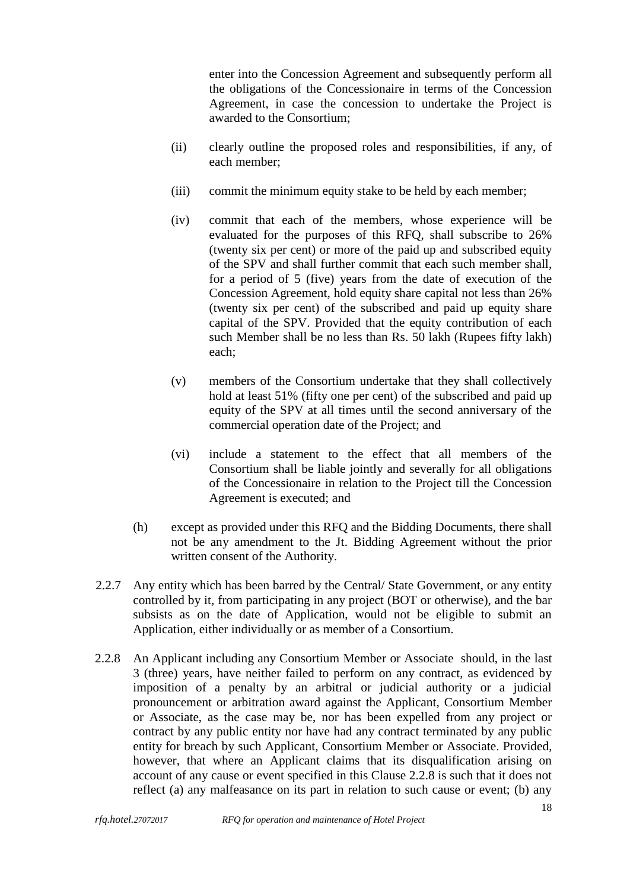enter into the Concession Agreement and subsequently perform all the obligations of the Concessionaire in terms of the Concession Agreement, in case the concession to undertake the Project is awarded to the Consortium;

(ii) clearly outline the proposed roles and responsibilities, if any, of each member;

(iii) commit the minimum equity stake to be held by each member;

(iv) commit that each of the members, whose experience will be evaluated for the purposes of this RFQ, shall subscribe to 26% (twenty six per cent) or more of the paid up and subscribed equity of the SPV and shall further commit that each such member shall, for a period of 5 (five) years from the date of execution of the Concession Agreement, hold equity share capital not less than 26% (twenty six per cent) of the subscribed and paid up equity share capital of the SPV. Provided that the equity contribution of each such Member shall be no less than Rs. 50 lakh (Rupees fifty lakh) each;

(v) members of the Consortium undertake that they shall collectively hold at least 51% (fifty one per cent) of the subscribed and paid up equity of the SPV at all times until the second anniversary of the commercial operation date of the Project; and

(vi) include a statement to the effect that all members of the Consortium shall be liable jointly and severally for all obligations of the Concessionaire in relation to the Project till the Concession Agreement is executed; and

(h) except as provided under this RFQ and the Bidding Documents, there shall not be any amendment to the Jt. Bidding Agreement without the prior written consent of the Authority.

2.2.7 Any entity which has been barred by the Central/ State Government, or any entity controlled by it, from participating in any project (BOT or otherwise), and the bar subsists as on the date of Application, would not be eligible to submit an Application, either individually or as member of a Consortium.

2.2.8 An Applicant including any Consortium Member or Associate should, in the last 3 (three) years, have neither failed to perform on any contract, as evidenced by imposition of a penalty by an arbitral or judicial authority or a judicial pronouncement or arbitration award against the Applicant, Consortium Member or Associate, as the case may be, nor has been expelled from any project or contract by any public entity nor have had any contract terminated by any public entity for breach by such Applicant, Consortium Member or Associate. Provided, however, that where an Applicant claims that its disqualification arising on account of any cause or event specified in this Clause 2.2.8 is such that it does not reflect (a) any malfeasance on its part in relation to such cause or event; (b) any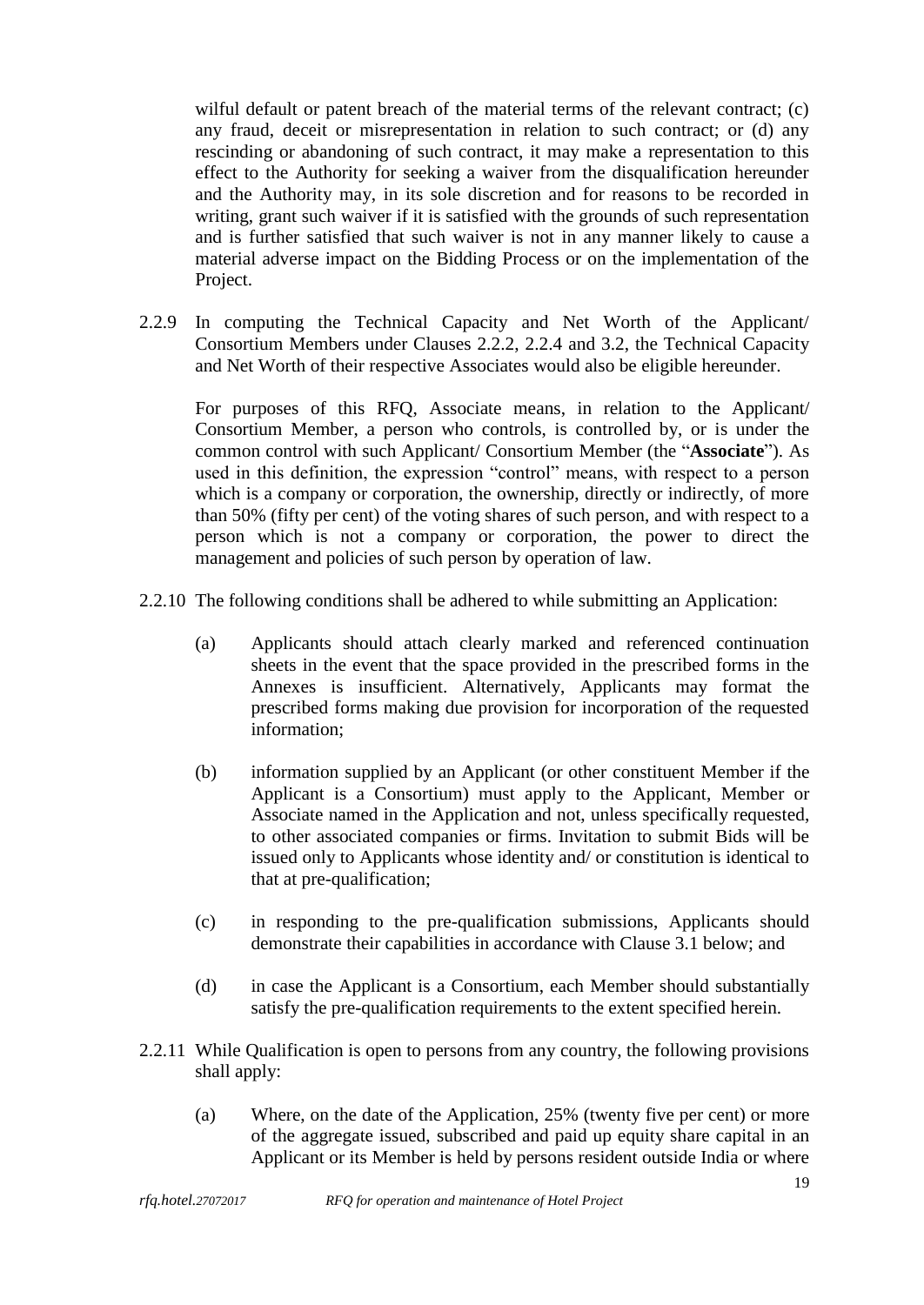wilful default or patent breach of the material terms of the relevant contract; (c) any fraud, deceit or misrepresentation in relation to such contract; or (d) any rescinding or abandoning of such contract, it may make a representation to this effect to the Authority for seeking a waiver from the disqualification hereunder and the Authority may, in its sole discretion and for reasons to be recorded in writing, grant such waiver if it is satisfied with the grounds of such representation and is further satisfied that such waiver is not in any manner likely to cause a material adverse impact on the Bidding Process or on the implementation of the Project.

2.2.9 In computing the Technical Capacity and Net Worth of the Applicant/ Consortium Members under Clauses 2.2.2, 2.2.4 and 3.2, the Technical Capacity and Net Worth of their respective Associates would also be eligible hereunder.

For purposes of this RFQ, Associate means, in relation to the Applicant/ Consortium Member, a person who controls, is controlled by, or is under the common control with such Applicant/ Consortium Member (the "**Associate**"). As used in this definition, the expression "control" means, with respect to a person which is a company or corporation, the ownership, directly or indirectly, of more than 50% (fifty per cent) of the voting shares of such person, and with respect to a person which is not a company or corporation, the power to direct the management and policies of such person by operation of law.

2.2.10 The following conditions shall be adhered to while submitting an Application:

(a) Applicants should attach clearly marked and referenced continuation sheets in the event that the space provided in the prescribed forms in the Annexes is insufficient. Alternatively, Applicants may format the prescribed forms making due provision for incorporation of the requested information;

(b) information supplied by an Applicant (or other constituent Member if the Applicant is a Consortium) must apply to the Applicant, Member or Associate named in the Application and not, unless specifically requested, to other associated companies or firms. Invitation to submit Bids will be issued only to Applicants whose identity and/ or constitution is identical to that at pre-qualification;

(c) in responding to the pre-qualification submissions, Applicants should demonstrate their capabilities in accordance with Clause 3.1 below; and

(d) in case the Applicant is a Consortium, each Member should substantially satisfy the pre-qualification requirements to the extent specified herein.

2.2.11 While Qualification is open to persons from any country, the following provisions shall apply:

(a) Where, on the date of the Application, 25% (twenty five per cent) or more of the aggregate issued, subscribed and paid up equity share capital in an Applicant or its Member is held by persons resident outside India or where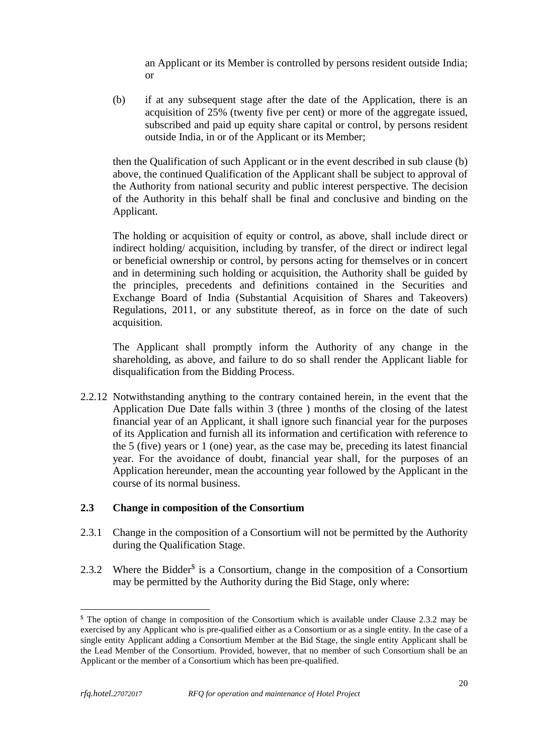an Applicant or its Member is controlled by persons resident outside India; or

(b) if at any subsequent stage after the date of the Application, there is an acquisition of 25% (twenty five per cent) or more of the aggregate issued, subscribed and paid up equity share capital or control, by persons resident outside India, in or of the Applicant or its Member;

then the Qualification of such Applicant or in the event described in sub clause (b) above, the continued Qualification of the Applicant shall be subject to approval of the Authority from national security and public interest perspective. The decision of the Authority in this behalf shall be final and conclusive and binding on the Applicant.

The holding or acquisition of equity or control, as above, shall include direct or indirect holding/ acquisition, including by transfer, of the direct or indirect legal or beneficial ownership or control, by persons acting for themselves or in concert and in determining such holding or acquisition, the Authority shall be guided by the principles, precedents and definitions contained in the Securities and Exchange Board of India (Substantial Acquisition of Shares and Takeovers) Regulations, 2011, or any substitute thereof, as in force on the date of such acquisition.

The Applicant shall promptly inform the Authority of any change in the shareholding, as above, and failure to do so shall render the Applicant liable for disqualification from the Bidding Process.

2.2.12 Notwithstanding anything to the contrary contained herein, in the event that the Application Due Date falls within 3 (three ) months of the closing of the latest financial year of an Applicant, it shall ignore such financial year for the purposes of its Application and furnish all its information and certification with reference to the 5 (five) years or 1 (one) year, as the case may be, preceding its latest financial year. For the avoidance of doubt, financial year shall, for the purposes of an Application hereunder, mean the accounting year followed by the Applicant in the course of its normal business.

## 2.3 Change in composition of the Consortium

2.3.1 Change in the composition of a Consortium will not be permitted by the Authority during the Qualification Stage.

2.3.2 Where the Bidder[$] is a Consortium, change in the composition of a Consortium may be permitted by the Authority during the Bid Stage, only where:

---

[$] The option of change in composition of the Consortium which is available under Clause 2.3.2 may be exercised by any Applicant who is pre-qualified either as a Consortium or as a single entity. In the case of a single entity Applicant adding a Consortium Member at the Bid Stage, the single entity Applicant shall be the Lead Member of the Consortium. Provided, however, that no member of such Consortium shall be an Applicant or the member of a Consortium which has been pre-qualified.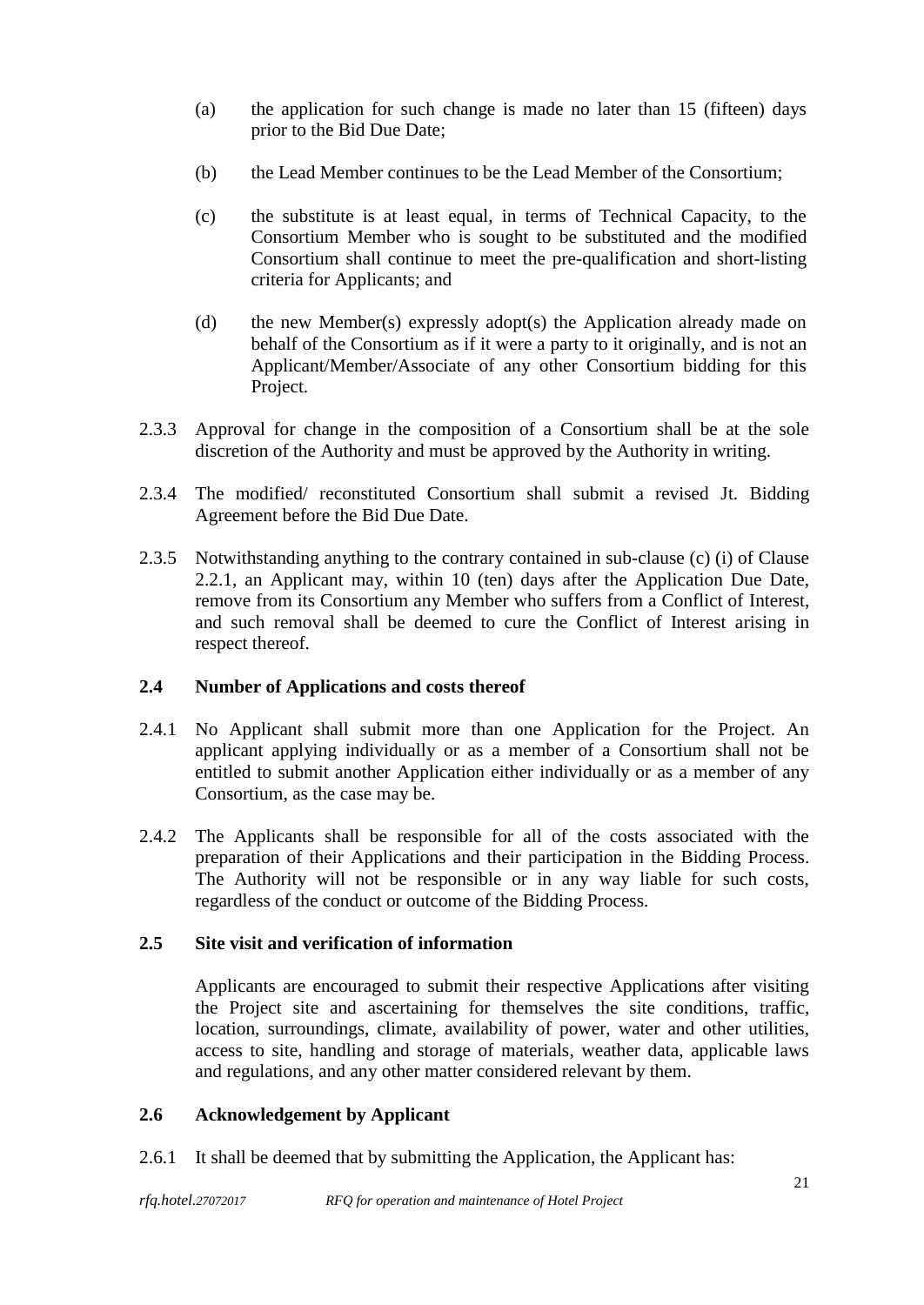(a) the application for such change is made no later than 15 (fifteen) days prior to the Bid Due Date;

(b) the Lead Member continues to be the Lead Member of the Consortium;

(c) the substitute is at least equal, in terms of Technical Capacity, to the Consortium Member who is sought to be substituted and the modified Consortium shall continue to meet the pre-qualification and short-listing criteria for Applicants; and

(d) the new Member(s) expressly adopt(s) the Application already made on behalf of the Consortium as if it were a party to it originally, and is not an Applicant/Member/Associate of any other Consortium bidding for this Project.

2.3.3 Approval for change in the composition of a Consortium shall be at the sole discretion of the Authority and must be approved by the Authority in writing.

2.3.4 The modified/ reconstituted Consortium shall submit a revised Jt. Bidding Agreement before the Bid Due Date.

2.3.5 Notwithstanding anything to the contrary contained in sub-clause (c) (i) of Clause 2.2.1, an Applicant may, within 10 (ten) days after the Application Due Date, remove from its Consortium any Member who suffers from a Conflict of Interest, and such removal shall be deemed to cure the Conflict of Interest arising in respect thereof.

## 2.4 Number of Applications and costs thereof

2.4.1 No Applicant shall submit more than one Application for the Project. An applicant applying individually or as a member of a Consortium shall not be entitled to submit another Application either individually or as a member of any Consortium, as the case may be.

2.4.2 The Applicants shall be responsible for all of the costs associated with the preparation of their Applications and their participation in the Bidding Process. The Authority will not be responsible or in any way liable for such costs, regardless of the conduct or outcome of the Bidding Process.

## 2.5 Site visit and verification of information

Applicants are encouraged to submit their respective Applications after visiting the Project site and ascertaining for themselves the site conditions, traffic, location, surroundings, climate, availability of power, water and other utilities, access to site, handling and storage of materials, weather data, applicable laws and regulations, and any other matter considered relevant by them.

## 2.6 Acknowledgement by Applicant

2.6.1 It shall be deemed that by submitting the Application, the Applicant has: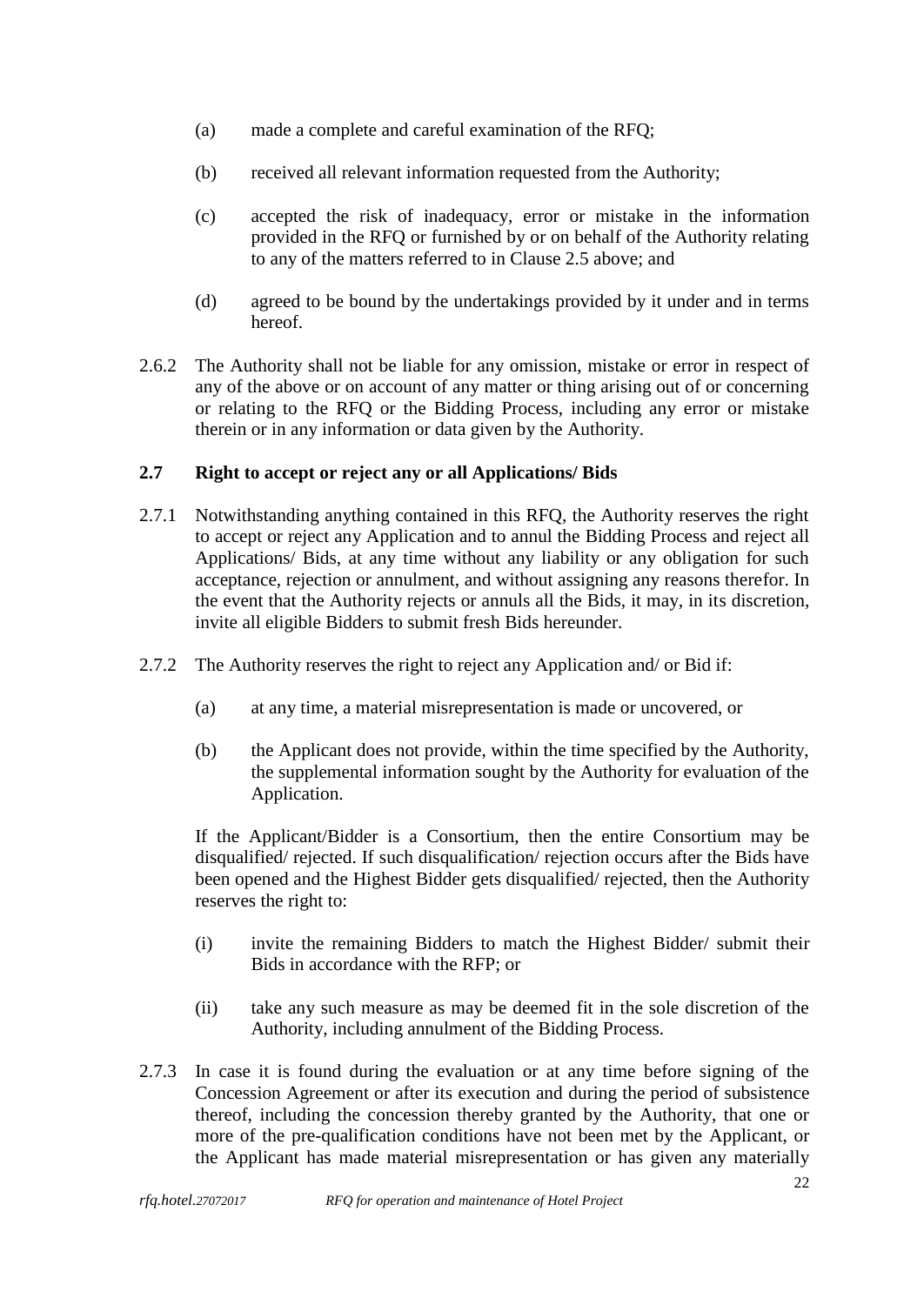(a) made a complete and careful examination of the RFQ;

(b) received all relevant information requested from the Authority;

(c) accepted the risk of inadequacy, error or mistake in the information provided in the RFQ or furnished by or on behalf of the Authority relating to any of the matters referred to in Clause 2.5 above; and

(d) agreed to be bound by the undertakings provided by it under and in terms hereof.

2.6.2 The Authority shall not be liable for any omission, mistake or error in respect of any of the above or on account of any matter or thing arising out of or concerning or relating to the RFQ or the Bidding Process, including any error or mistake therein or in any information or data given by the Authority.

**2.7 Right to accept or reject any or all Applications/ Bids**

2.7.1 Notwithstanding anything contained in this RFQ, the Authority reserves the right to accept or reject any Application and to annul the Bidding Process and reject all Applications/ Bids, at any time without any liability or any obligation for such acceptance, rejection or annulment, and without assigning any reasons therefor. In the event that the Authority rejects or annuls all the Bids, it may, in its discretion, invite all eligible Bidders to submit fresh Bids hereunder.

2.7.2 The Authority reserves the right to reject any Application and/ or Bid if:

(a) at any time, a material misrepresentation is made or uncovered, or

(b) the Applicant does not provide, within the time specified by the Authority, the supplemental information sought by the Authority for evaluation of the Application.

If the Applicant/Bidder is a Consortium, then the entire Consortium may be disqualified/ rejected. If such disqualification/ rejection occurs after the Bids have been opened and the Highest Bidder gets disqualified/ rejected, then the Authority reserves the right to:

(i) invite the remaining Bidders to match the Highest Bidder/ submit their Bids in accordance with the RFP; or

(ii) take any such measure as may be deemed fit in the sole discretion of the Authority, including annulment of the Bidding Process.

2.7.3 In case it is found during the evaluation or at any time before signing of the Concession Agreement or after its execution and during the period of subsistence thereof, including the concession thereby granted by the Authority, that one or more of the pre-qualification conditions have not been met by the Applicant, or the Applicant has made material misrepresentation or has given any materially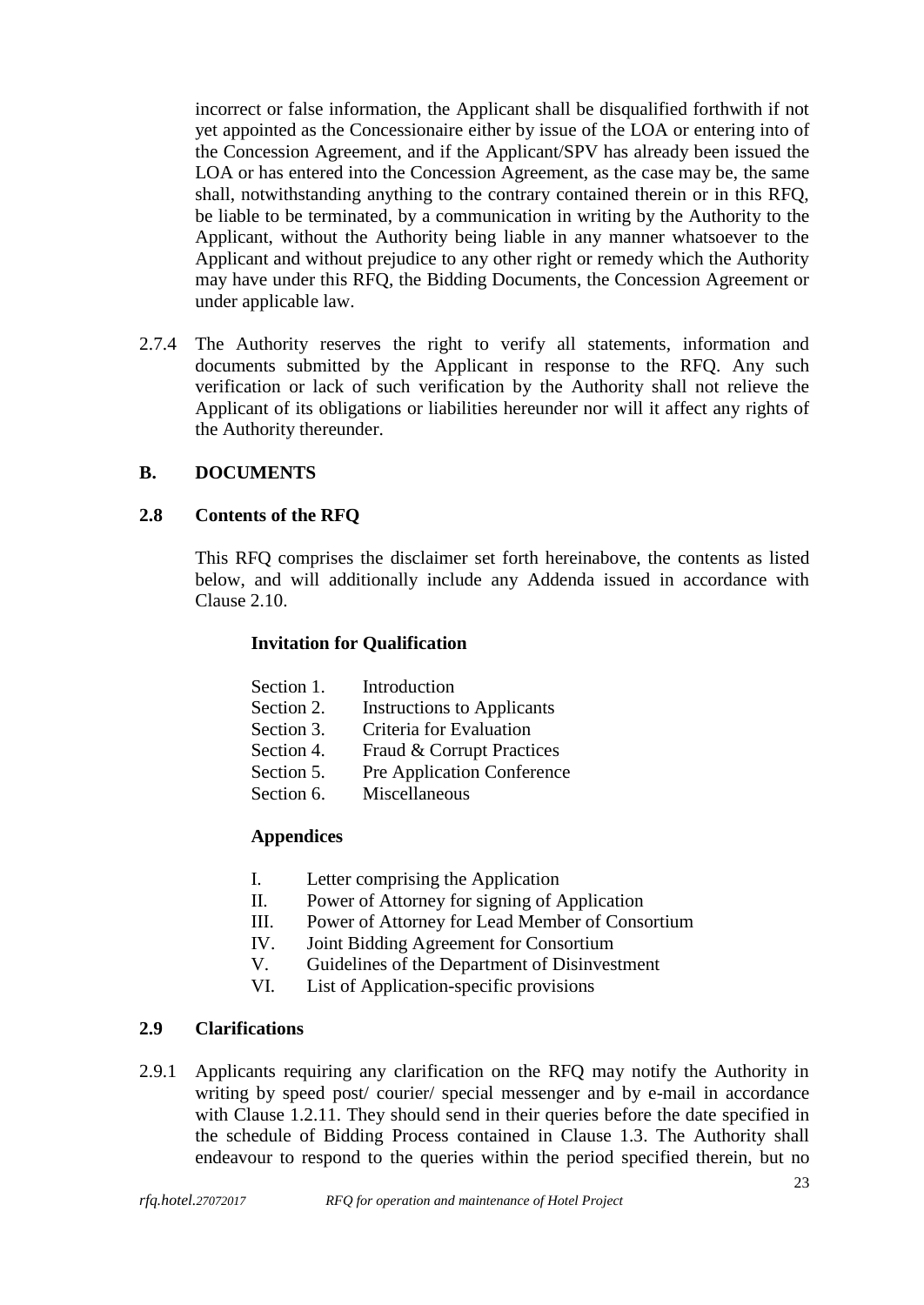incorrect or false information, the Applicant shall be disqualified forthwith if not yet appointed as the Concessionaire either by issue of the LOA or entering into of the Concession Agreement, and if the Applicant/SPV has already been issued the LOA or has entered into the Concession Agreement, as the case may be, the same shall, notwithstanding anything to the contrary contained therein or in this RFQ, be liable to be terminated, by a communication in writing by the Authority to the Applicant, without the Authority being liable in any manner whatsoever to the Applicant and without prejudice to any other right or remedy which the Authority may have under this RFQ, the Bidding Documents, the Concession Agreement or under applicable law.

2.7.4 The Authority reserves the right to verify all statements, information and documents submitted by the Applicant in response to the RFQ. Any such verification or lack of such verification by the Authority shall not relieve the Applicant of its obligations or liabilities hereunder nor will it affect any rights of the Authority thereunder.

## B. DOCUMENTS

### 2.8 Contents of the RFQ

This RFQ comprises the disclaimer set forth hereinabove, the contents as listed below, and will additionally include any Addenda issued in accordance with Clause 2.10.

**Invitation for Qualification**

- Section 1. Introduction
- Section 2. Instructions to Applicants
- Section 3. Criteria for Evaluation
- Section 4. Fraud & Corrupt Practices
- Section 5. Pre Application Conference
- Section 6. Miscellaneous

**Appendices**

- I. Letter comprising the Application
- II. Power of Attorney for signing of Application
- III. Power of Attorney for Lead Member of Consortium
- IV. Joint Bidding Agreement for Consortium
- V. Guidelines of the Department of Disinvestment
- VI. List of Application-specific provisions

### 2.9 Clarifications

2.9.1 Applicants requiring any clarification on the RFQ may notify the Authority in writing by speed post/ courier/ special messenger and by e-mail in accordance with Clause 1.2.11. They should send in their queries before the date specified in the schedule of Bidding Process contained in Clause 1.3. The Authority shall endeavour to respond to the queries within the period specified therein, but no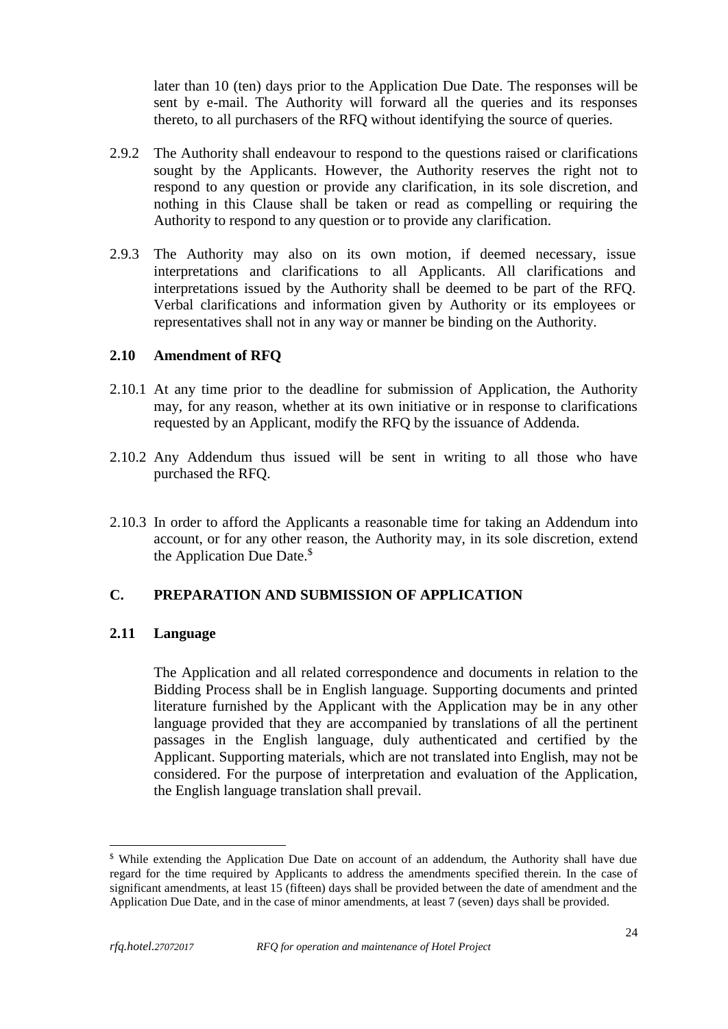later than 10 (ten) days prior to the Application Due Date. The responses will be sent by e-mail. The Authority will forward all the queries and its responses thereto, to all purchasers of the RFQ without identifying the source of queries.

2.9.2 The Authority shall endeavour to respond to the questions raised or clarifications sought by the Applicants. However, the Authority reserves the right not to respond to any question or provide any clarification, in its sole discretion, and nothing in this Clause shall be taken or read as compelling or requiring the Authority to respond to any question or to provide any clarification.

2.9.3 The Authority may also on its own motion, if deemed necessary, issue interpretations and clarifications to all Applicants. All clarifications and interpretations issued by the Authority shall be deemed to be part of the RFQ. Verbal clarifications and information given by Authority or its employees or representatives shall not in any way or manner be binding on the Authority.

### 2.10 Amendment of RFQ

2.10.1 At any time prior to the deadline for submission of Application, the Authority may, for any reason, whether at its own initiative or in response to clarifications requested by an Applicant, modify the RFQ by the issuance of Addenda.

2.10.2 Any Addendum thus issued will be sent in writing to all those who have purchased the RFQ.

2.10.3 In order to afford the Applicants a reasonable time for taking an Addendum into account, or for any other reason, the Authority may, in its sole discretion, extend the Application Due Date.[$]

## C. PREPARATION AND SUBMISSION OF APPLICATION

### 2.11 Language

The Application and all related correspondence and documents in relation to the Bidding Process shall be in English language. Supporting documents and printed literature furnished by the Applicant with the Application may be in any other language provided that they are accompanied by translations of all the pertinent passages in the English language, duly authenticated and certified by the Applicant. Supporting materials, which are not translated into English, may not be considered. For the purpose of interpretation and evaluation of the Application, the English language translation shall prevail.

---

[$] While extending the Application Due Date on account of an addendum, the Authority shall have due regard for the time required by Applicants to address the amendments specified therein. In the case of significant amendments, at least 15 (fifteen) days shall be provided between the date of amendment and the Application Due Date, and in the case of minor amendments, at least 7 (seven) days shall be provided.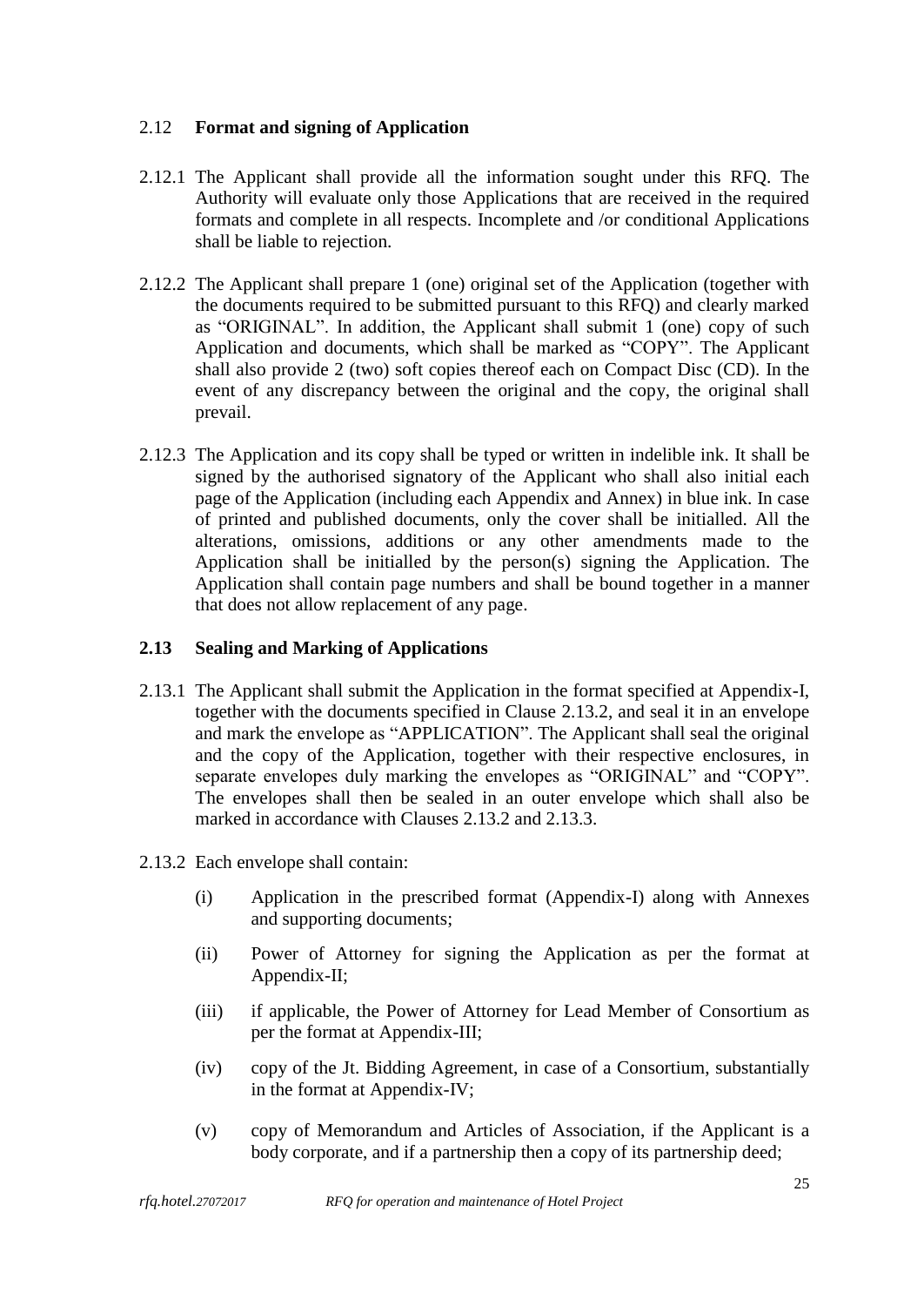### 2.12 **Format and signing of Application**

2.12.1 The Applicant shall provide all the information sought under this RFQ. The Authority will evaluate only those Applications that are received in the required formats and complete in all respects. Incomplete and /or conditional Applications shall be liable to rejection.

2.12.2 The Applicant shall prepare 1 (one) original set of the Application (together with the documents required to be submitted pursuant to this RFQ) and clearly marked as "ORIGINAL". In addition, the Applicant shall submit 1 (one) copy of such Application and documents, which shall be marked as "COPY". The Applicant shall also provide 2 (two) soft copies thereof each on Compact Disc (CD). In the event of any discrepancy between the original and the copy, the original shall prevail.

2.12.3 The Application and its copy shall be typed or written in indelible ink. It shall be signed by the authorised signatory of the Applicant who shall also initial each page of the Application (including each Appendix and Annex) in blue ink. In case of printed and published documents, only the cover shall be initialled. All the alterations, omissions, additions or any other amendments made to the Application shall be initialled by the person(s) signing the Application. The Application shall contain page numbers and shall be bound together in a manner that does not allow replacement of any page.

### **2.13 Sealing and Marking of Applications**

2.13.1 The Applicant shall submit the Application in the format specified at Appendix-I, together with the documents specified in Clause 2.13.2, and seal it in an envelope and mark the envelope as "APPLICATION". The Applicant shall seal the original and the copy of the Application, together with their respective enclosures, in separate envelopes duly marking the envelopes as "ORIGINAL" and "COPY". The envelopes shall then be sealed in an outer envelope which shall also be marked in accordance with Clauses 2.13.2 and 2.13.3.

2.13.2 Each envelope shall contain:

(i) Application in the prescribed format (Appendix-I) along with Annexes and supporting documents;

(ii) Power of Attorney for signing the Application as per the format at Appendix-II;

(iii) if applicable, the Power of Attorney for Lead Member of Consortium as per the format at Appendix-III;

(iv) copy of the Jt. Bidding Agreement, in case of a Consortium, substantially in the format at Appendix-IV;

(v) copy of Memorandum and Articles of Association, if the Applicant is a body corporate, and if a partnership then a copy of its partnership deed;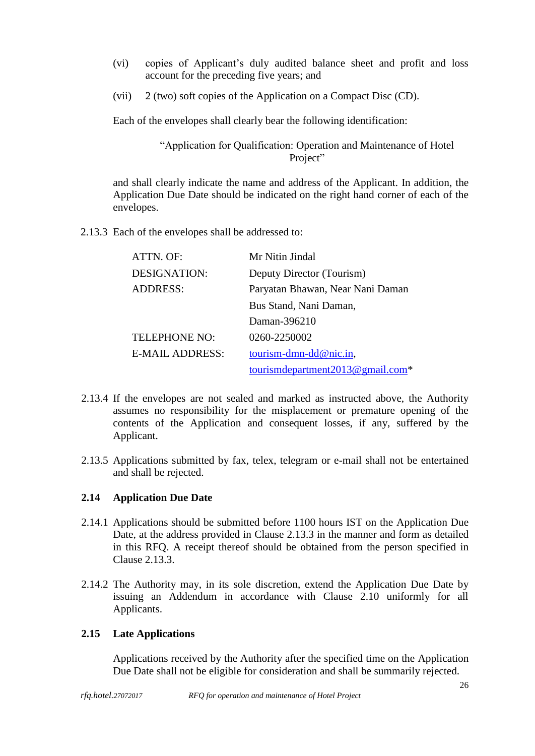(vi) copies of Applicant's duly audited balance sheet and profit and loss account for the preceding five years; and

(vii) 2 (two) soft copies of the Application on a Compact Disc (CD).

Each of the envelopes shall clearly bear the following identification:

"Application for Qualification: Operation and Maintenance of Hotel Project"

and shall clearly indicate the name and address of the Applicant. In addition, the Application Due Date should be indicated on the right hand corner of each of the envelopes.

2.13.3 Each of the envelopes shall be addressed to:

| | |
|---|---|
| ATTN. OF: | Mr Nitin Jindal |
| DESIGNATION: | Deputy Director (Tourism) |
| ADDRESS: | Paryatan Bhawan, Near Nani Daman Bus Stand, Nani Daman, Daman-396210 |
| TELEPHONE NO: | 0260-2250002 |
| E-MAIL ADDRESS: | tourism-dmn-dd@nic.in, tourismdepartment2013@gmail.com* |

2.13.4 If the envelopes are not sealed and marked as instructed above, the Authority assumes no responsibility for the misplacement or premature opening of the contents of the Application and consequent losses, if any, suffered by the Applicant.

2.13.5 Applications submitted by fax, telex, telegram or e-mail shall not be entertained and shall be rejected.

### 2.14 Application Due Date

2.14.1 Applications should be submitted before 1100 hours IST on the Application Due Date, at the address provided in Clause 2.13.3 in the manner and form as detailed in this RFQ. A receipt thereof should be obtained from the person specified in Clause 2.13.3.

2.14.2 The Authority may, in its sole discretion, extend the Application Due Date by issuing an Addendum in accordance with Clause 2.10 uniformly for all Applicants.

### 2.15 Late Applications

Applications received by the Authority after the specified time on the Application Due Date shall not be eligible for consideration and shall be summarily rejected.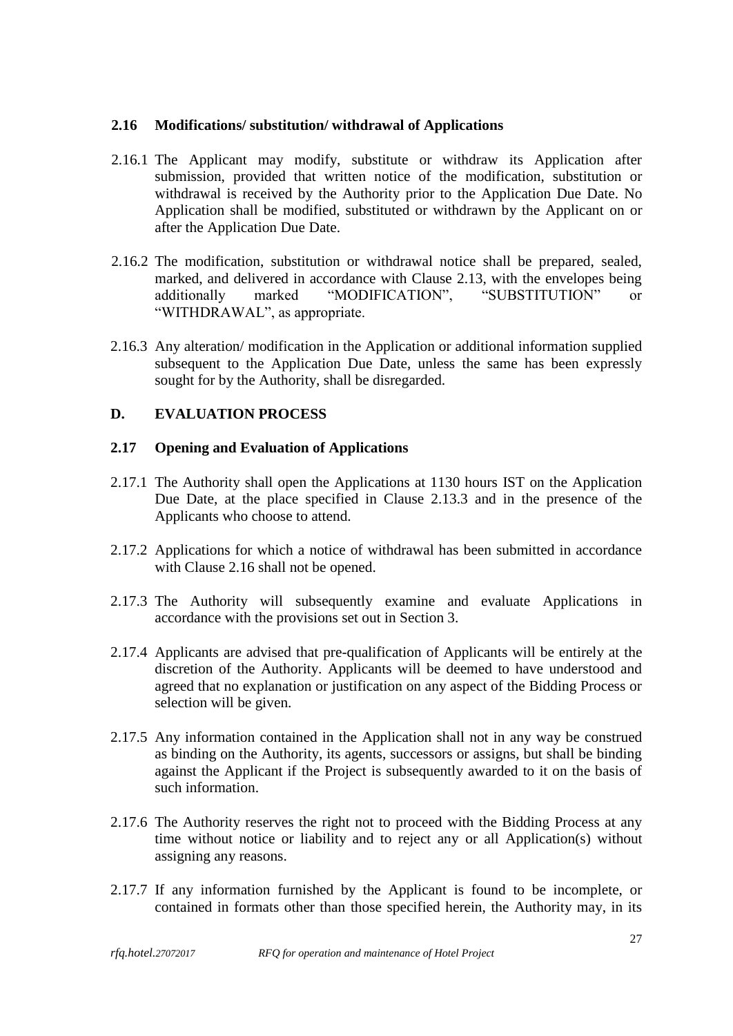### 2.16 Modifications/ substitution/ withdrawal of Applications

2.16.1 The Applicant may modify, substitute or withdraw its Application after submission, provided that written notice of the modification, substitution or withdrawal is received by the Authority prior to the Application Due Date. No Application shall be modified, substituted or withdrawn by the Applicant on or after the Application Due Date.

2.16.2 The modification, substitution or withdrawal notice shall be prepared, sealed, marked, and delivered in accordance with Clause 2.13, with the envelopes being additionally marked "MODIFICATION", "SUBSTITUTION" or "WITHDRAWAL", as appropriate.

2.16.3 Any alteration/ modification in the Application or additional information supplied subsequent to the Application Due Date, unless the same has been expressly sought for by the Authority, shall be disregarded.

## D. EVALUATION PROCESS

### 2.17 Opening and Evaluation of Applications

2.17.1 The Authority shall open the Applications at 1130 hours IST on the Application Due Date, at the place specified in Clause 2.13.3 and in the presence of the Applicants who choose to attend.

2.17.2 Applications for which a notice of withdrawal has been submitted in accordance with Clause 2.16 shall not be opened.

2.17.3 The Authority will subsequently examine and evaluate Applications in accordance with the provisions set out in Section 3.

2.17.4 Applicants are advised that pre-qualification of Applicants will be entirely at the discretion of the Authority. Applicants will be deemed to have understood and agreed that no explanation or justification on any aspect of the Bidding Process or selection will be given.

2.17.5 Any information contained in the Application shall not in any way be construed as binding on the Authority, its agents, successors or assigns, but shall be binding against the Applicant if the Project is subsequently awarded to it on the basis of such information.

2.17.6 The Authority reserves the right not to proceed with the Bidding Process at any time without notice or liability and to reject any or all Application(s) without assigning any reasons.

2.17.7 If any information furnished by the Applicant is found to be incomplete, or contained in formats other than those specified herein, the Authority may, in its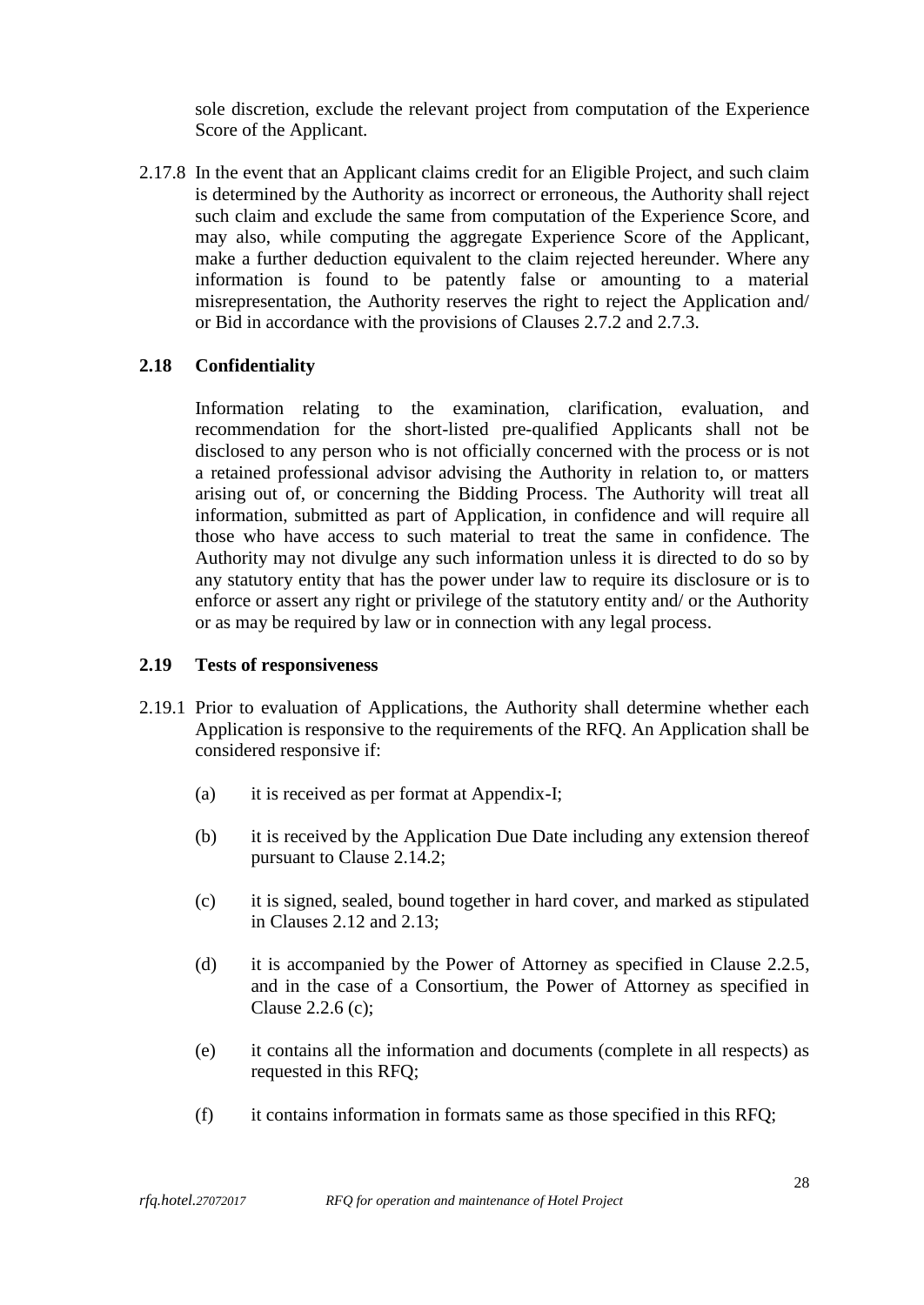sole discretion, exclude the relevant project from computation of the Experience Score of the Applicant.

2.17.8 In the event that an Applicant claims credit for an Eligible Project, and such claim is determined by the Authority as incorrect or erroneous, the Authority shall reject such claim and exclude the same from computation of the Experience Score, and may also, while computing the aggregate Experience Score of the Applicant, make a further deduction equivalent to the claim rejected hereunder. Where any information is found to be patently false or amounting to a material misrepresentation, the Authority reserves the right to reject the Application and/ or Bid in accordance with the provisions of Clauses 2.7.2 and 2.7.3.

## 2.18 Confidentiality

Information relating to the examination, clarification, evaluation, and recommendation for the short-listed pre-qualified Applicants shall not be disclosed to any person who is not officially concerned with the process or is not a retained professional advisor advising the Authority in relation to, or matters arising out of, or concerning the Bidding Process. The Authority will treat all information, submitted as part of Application, in confidence and will require all those who have access to such material to treat the same in confidence. The Authority may not divulge any such information unless it is directed to do so by any statutory entity that has the power under law to require its disclosure or is to enforce or assert any right or privilege of the statutory entity and/ or the Authority or as may be required by law or in connection with any legal process.

## 2.19 Tests of responsiveness

2.19.1 Prior to evaluation of Applications, the Authority shall determine whether each Application is responsive to the requirements of the RFQ. An Application shall be considered responsive if:

(a) it is received as per format at Appendix-I;

(b) it is received by the Application Due Date including any extension thereof pursuant to Clause 2.14.2;

(c) it is signed, sealed, bound together in hard cover, and marked as stipulated in Clauses 2.12 and 2.13;

(d) it is accompanied by the Power of Attorney as specified in Clause 2.2.5, and in the case of a Consortium, the Power of Attorney as specified in Clause 2.2.6 (c);

(e) it contains all the information and documents (complete in all respects) as requested in this RFQ;

(f) it contains information in formats same as those specified in this RFQ;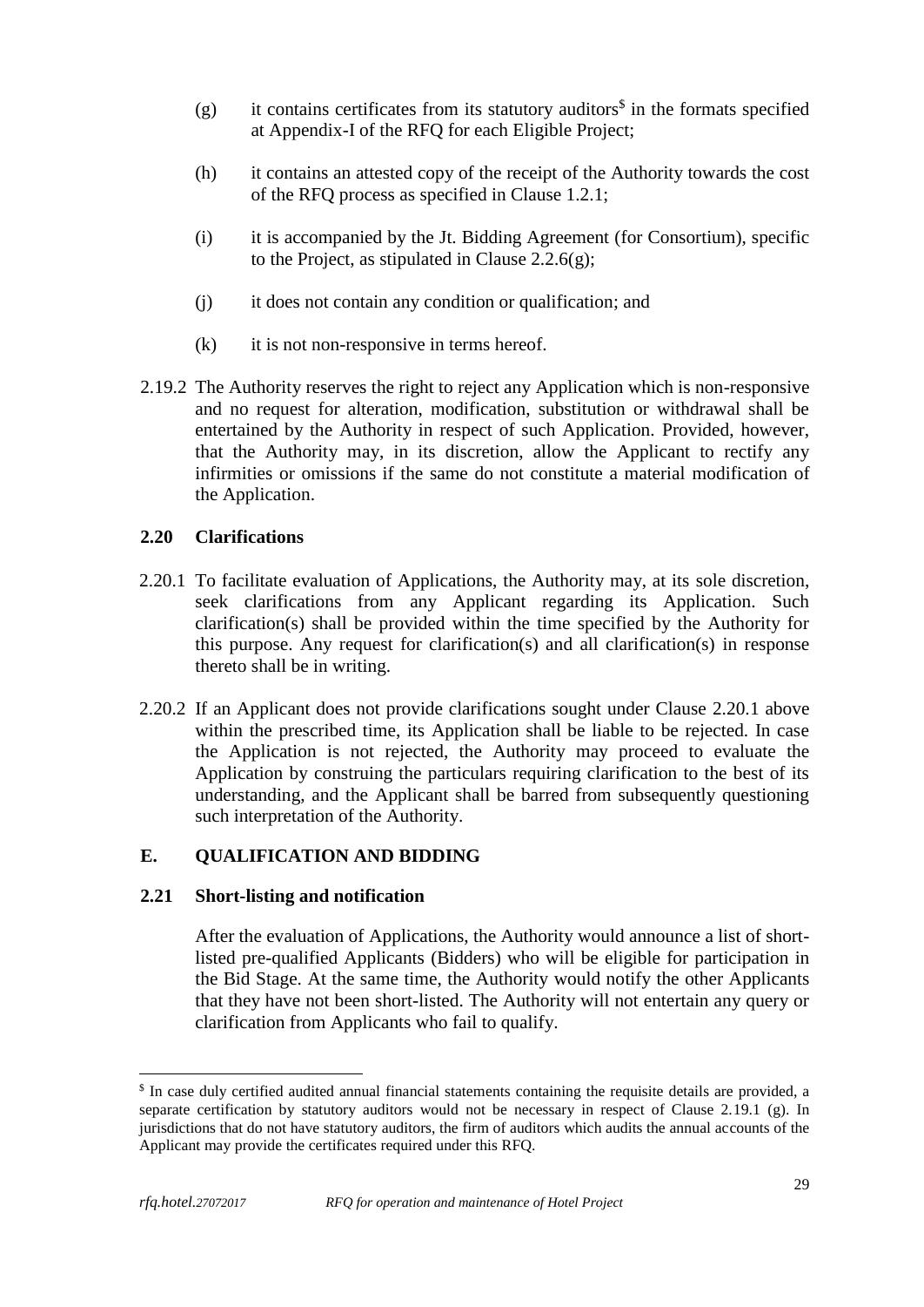(g) it contains certificates from its statutory auditors[$] in the formats specified at Appendix-I of the RFQ for each Eligible Project;

(h) it contains an attested copy of the receipt of the Authority towards the cost of the RFQ process as specified in Clause 1.2.1;

(i) it is accompanied by the Jt. Bidding Agreement (for Consortium), specific to the Project, as stipulated in Clause 2.2.6(g);

(j) it does not contain any condition or qualification; and

(k) it is not non-responsive in terms hereof.

2.19.2 The Authority reserves the right to reject any Application which is non-responsive and no request for alteration, modification, substitution or withdrawal shall be entertained by the Authority in respect of such Application. Provided, however, that the Authority may, in its discretion, allow the Applicant to rectify any infirmities or omissions if the same do not constitute a material modification of the Application.

### 2.20 Clarifications

2.20.1 To facilitate evaluation of Applications, the Authority may, at its sole discretion, seek clarifications from any Applicant regarding its Application. Such clarification(s) shall be provided within the time specified by the Authority for this purpose. Any request for clarification(s) and all clarification(s) in response thereto shall be in writing.

2.20.2 If an Applicant does not provide clarifications sought under Clause 2.20.1 above within the prescribed time, its Application shall be liable to be rejected. In case the Application is not rejected, the Authority may proceed to evaluate the Application by construing the particulars requiring clarification to the best of its understanding, and the Applicant shall be barred from subsequently questioning such interpretation of the Authority.

## E. QUALIFICATION AND BIDDING

### 2.21 Short-listing and notification

After the evaluation of Applications, the Authority would announce a list of short-listed pre-qualified Applicants (Bidders) who will be eligible for participation in the Bid Stage. At the same time, the Authority would notify the other Applicants that they have not been short-listed. The Authority will not entertain any query or clarification from Applicants who fail to qualify.

---

[$] In case duly certified audited annual financial statements containing the requisite details are provided, a separate certification by statutory auditors would not be necessary in respect of Clause 2.19.1 (g). In jurisdictions that do not have statutory auditors, the firm of auditors which audits the annual accounts of the Applicant may provide the certificates required under this RFQ.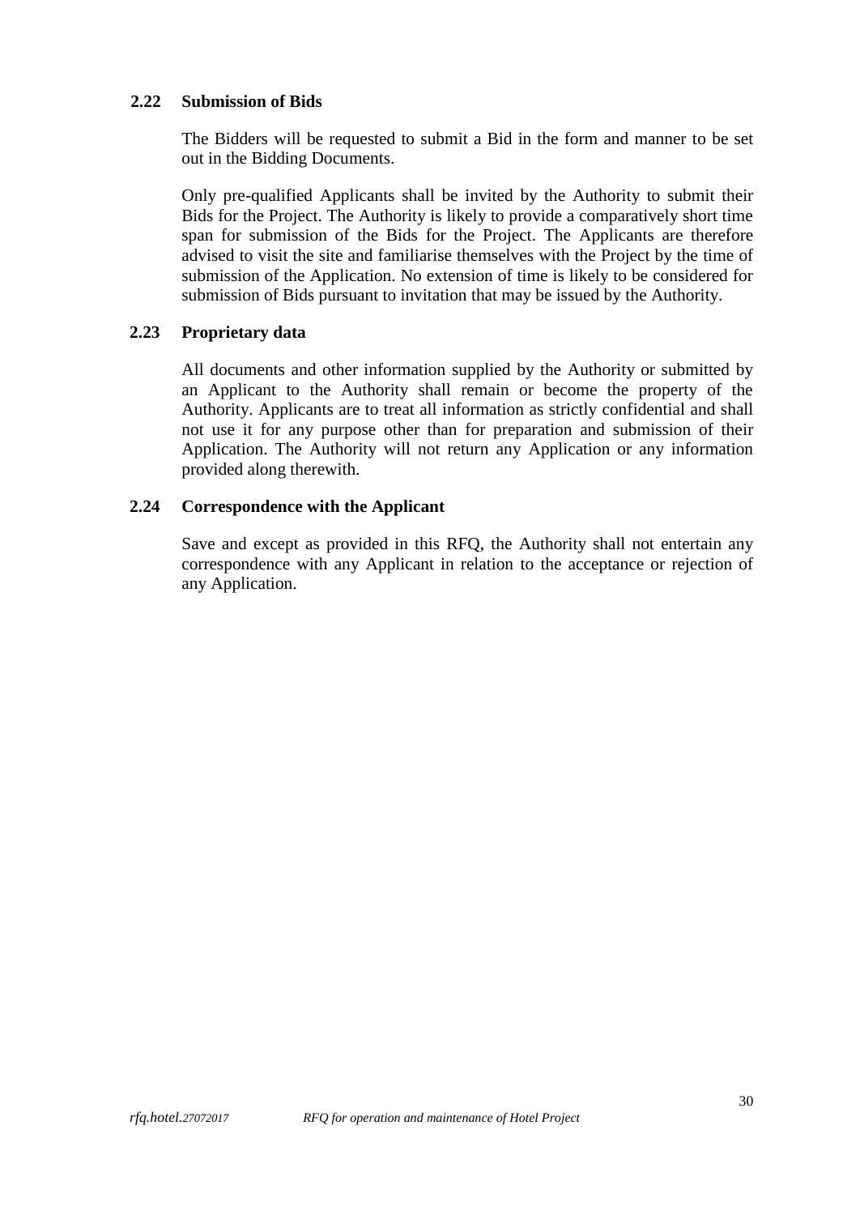### 2.22 Submission of Bids

The Bidders will be requested to submit a Bid in the form and manner to be set out in the Bidding Documents.

Only pre-qualified Applicants shall be invited by the Authority to submit their Bids for the Project. The Authority is likely to provide a comparatively short time span for submission of the Bids for the Project. The Applicants are therefore advised to visit the site and familiarise themselves with the Project by the time of submission of the Application. No extension of time is likely to be considered for submission of Bids pursuant to invitation that may be issued by the Authority.

### 2.23 Proprietary data

All documents and other information supplied by the Authority or submitted by an Applicant to the Authority shall remain or become the property of the Authority. Applicants are to treat all information as strictly confidential and shall not use it for any purpose other than for preparation and submission of their Application. The Authority will not return any Application or any information provided along therewith.

### 2.24 Correspondence with the Applicant

Save and except as provided in this RFQ, the Authority shall not entertain any correspondence with any Applicant in relation to the acceptance or rejection of any Application.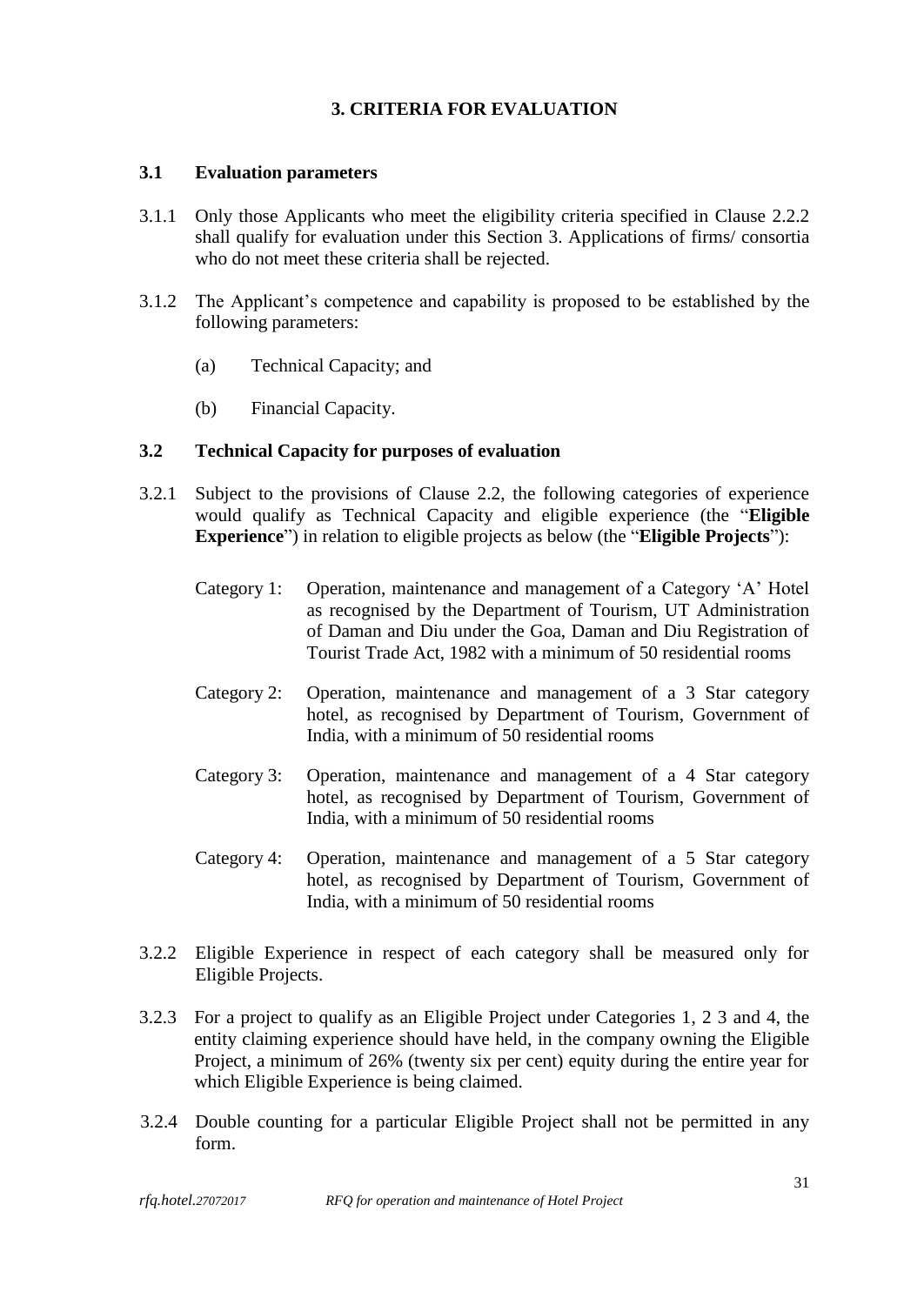## 3. CRITERIA FOR EVALUATION

### 3.1 Evaluation parameters

3.1.1 Only those Applicants who meet the eligibility criteria specified in Clause 2.2.2 shall qualify for evaluation under this Section 3. Applications of firms/ consortia who do not meet these criteria shall be rejected.

3.1.2 The Applicant's competence and capability is proposed to be established by the following parameters:

(a) Technical Capacity; and

(b) Financial Capacity.

### 3.2 Technical Capacity for purposes of evaluation

3.2.1 Subject to the provisions of Clause 2.2, the following categories of experience would qualify as Technical Capacity and eligible experience (the "**Eligible Experience**") in relation to eligible projects as below (the "**Eligible Projects**"):

Category 1: Operation, maintenance and management of a Category 'A' Hotel as recognised by the Department of Tourism, UT Administration of Daman and Diu under the Goa, Daman and Diu Registration of Tourist Trade Act, 1982 with a minimum of 50 residential rooms

Category 2: Operation, maintenance and management of a 3 Star category hotel, as recognised by Department of Tourism, Government of India, with a minimum of 50 residential rooms

Category 3: Operation, maintenance and management of a 4 Star category hotel, as recognised by Department of Tourism, Government of India, with a minimum of 50 residential rooms

Category 4: Operation, maintenance and management of a 5 Star category hotel, as recognised by Department of Tourism, Government of India, with a minimum of 50 residential rooms

3.2.2 Eligible Experience in respect of each category shall be measured only for Eligible Projects.

3.2.3 For a project to qualify as an Eligible Project under Categories 1, 2 3 and 4, the entity claiming experience should have held, in the company owning the Eligible Project, a minimum of 26% (twenty six per cent) equity during the entire year for which Eligible Experience is being claimed.

3.2.4 Double counting for a particular Eligible Project shall not be permitted in any form.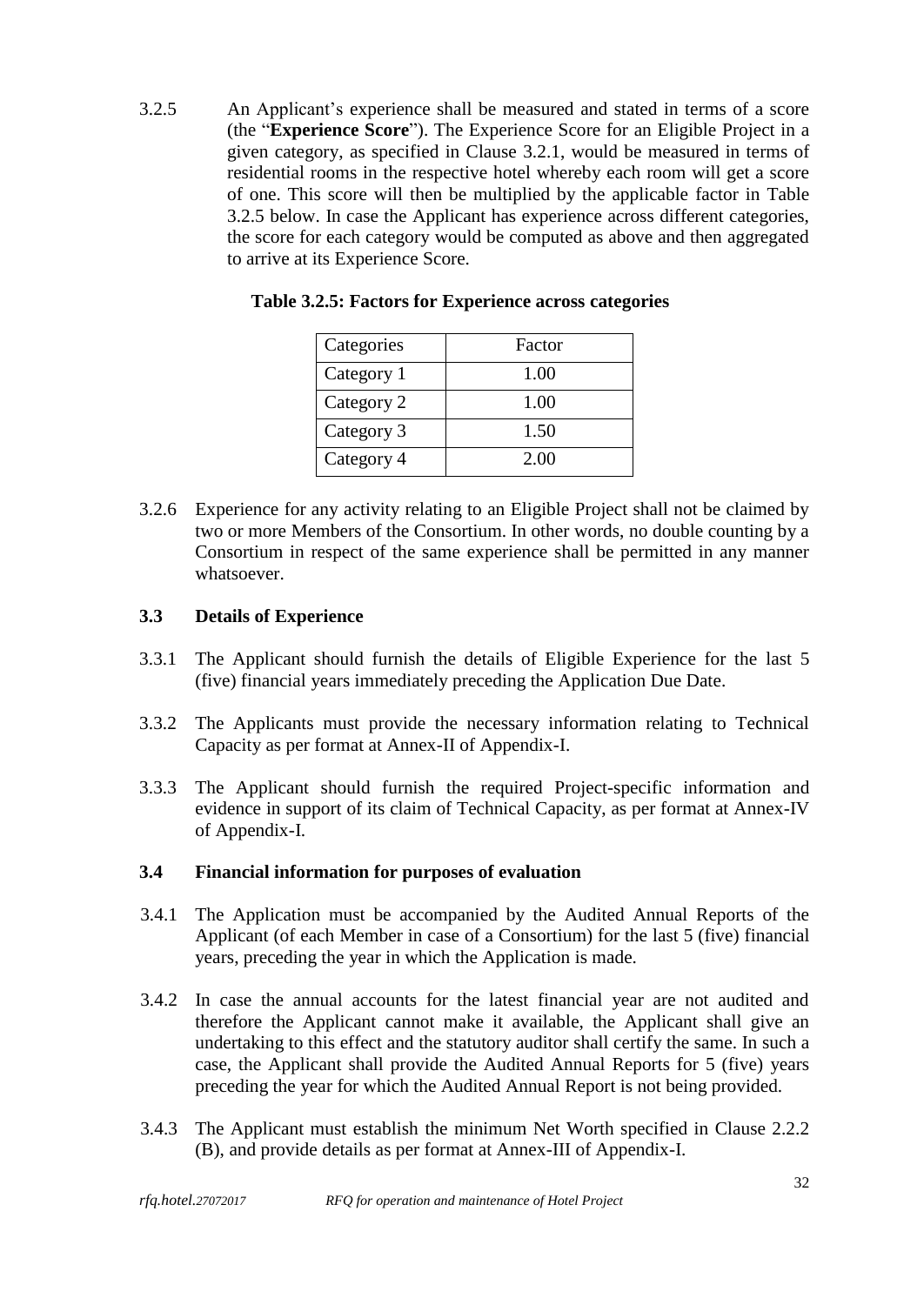3.2.5 An Applicant's experience shall be measured and stated in terms of a score (the "**Experience Score**"). The Experience Score for an Eligible Project in a given category, as specified in Clause 3.2.1, would be measured in terms of residential rooms in the respective hotel whereby each room will get a score of one. This score will then be multiplied by the applicable factor in Table 3.2.5 below. In case the Applicant has experience across different categories, the score for each category would be computed as above and then aggregated to arrive at its Experience Score.

**Table 3.2.5: Factors for Experience across categories**

| Categories | Factor |
|---|---|
| Category 1 | 1.00 |
| Category 2 | 1.00 |
| Category 3 | 1.50 |
| Category 4 | 2.00 |

3.2.6 Experience for any activity relating to an Eligible Project shall not be claimed by two or more Members of the Consortium. In other words, no double counting by a Consortium in respect of the same experience shall be permitted in any manner whatsoever.

### 3.3 Details of Experience

3.3.1 The Applicant should furnish the details of Eligible Experience for the last 5 (five) financial years immediately preceding the Application Due Date.

3.3.2 The Applicants must provide the necessary information relating to Technical Capacity as per format at Annex-II of Appendix-I.

3.3.3 The Applicant should furnish the required Project-specific information and evidence in support of its claim of Technical Capacity, as per format at Annex-IV of Appendix-I.

### 3.4 Financial information for purposes of evaluation

3.4.1 The Application must be accompanied by the Audited Annual Reports of the Applicant (of each Member in case of a Consortium) for the last 5 (five) financial years, preceding the year in which the Application is made.

3.4.2 In case the annual accounts for the latest financial year are not audited and therefore the Applicant cannot make it available, the Applicant shall give an undertaking to this effect and the statutory auditor shall certify the same. In such a case, the Applicant shall provide the Audited Annual Reports for 5 (five) years preceding the year for which the Audited Annual Report is not being provided.

3.4.3 The Applicant must establish the minimum Net Worth specified in Clause 2.2.2 (B), and provide details as per format at Annex-III of Appendix-I.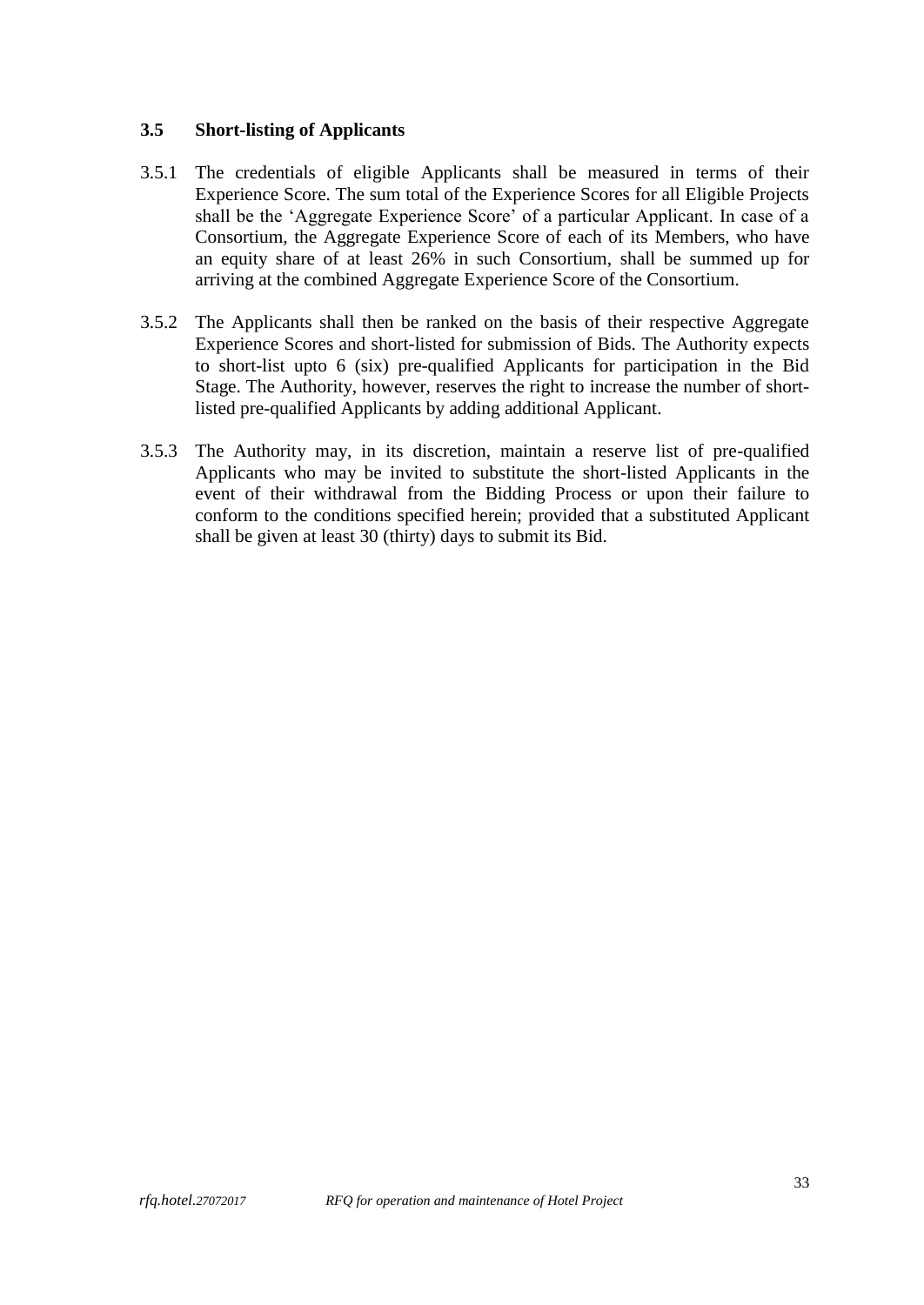### 3.5 Short-listing of Applicants

3.5.1 The credentials of eligible Applicants shall be measured in terms of their Experience Score. The sum total of the Experience Scores for all Eligible Projects shall be the 'Aggregate Experience Score' of a particular Applicant. In case of a Consortium, the Aggregate Experience Score of each of its Members, who have an equity share of at least 26% in such Consortium, shall be summed up for arriving at the combined Aggregate Experience Score of the Consortium.

3.5.2 The Applicants shall then be ranked on the basis of their respective Aggregate Experience Scores and short-listed for submission of Bids. The Authority expects to short-list upto 6 (six) pre-qualified Applicants for participation in the Bid Stage. The Authority, however, reserves the right to increase the number of short-listed pre-qualified Applicants by adding additional Applicant.

3.5.3 The Authority may, in its discretion, maintain a reserve list of pre-qualified Applicants who may be invited to substitute the short-listed Applicants in the event of their withdrawal from the Bidding Process or upon their failure to conform to the conditions specified herein; provided that a substituted Applicant shall be given at least 30 (thirty) days to submit its Bid.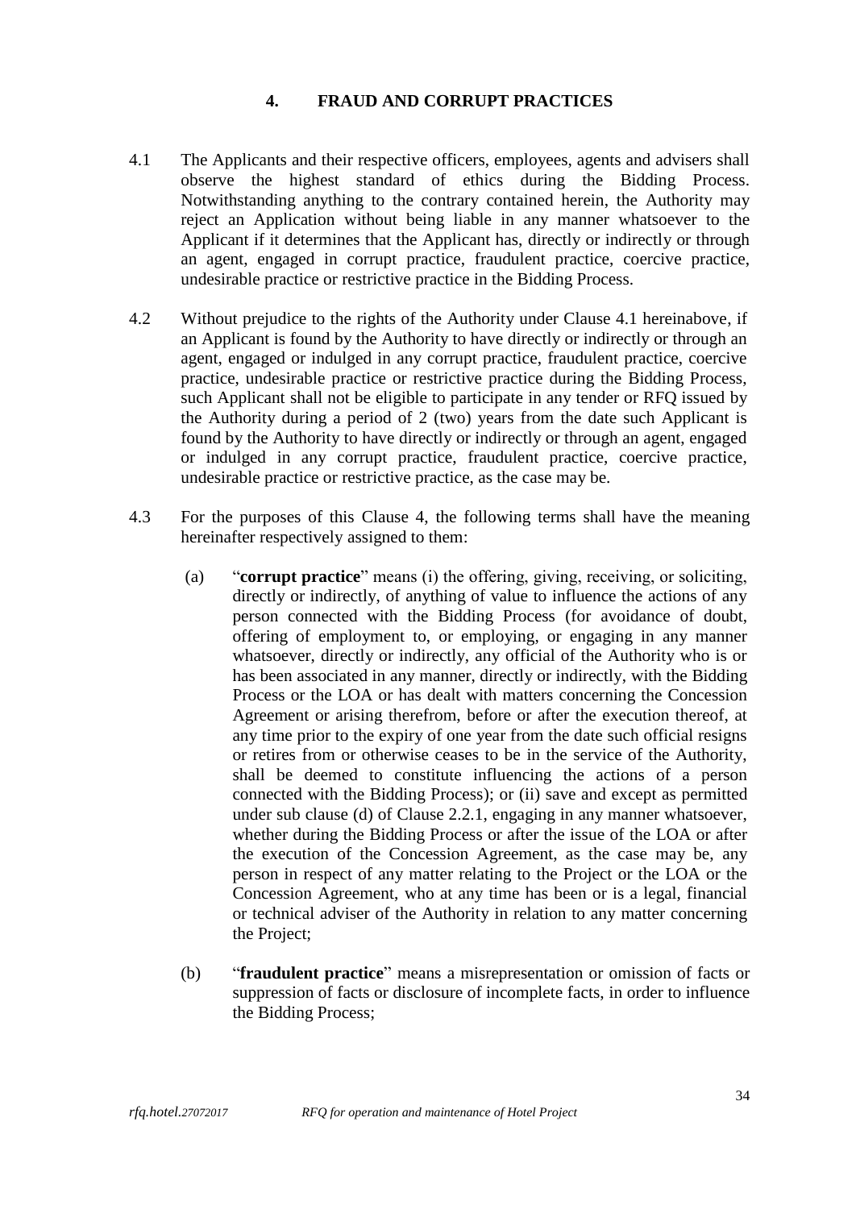## 4. FRAUD AND CORRUPT PRACTICES

4.1 The Applicants and their respective officers, employees, agents and advisers shall observe the highest standard of ethics during the Bidding Process. Notwithstanding anything to the contrary contained herein, the Authority may reject an Application without being liable in any manner whatsoever to the Applicant if it determines that the Applicant has, directly or indirectly or through an agent, engaged in corrupt practice, fraudulent practice, coercive practice, undesirable practice or restrictive practice in the Bidding Process.

4.2 Without prejudice to the rights of the Authority under Clause 4.1 hereinabove, if an Applicant is found by the Authority to have directly or indirectly or through an agent, engaged or indulged in any corrupt practice, fraudulent practice, coercive practice, undesirable practice or restrictive practice during the Bidding Process, such Applicant shall not be eligible to participate in any tender or RFQ issued by the Authority during a period of 2 (two) years from the date such Applicant is found by the Authority to have directly or indirectly or through an agent, engaged or indulged in any corrupt practice, fraudulent practice, coercive practice, undesirable practice or restrictive practice, as the case may be.

4.3 For the purposes of this Clause 4, the following terms shall have the meaning hereinafter respectively assigned to them:

(a) "**corrupt practice**" means (i) the offering, giving, receiving, or soliciting, directly or indirectly, of anything of value to influence the actions of any person connected with the Bidding Process (for avoidance of doubt, offering of employment to, or employing, or engaging in any manner whatsoever, directly or indirectly, any official of the Authority who is or has been associated in any manner, directly or indirectly, with the Bidding Process or the LOA or has dealt with matters concerning the Concession Agreement or arising therefrom, before or after the execution thereof, at any time prior to the expiry of one year from the date such official resigns or retires from or otherwise ceases to be in the service of the Authority, shall be deemed to constitute influencing the actions of a person connected with the Bidding Process); or (ii) save and except as permitted under sub clause (d) of Clause 2.2.1, engaging in any manner whatsoever, whether during the Bidding Process or after the issue of the LOA or after the execution of the Concession Agreement, as the case may be, any person in respect of any matter relating to the Project or the LOA or the Concession Agreement, who at any time has been or is a legal, financial or technical adviser of the Authority in relation to any matter concerning the Project;

(b) "**fraudulent practice**" means a misrepresentation or omission of facts or suppression of facts or disclosure of incomplete facts, in order to influence the Bidding Process;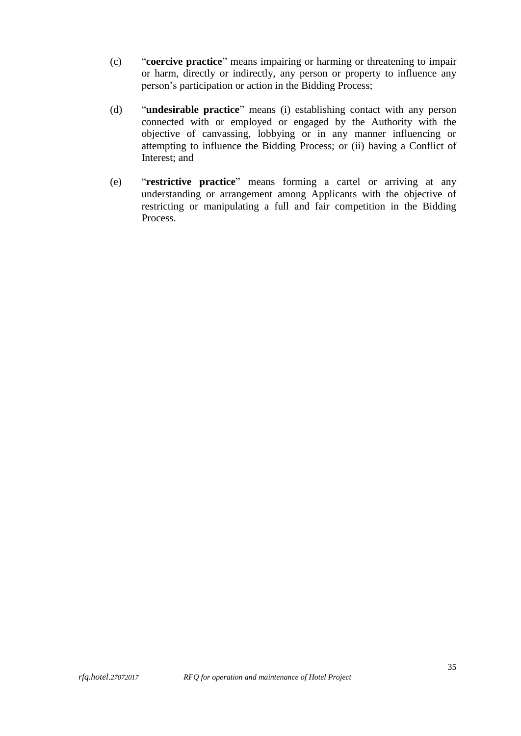(c) "**coercive practice**" means impairing or harming or threatening to impair or harm, directly or indirectly, any person or property to influence any person's participation or action in the Bidding Process;

(d) "**undesirable practice**" means (i) establishing contact with any person connected with or employed or engaged by the Authority with the objective of canvassing, lobbying or in any manner influencing or attempting to influence the Bidding Process; or (ii) having a Conflict of Interest; and

(e) "**restrictive practice**" means forming a cartel or arriving at any understanding or arrangement among Applicants with the objective of restricting or manipulating a full and fair competition in the Bidding Process.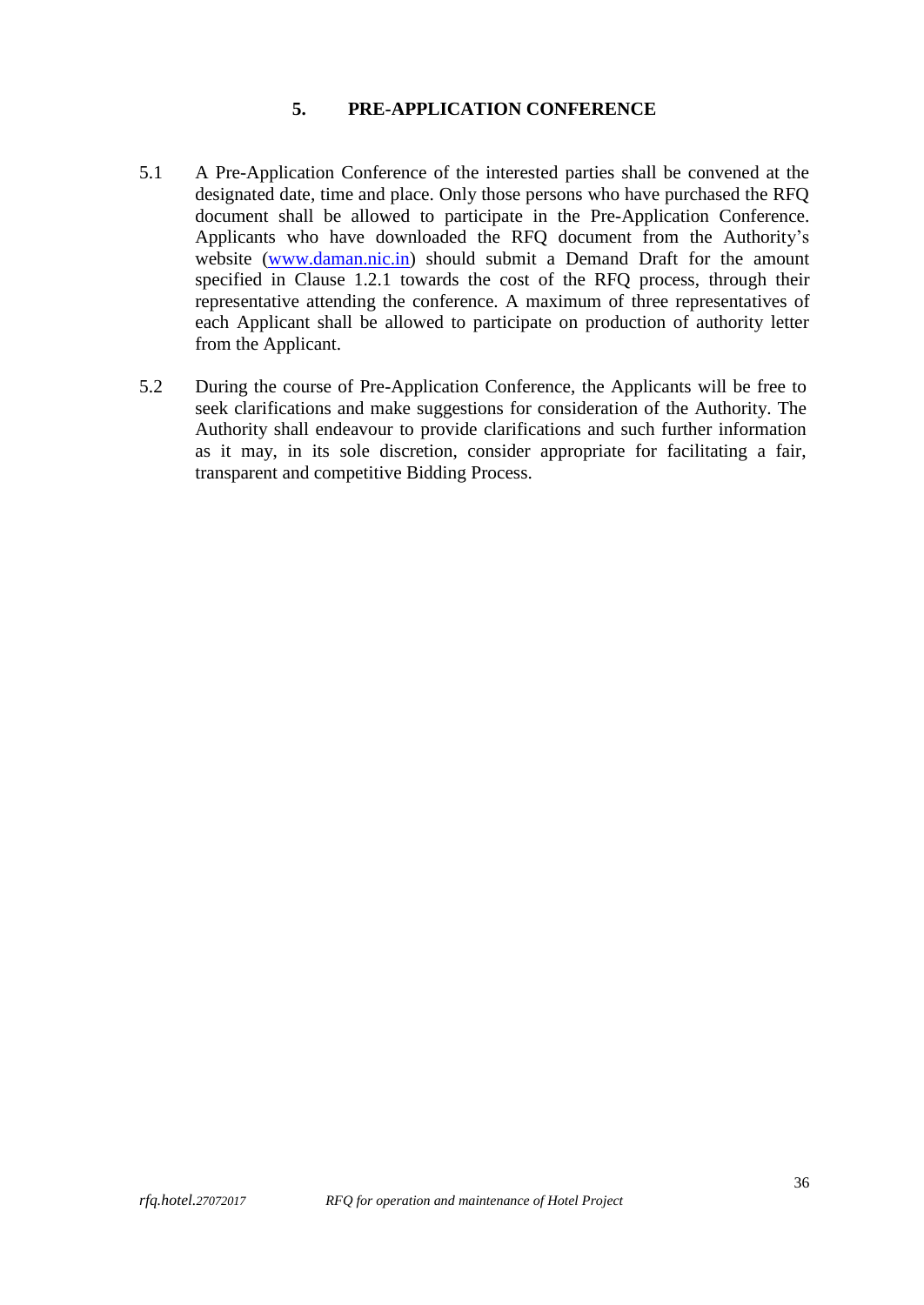## 5. PRE-APPLICATION CONFERENCE

5.1 A Pre-Application Conference of the interested parties shall be convened at the designated date, time and place. Only those persons who have purchased the RFQ document shall be allowed to participate in the Pre-Application Conference. Applicants who have downloaded the RFQ document from the Authority's website (www.daman.nic.in) should submit a Demand Draft for the amount specified in Clause 1.2.1 towards the cost of the RFQ process, through their representative attending the conference. A maximum of three representatives of each Applicant shall be allowed to participate on production of authority letter from the Applicant.

5.2 During the course of Pre-Application Conference, the Applicants will be free to seek clarifications and make suggestions for consideration of the Authority. The Authority shall endeavour to provide clarifications and such further information as it may, in its sole discretion, consider appropriate for facilitating a fair, transparent and competitive Bidding Process.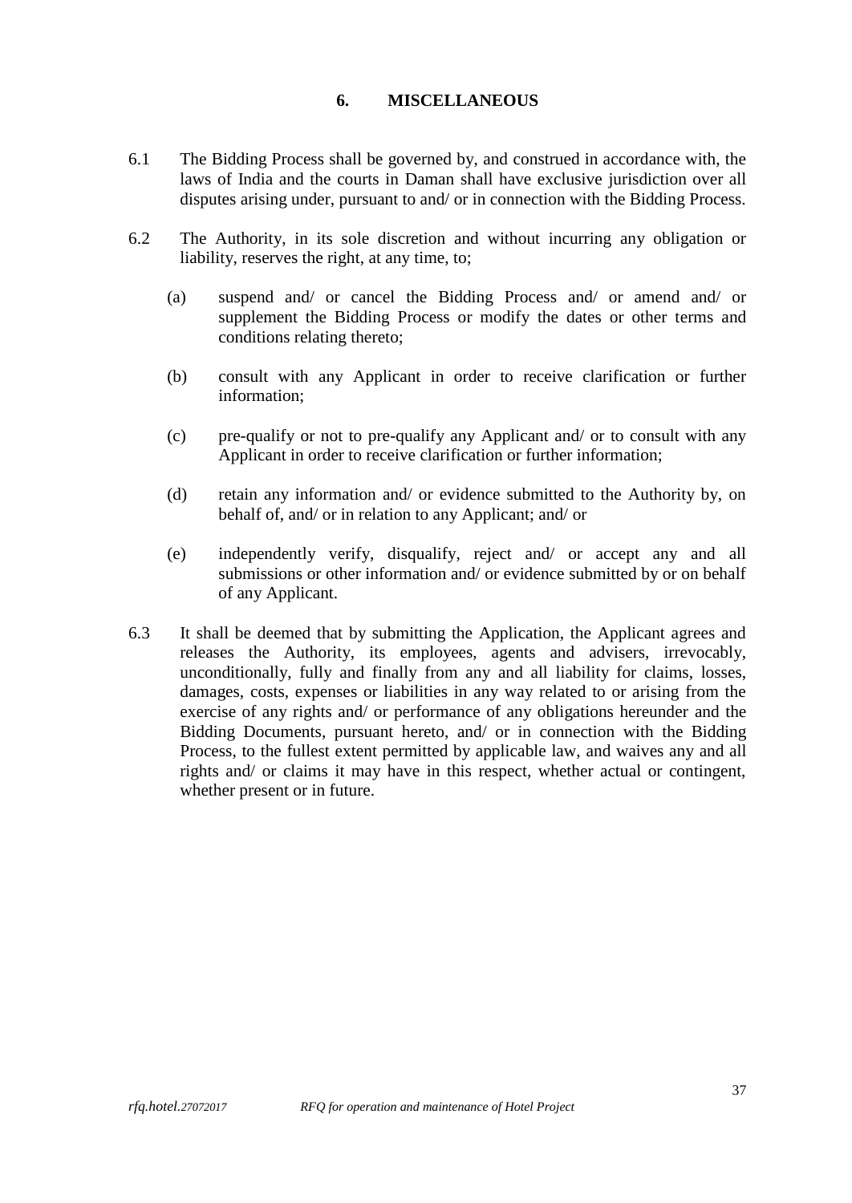## 6. MISCELLANEOUS

6.1 The Bidding Process shall be governed by, and construed in accordance with, the laws of India and the courts in Daman shall have exclusive jurisdiction over all disputes arising under, pursuant to and/ or in connection with the Bidding Process.

6.2 The Authority, in its sole discretion and without incurring any obligation or liability, reserves the right, at any time, to;

(a) suspend and/ or cancel the Bidding Process and/ or amend and/ or supplement the Bidding Process or modify the dates or other terms and conditions relating thereto;

(b) consult with any Applicant in order to receive clarification or further information;

(c) pre-qualify or not to pre-qualify any Applicant and/ or to consult with any Applicant in order to receive clarification or further information;

(d) retain any information and/ or evidence submitted to the Authority by, on behalf of, and/ or in relation to any Applicant; and/ or

(e) independently verify, disqualify, reject and/ or accept any and all submissions or other information and/ or evidence submitted by or on behalf of any Applicant.

6.3 It shall be deemed that by submitting the Application, the Applicant agrees and releases the Authority, its employees, agents and advisers, irrevocably, unconditionally, fully and finally from any and all liability for claims, losses, damages, costs, expenses or liabilities in any way related to or arising from the exercise of any rights and/ or performance of any obligations hereunder and the Bidding Documents, pursuant hereto, and/ or in connection with the Bidding Process, to the fullest extent permitted by applicable law, and waives any and all rights and/ or claims it may have in this respect, whether actual or contingent, whether present or in future.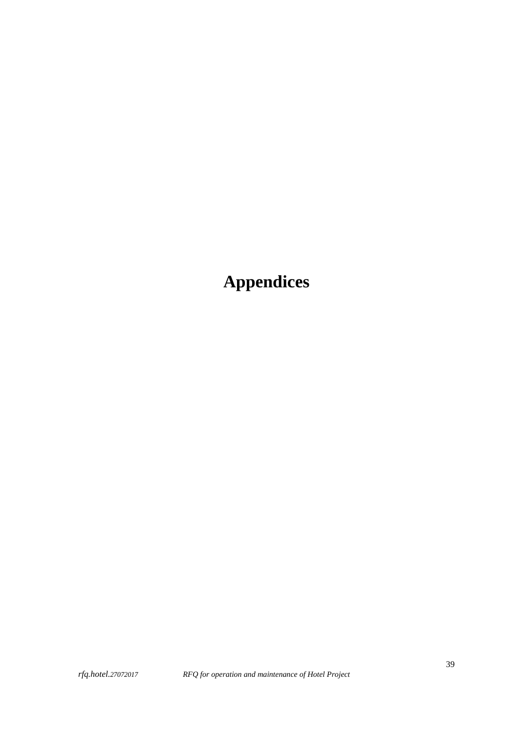# Appendices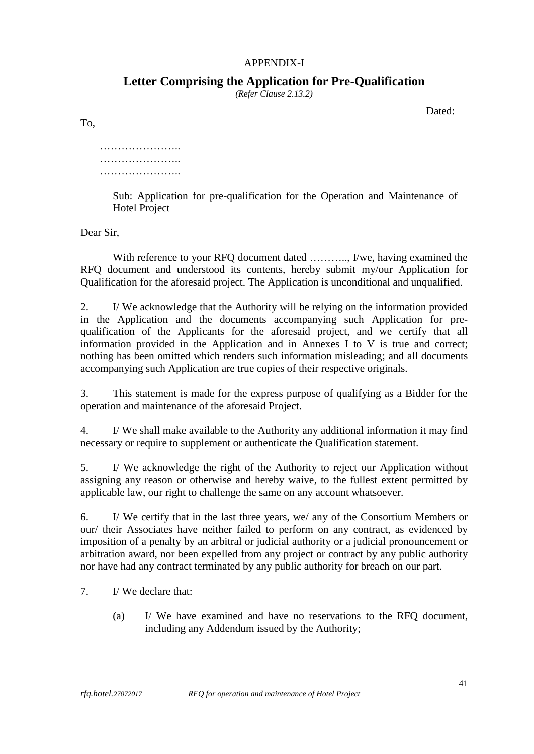APPENDIX-I

# Letter Comprising the Application for Pre-Qualification

*(Refer Clause 2.13.2)*

Dated:

To,

……………………..
……………………..
……………………..

Sub: Application for pre-qualification for the Operation and Maintenance of Hotel Project

Dear Sir,

With reference to your RFQ document dated ……….., I/we, having examined the RFQ document and understood its contents, hereby submit my/our Application for Qualification for the aforesaid project. The Application is unconditional and unqualified.

2. I/ We acknowledge that the Authority will be relying on the information provided in the Application and the documents accompanying such Application for pre-qualification of the Applicants for the aforesaid project, and we certify that all information provided in the Application and in Annexes I to V is true and correct; nothing has been omitted which renders such information misleading; and all documents accompanying such Application are true copies of their respective originals.

3. This statement is made for the express purpose of qualifying as a Bidder for the operation and maintenance of the aforesaid Project.

4. I/ We shall make available to the Authority any additional information it may find necessary or require to supplement or authenticate the Qualification statement.

5. I/ We acknowledge the right of the Authority to reject our Application without assigning any reason or otherwise and hereby waive, to the fullest extent permitted by applicable law, our right to challenge the same on any account whatsoever.

6. I/ We certify that in the last three years, we/ any of the Consortium Members or our/ their Associates have neither failed to perform on any contract, as evidenced by imposition of a penalty by an arbitral or judicial authority or a judicial pronouncement or arbitration award, nor been expelled from any project or contract by any public authority nor have had any contract terminated by any public authority for breach on our part.

7. I/ We declare that:

(a) I/ We have examined and have no reservations to the RFQ document, including any Addendum issued by the Authority;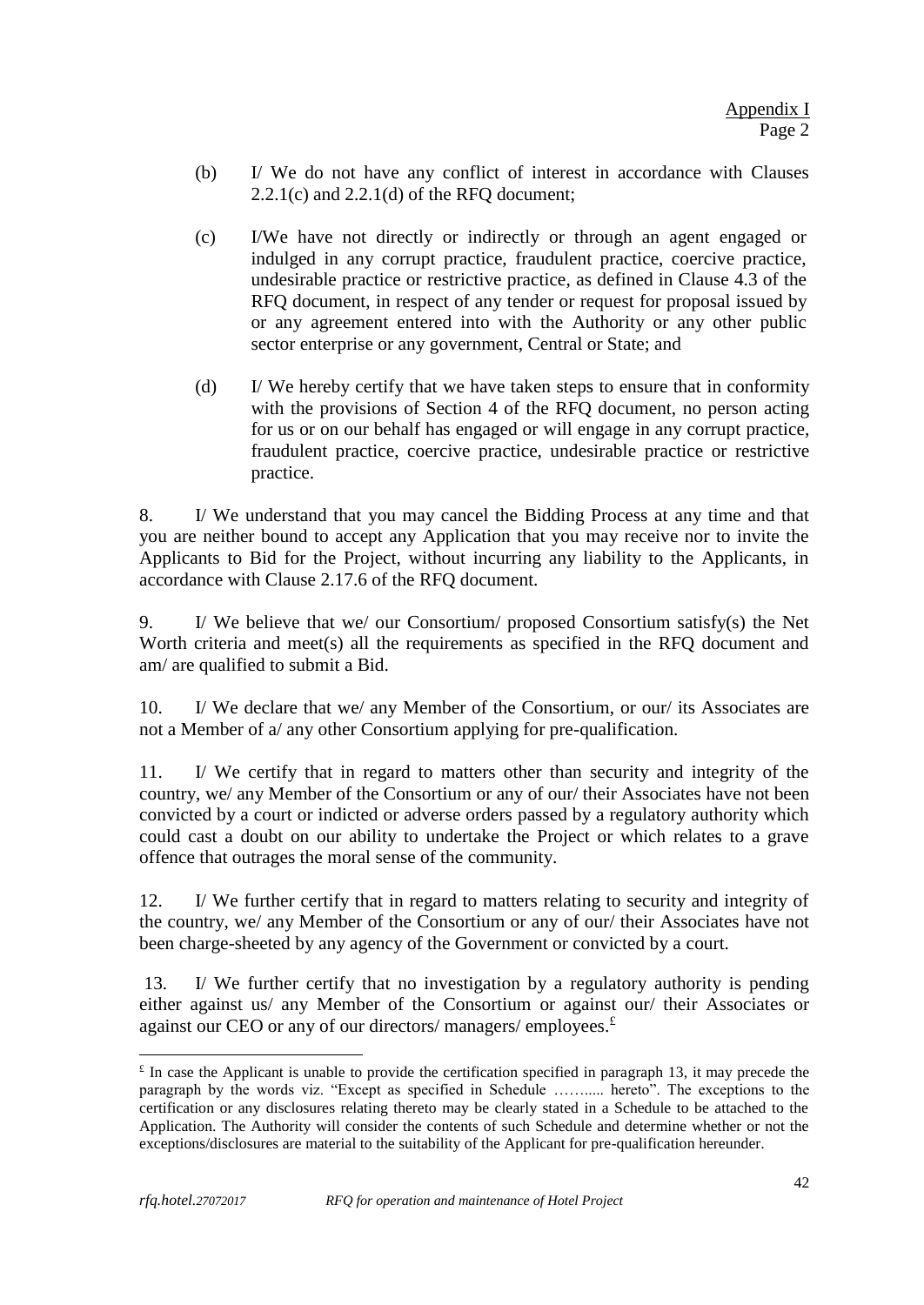Appendix I
Page 2

(b) I/ We do not have any conflict of interest in accordance with Clauses 2.2.1(c) and 2.2.1(d) of the RFQ document;

(c) I/We have not directly or indirectly or through an agent engaged or indulged in any corrupt practice, fraudulent practice, coercive practice, undesirable practice or restrictive practice, as defined in Clause 4.3 of the RFQ document, in respect of any tender or request for proposal issued by or any agreement entered into with the Authority or any other public sector enterprise or any government, Central or State; and

(d) I/ We hereby certify that we have taken steps to ensure that in conformity with the provisions of Section 4 of the RFQ document, no person acting for us or on our behalf has engaged or will engage in any corrupt practice, fraudulent practice, coercive practice, undesirable practice or restrictive practice.

8. I/ We understand that you may cancel the Bidding Process at any time and that you are neither bound to accept any Application that you may receive nor to invite the Applicants to Bid for the Project, without incurring any liability to the Applicants, in accordance with Clause 2.17.6 of the RFQ document.

9. I/ We believe that we/ our Consortium/ proposed Consortium satisfy(s) the Net Worth criteria and meet(s) all the requirements as specified in the RFQ document and am/ are qualified to submit a Bid.

10. I/ We declare that we/ any Member of the Consortium, or our/ its Associates are not a Member of a/ any other Consortium applying for pre-qualification.

11. I/ We certify that in regard to matters other than security and integrity of the country, we/ any Member of the Consortium or any of our/ their Associates have not been convicted by a court or indicted or adverse orders passed by a regulatory authority which could cast a doubt on our ability to undertake the Project or which relates to a grave offence that outrages the moral sense of the community.

12. I/ We further certify that in regard to matters relating to security and integrity of the country, we/ any Member of the Consortium or any of our/ their Associates have not been charge-sheeted by any agency of the Government or convicted by a court.

13. I/ We further certify that no investigation by a regulatory authority is pending either against us/ any Member of the Consortium or against our/ their Associates or against our CEO or any of our directors/ managers/ employees.[£]

---

[£] In case the Applicant is unable to provide the certification specified in paragraph 13, it may precede the paragraph by the words viz. "Except as specified in Schedule ……..... hereto". The exceptions to the certification or any disclosures relating thereto may be clearly stated in a Schedule to be attached to the Application. The Authority will consider the contents of such Schedule and determine whether or not the exceptions/disclosures are material to the suitability of the Applicant for pre-qualification hereunder.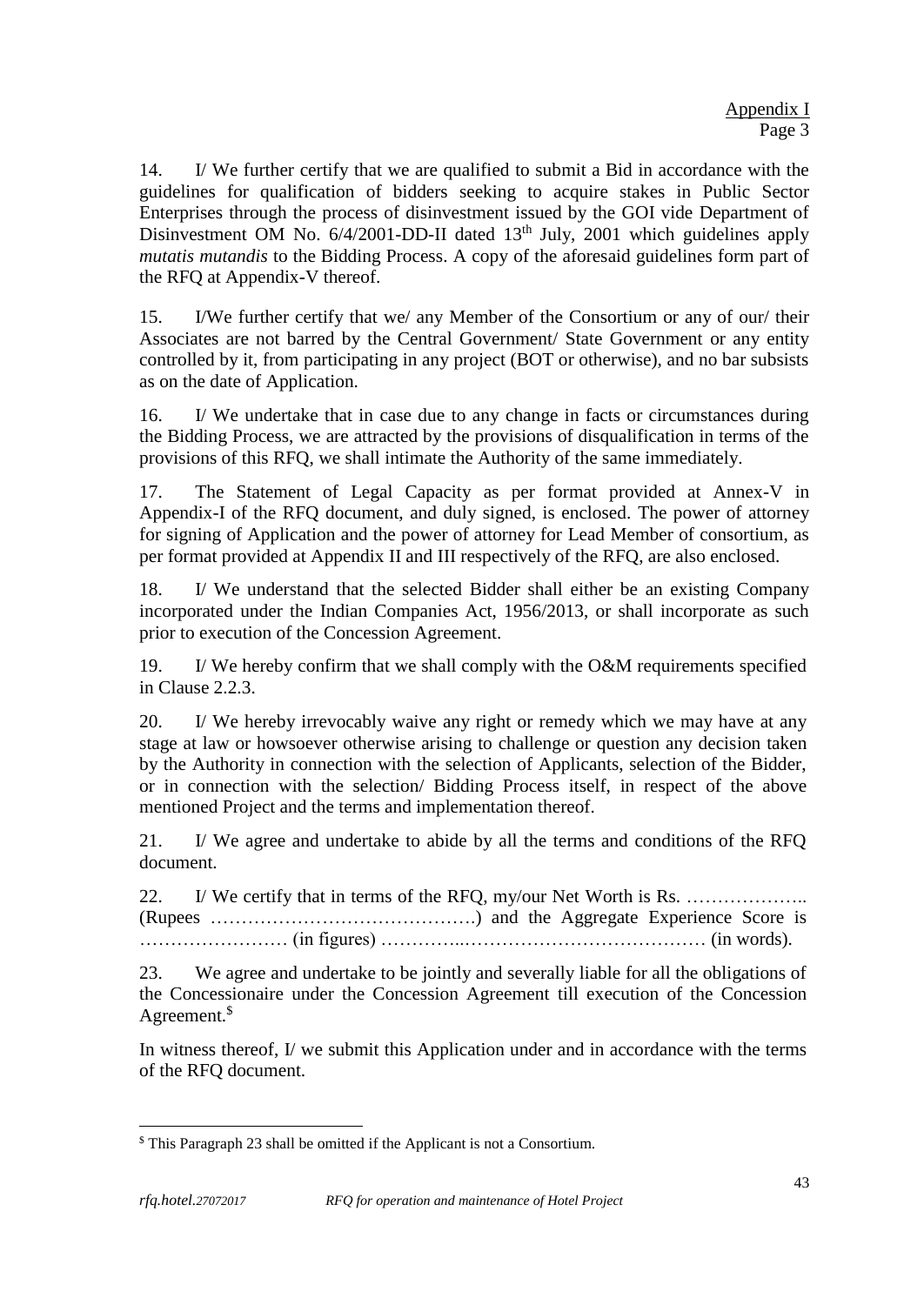Appendix I
Page 3

14. I/ We further certify that we are qualified to submit a Bid in accordance with the guidelines for qualification of bidders seeking to acquire stakes in Public Sector Enterprises through the process of disinvestment issued by the GOI vide Department of Disinvestment OM No. 6/4/2001-DD-II dated 13th July, 2001 which guidelines apply *mutatis mutandis* to the Bidding Process. A copy of the aforesaid guidelines form part of the RFQ at Appendix-V thereof.

15. I/We further certify that we/ any Member of the Consortium or any of our/ their Associates are not barred by the Central Government/ State Government or any entity controlled by it, from participating in any project (BOT or otherwise), and no bar subsists as on the date of Application.

16. I/ We undertake that in case due to any change in facts or circumstances during the Bidding Process, we are attracted by the provisions of disqualification in terms of the provisions of this RFQ, we shall intimate the Authority of the same immediately.

17. The Statement of Legal Capacity as per format provided at Annex-V in Appendix-I of the RFQ document, and duly signed, is enclosed. The power of attorney for signing of Application and the power of attorney for Lead Member of consortium, as per format provided at Appendix II and III respectively of the RFQ, are also enclosed.

18. I/ We understand that the selected Bidder shall either be an existing Company incorporated under the Indian Companies Act, 1956/2013, or shall incorporate as such prior to execution of the Concession Agreement.

19. I/ We hereby confirm that we shall comply with the O&M requirements specified in Clause 2.2.3.

20. I/ We hereby irrevocably waive any right or remedy which we may have at any stage at law or howsoever otherwise arising to challenge or question any decision taken by the Authority in connection with the selection of Applicants, selection of the Bidder, or in connection with the selection/ Bidding Process itself, in respect of the above mentioned Project and the terms and implementation thereof.

21. I/ We agree and undertake to abide by all the terms and conditions of the RFQ document.

22. I/ We certify that in terms of the RFQ, my/our Net Worth is Rs. ……………….. (Rupees …………………………………….) and the Aggregate Experience Score is …………………… (in figures) …………..………………………………… (in words).

23. We agree and undertake to be jointly and severally liable for all the obligations of the Concessionaire under the Concession Agreement till execution of the Concession Agreement.[$]

In witness thereof, I/ we submit this Application under and in accordance with the terms of the RFQ document.

---

[$] This Paragraph 23 shall be omitted if the Applicant is not a Consortium.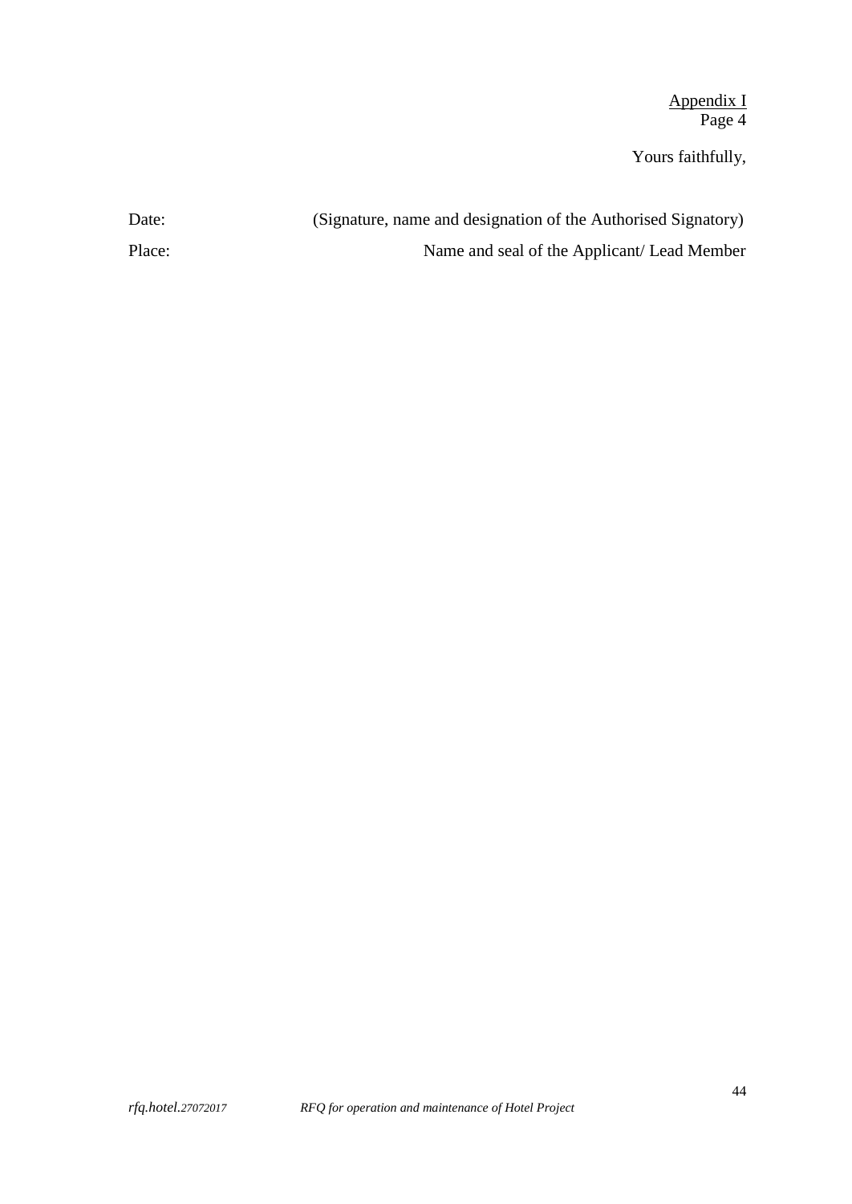Yours faithfully,

Date: (Signature, name and designation of the Authorised Signatory)

Place: Name and seal of the Applicant/ Lead Member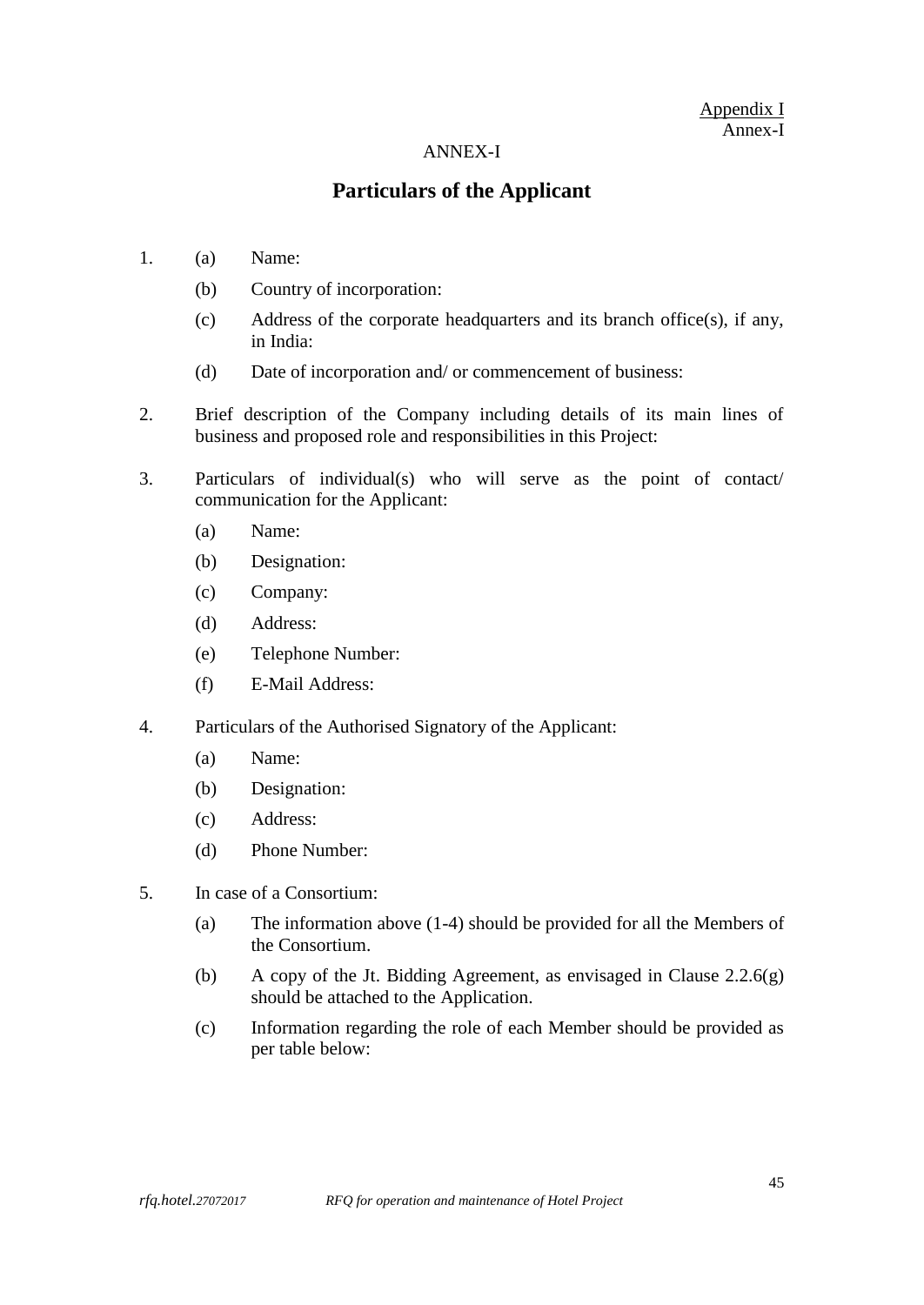Appendix I
Annex-I

ANNEX-I

## Particulars of the Applicant

1. (a) Name:

   (b) Country of incorporation:

   (c) Address of the corporate headquarters and its branch office(s), if any, in India:

   (d) Date of incorporation and/ or commencement of business:

2. Brief description of the Company including details of its main lines of business and proposed role and responsibilities in this Project:

3. Particulars of individual(s) who will serve as the point of contact/ communication for the Applicant:

   (a) Name:

   (b) Designation:

   (c) Company:

   (d) Address:

   (e) Telephone Number:

   (f) E-Mail Address:

4. Particulars of the Authorised Signatory of the Applicant:

   (a) Name:

   (b) Designation:

   (c) Address:

   (d) Phone Number:

5. In case of a Consortium:

   (a) The information above (1-4) should be provided for all the Members of the Consortium.

   (b) A copy of the Jt. Bidding Agreement, as envisaged in Clause 2.2.6(g) should be attached to the Application.

   (c) Information regarding the role of each Member should be provided as per table below: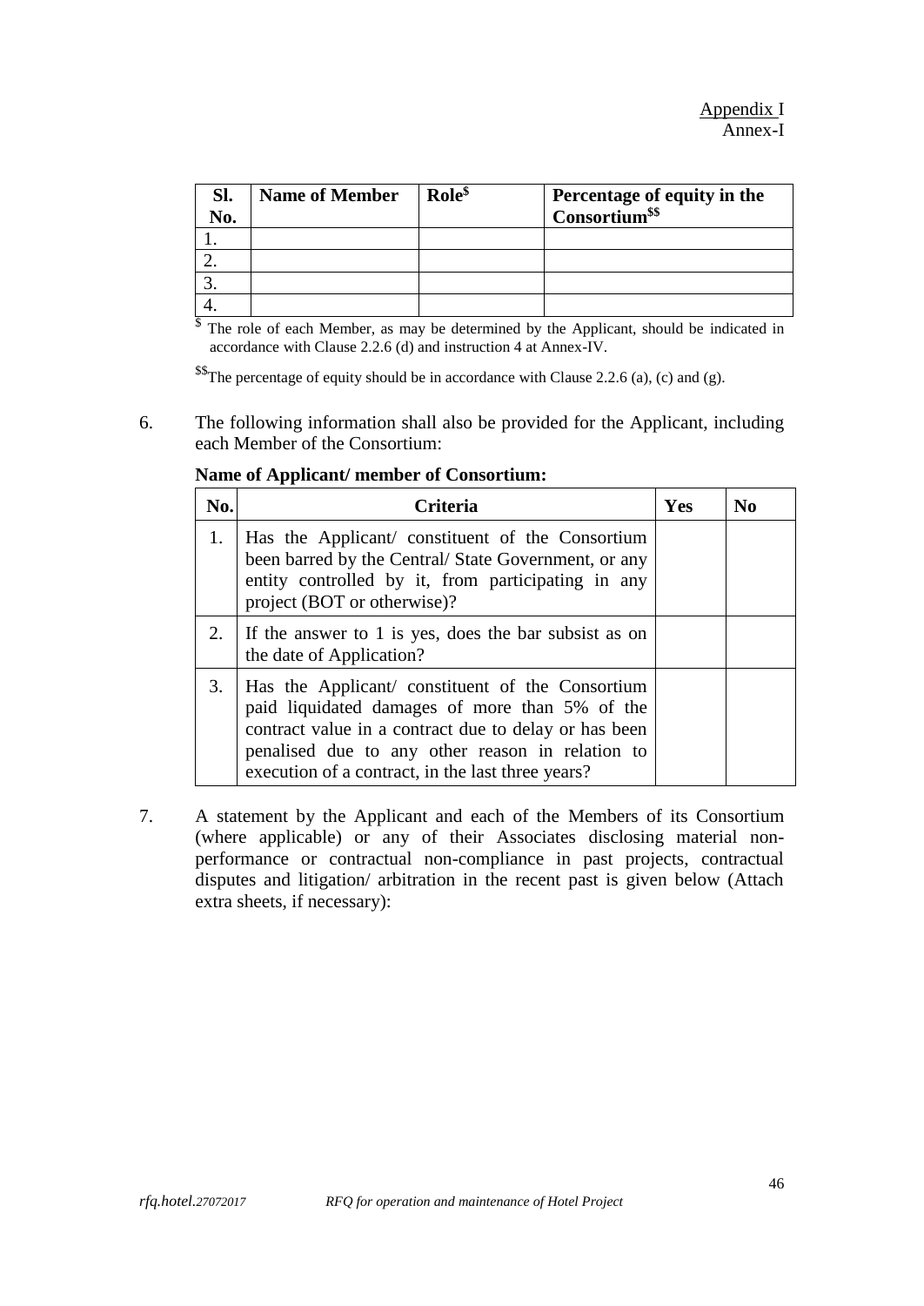Appendix I
Annex-I

| Sl. No. | Name of Member | Role[$] | Percentage of equity in the Consortium[$$] |
|---|---|---|---|
| 1. | | | |
| 2. | | | |
| 3. | | | |
| 4. | | | |

[$] The role of each Member, as may be determined by the Applicant, should be indicated in accordance with Clause 2.2.6 (d) and instruction 4 at Annex-IV.

[$$] The percentage of equity should be in accordance with Clause 2.2.6 (a), (c) and (g).

6. The following information shall also be provided for the Applicant, including each Member of the Consortium:

**Name of Applicant/ member of Consortium:**

| No. | Criteria | Yes | No |
|---|---|---|---|
| 1. | Has the Applicant/ constituent of the Consortium been barred by the Central/ State Government, or any entity controlled by it, from participating in any project (BOT or otherwise)? | | |
| 2. | If the answer to 1 is yes, does the bar subsist as on the date of Application? | | |
| 3. | Has the Applicant/ constituent of the Consortium paid liquidated damages of more than 5% of the contract value in a contract due to delay or has been penalised due to any other reason in relation to execution of a contract, in the last three years? | | |

7. A statement by the Applicant and each of the Members of its Consortium (where applicable) or any of their Associates disclosing material non-performance or contractual non-compliance in past projects, contractual disputes and litigation/ arbitration in the recent past is given below (Attach extra sheets, if necessary):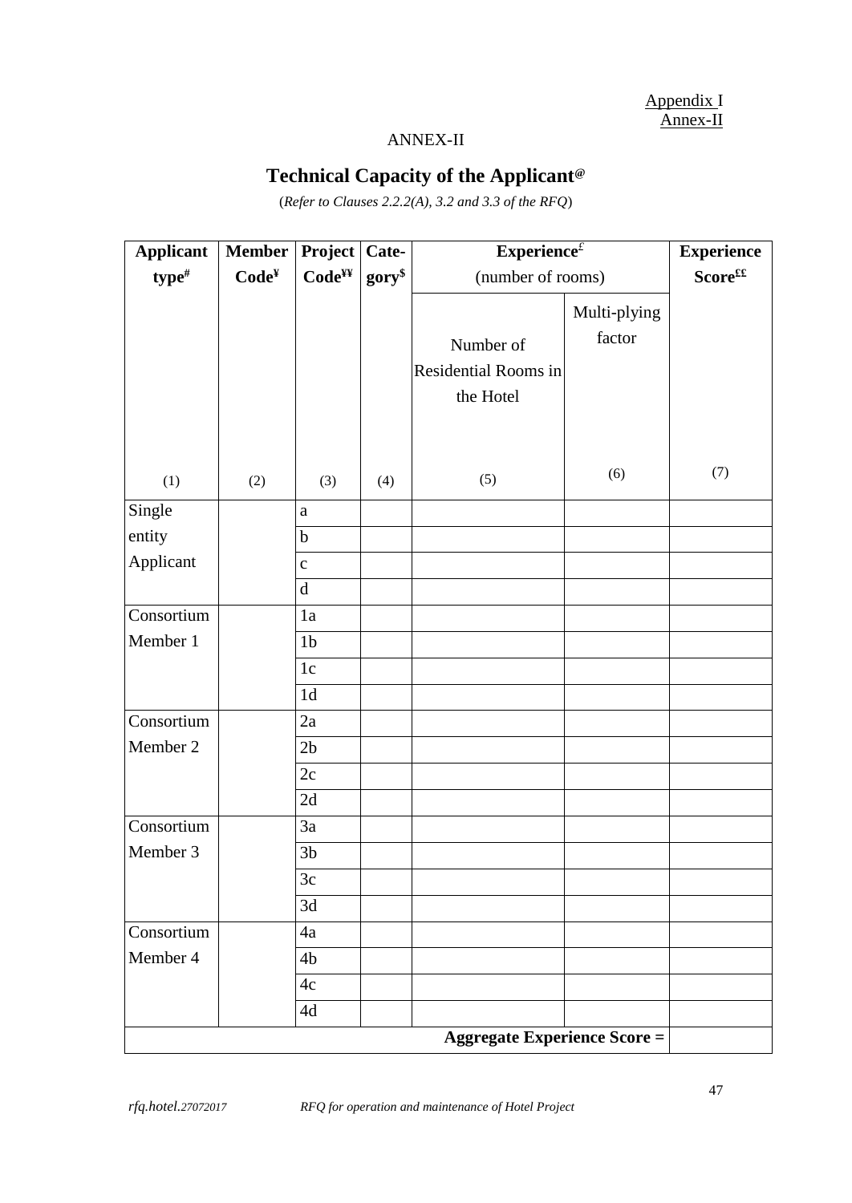Appendix I
Annex-II

ANNEX-II

## Technical Capacity of the Applicant[@]

(*Refer to Clauses 2.2.2(A), 3.2 and 3.3 of the RFQ*)

| **Applicant type**[#] | **Member Code**[¥] | **Project Code**[¥¥] | **Cate-gory**[$] | **Experience**[£] (number of rooms) | | **Experience Score**[££] |
|---|---|---|---|---|---|---|
| | | | | Number of Residential Rooms in the Hotel | Multi-plying factor | |
| (1) | (2) | (3) | (4) | (5) | (6) | (7) |
| Single entity Applicant | | a | | | | |
| | | b | | | | |
| | | c | | | | |
| | | d | | | | |
| Consortium Member 1 | | 1a | | | | |
| | | 1b | | | | |
| | | 1c | | | | |
| | | 1d | | | | |
| Consortium Member 2 | | 2a | | | | |
| | | 2b | | | | |
| | | 2c | | | | |
| | | 2d | | | | |
| Consortium Member 3 | | 3a | | | | |
| | | 3b | | | | |
| | | 3c | | | | |
| | | 3d | | | | |
| Consortium Member 4 | | 4a | | | | |
| | | 4b | | | | |
| | | 4c | | | | |
| | | 4d | | | | |
| | | | | | **Aggregate Experience Score =** | |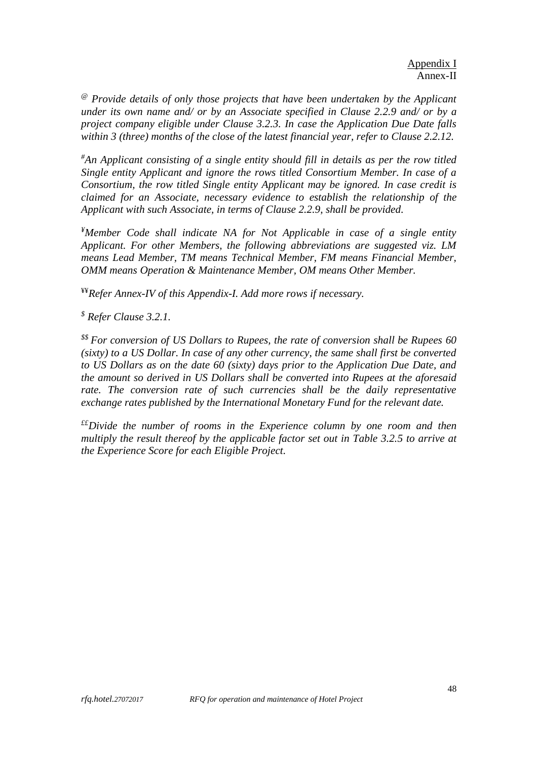Appendix I
Annex-II

[@] *Provide details of only those projects that have been undertaken by the Applicant under its own name and/ or by an Associate specified in Clause 2.2.9 and/ or by a project company eligible under Clause 3.2.3. In case the Application Due Date falls within 3 (three) months of the close of the latest financial year, refer to Clause 2.2.12.*

[#] *An Applicant consisting of a single entity should fill in details as per the row titled Single entity Applicant and ignore the rows titled Consortium Member. In case of a Consortium, the row titled Single entity Applicant may be ignored. In case credit is claimed for an Associate, necessary evidence to establish the relationship of the Applicant with such Associate, in terms of Clause 2.2.9, shall be provided.*

[¥] *Member Code shall indicate NA for Not Applicable in case of a single entity Applicant. For other Members, the following abbreviations are suggested viz. LM means Lead Member, TM means Technical Member, FM means Financial Member, OMM means Operation & Maintenance Member, OM means Other Member.*

[¥¥] *Refer Annex-IV of this Appendix-I. Add more rows if necessary.*

[$] *Refer Clause 3.2.1.*

[$$] *For conversion of US Dollars to Rupees, the rate of conversion shall be Rupees 60 (sixty) to a US Dollar. In case of any other currency, the same shall first be converted to US Dollars as on the date 60 (sixty) days prior to the Application Due Date, and the amount so derived in US Dollars shall be converted into Rupees at the aforesaid rate. The conversion rate of such currencies shall be the daily representative exchange rates published by the International Monetary Fund for the relevant date.*

[££] *Divide the number of rooms in the Experience column by one room and then multiply the result thereof by the applicable factor set out in Table 3.2.5 to arrive at the Experience Score for each Eligible Project.*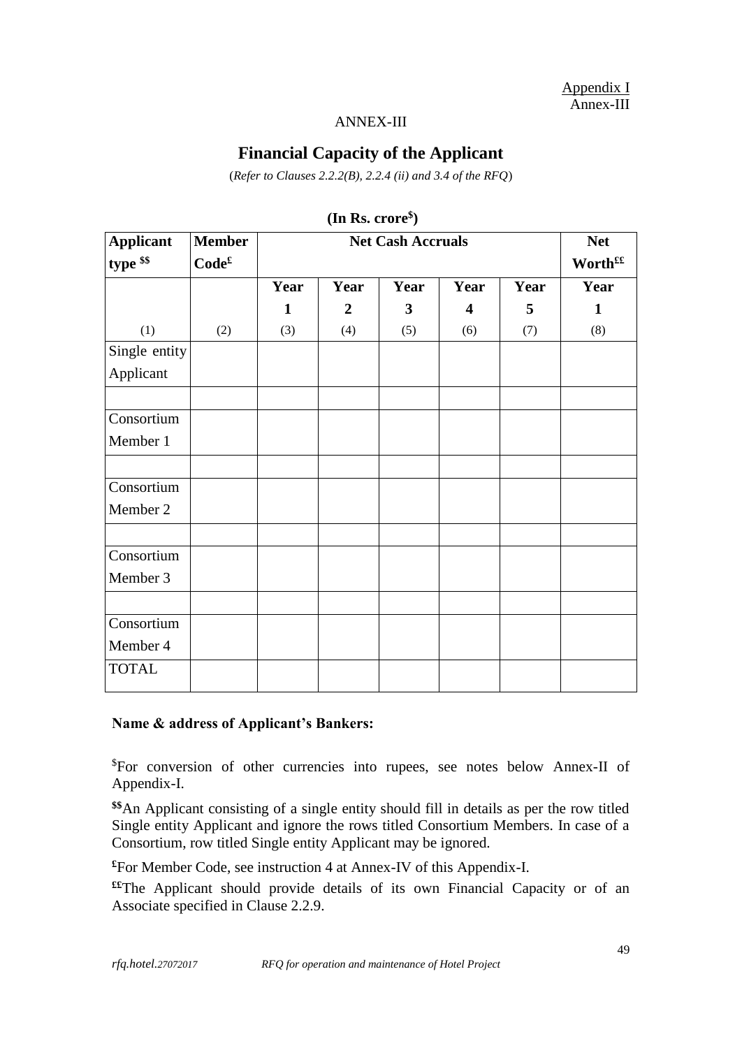Appendix I
Annex-III

ANNEX-III

## Financial Capacity of the Applicant

(*Refer to Clauses 2.2.2(B), 2.2.4 (ii) and 3.4 of the RFQ*)

**(In Rs. crore$)**

| **Applicant type $$** | **Member Code£** | **Net Cash Accruals** | | | | | **Net Worth££** |
|---|---|---|---|---|---|---|---|
| | | **Year 1** | **Year 2** | **Year 3** | **Year 4** | **Year 5** | **Year 1** |
| (1) | (2) | (3) | (4) | (5) | (6) | (7) | (8) |
| Single entity Applicant | | | | | | | |
| | | | | | | | |
| Consortium Member 1 | | | | | | | |
| | | | | | | | |
| Consortium Member 2 | | | | | | | |
| | | | | | | | |
| Consortium Member 3 | | | | | | | |
| | | | | | | | |
| Consortium Member 4 | | | | | | | |
| TOTAL | | | | | | | |

**Name & address of Applicant's Bankers:**

$For conversion of other currencies into rupees, see notes below Annex-II of Appendix-I.

**$$**An Applicant consisting of a single entity should fill in details as per the row titled Single entity Applicant and ignore the rows titled Consortium Members. In case of a Consortium, row titled Single entity Applicant may be ignored.

**£**For Member Code, see instruction 4 at Annex-IV of this Appendix-I.

**££**The Applicant should provide details of its own Financial Capacity or of an Associate specified in Clause 2.2.9.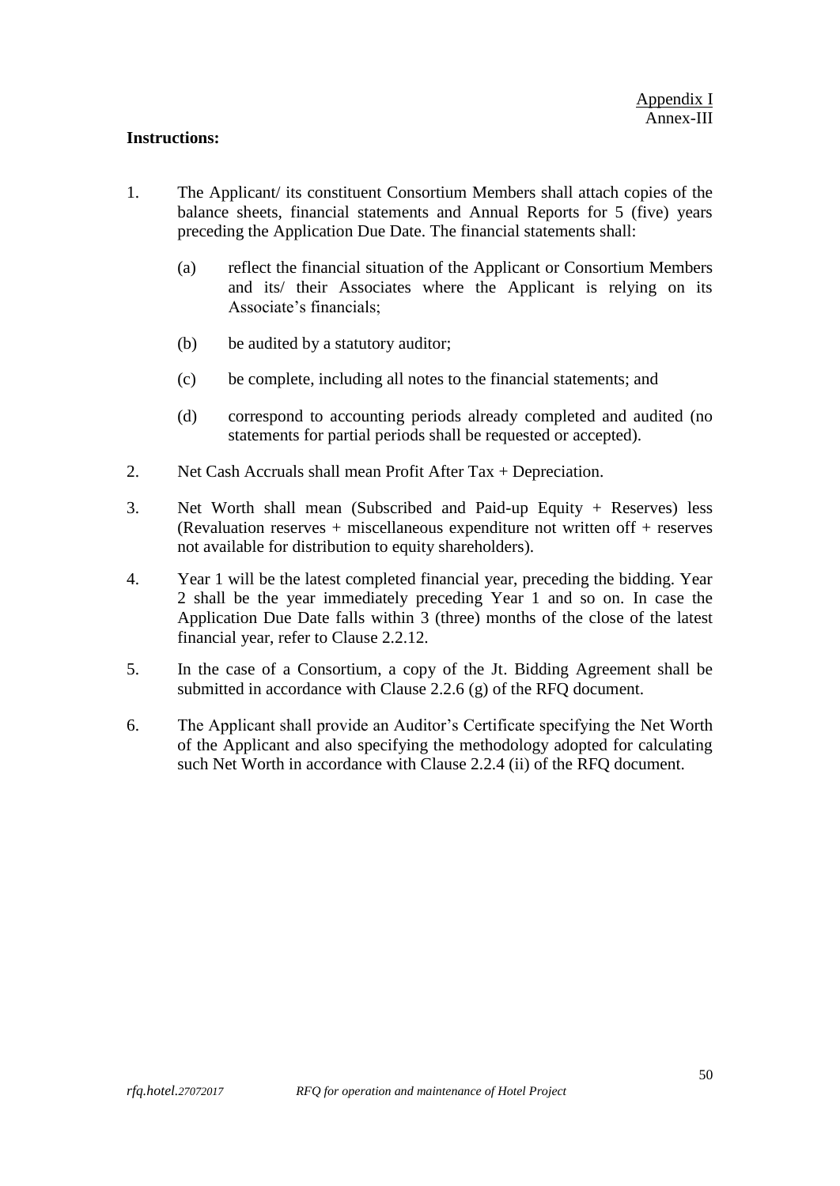Appendix I
Annex-III

**Instructions:**

1. The Applicant/ its constituent Consortium Members shall attach copies of the balance sheets, financial statements and Annual Reports for 5 (five) years preceding the Application Due Date. The financial statements shall:

   (a) reflect the financial situation of the Applicant or Consortium Members and its/ their Associates where the Applicant is relying on its Associate's financials;

   (b) be audited by a statutory auditor;

   (c) be complete, including all notes to the financial statements; and

   (d) correspond to accounting periods already completed and audited (no statements for partial periods shall be requested or accepted).

2. Net Cash Accruals shall mean Profit After Tax + Depreciation.

3. Net Worth shall mean (Subscribed and Paid-up Equity + Reserves) less (Revaluation reserves + miscellaneous expenditure not written off + reserves not available for distribution to equity shareholders).

4. Year 1 will be the latest completed financial year, preceding the bidding. Year 2 shall be the year immediately preceding Year 1 and so on. In case the Application Due Date falls within 3 (three) months of the close of the latest financial year, refer to Clause 2.2.12.

5. In the case of a Consortium, a copy of the Jt. Bidding Agreement shall be submitted in accordance with Clause 2.2.6 (g) of the RFQ document.

6. The Applicant shall provide an Auditor's Certificate specifying the Net Worth of the Applicant and also specifying the methodology adopted for calculating such Net Worth in accordance with Clause 2.2.4 (ii) of the RFQ document.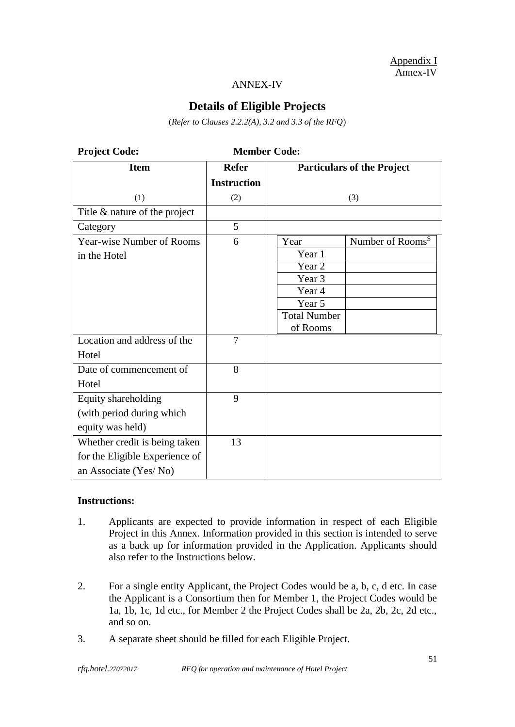Appendix I
Annex-IV

ANNEX-IV

## Details of Eligible Projects

(*Refer to Clauses 2.2.2(A), 3.2 and 3.3 of the RFQ*)

**Project Code:** **Member Code:**

| Item | Refer Instruction | Particulars of the Project | |
|---|---|---|---|
| (1) | (2) | (3) | |
| Title & nature of the project | | | |
| Category | 5 | | |
| Year-wise Number of Rooms in the Hotel | 6 | Year | Number of Rooms[$] |
| | | Year 1 | |
| | | Year 2 | |
| | | Year 3 | |
| | | Year 4 | |
| | | Year 5 | |
| | | Total Number of Rooms | |
| Location and address of the Hotel | 7 | | |
| Date of commencement of Hotel | 8 | | |
| Equity shareholding (with period during which equity was held) | 9 | | |
| Whether credit is being taken for the Eligible Experience of an Associate (Yes/ No) | 13 | | |

**Instructions:**

1. Applicants are expected to provide information in respect of each Eligible Project in this Annex. Information provided in this section is intended to serve as a back up for information provided in the Application. Applicants should also refer to the Instructions below.

2. For a single entity Applicant, the Project Codes would be a, b, c, d etc. In case the Applicant is a Consortium then for Member 1, the Project Codes would be 1a, 1b, 1c, 1d etc., for Member 2 the Project Codes shall be 2a, 2b, 2c, 2d etc., and so on.

3. A separate sheet should be filled for each Eligible Project.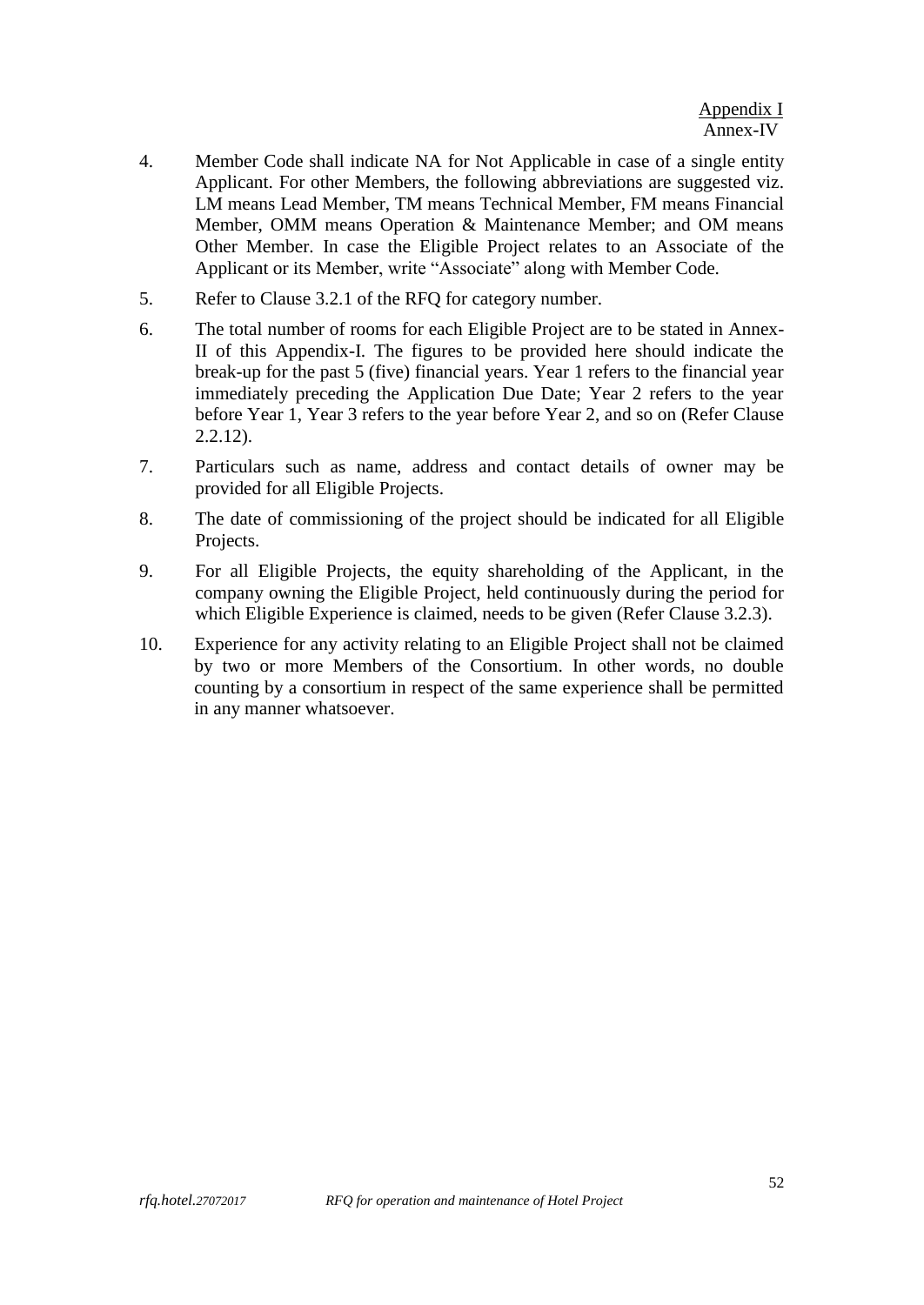Appendix I
Annex-IV

4. Member Code shall indicate NA for Not Applicable in case of a single entity Applicant. For other Members, the following abbreviations are suggested viz. LM means Lead Member, TM means Technical Member, FM means Financial Member, OMM means Operation & Maintenance Member; and OM means Other Member. In case the Eligible Project relates to an Associate of the Applicant or its Member, write "Associate" along with Member Code.

5. Refer to Clause 3.2.1 of the RFQ for category number.

6. The total number of rooms for each Eligible Project are to be stated in Annex-II of this Appendix-I. The figures to be provided here should indicate the break-up for the past 5 (five) financial years. Year 1 refers to the financial year immediately preceding the Application Due Date; Year 2 refers to the year before Year 1, Year 3 refers to the year before Year 2, and so on (Refer Clause 2.2.12).

7. Particulars such as name, address and contact details of owner may be provided for all Eligible Projects.

8. The date of commissioning of the project should be indicated for all Eligible Projects.

9. For all Eligible Projects, the equity shareholding of the Applicant, in the company owning the Eligible Project, held continuously during the period for which Eligible Experience is claimed, needs to be given (Refer Clause 3.2.3).

10. Experience for any activity relating to an Eligible Project shall not be claimed by two or more Members of the Consortium. In other words, no double counting by a consortium in respect of the same experience shall be permitted in any manner whatsoever.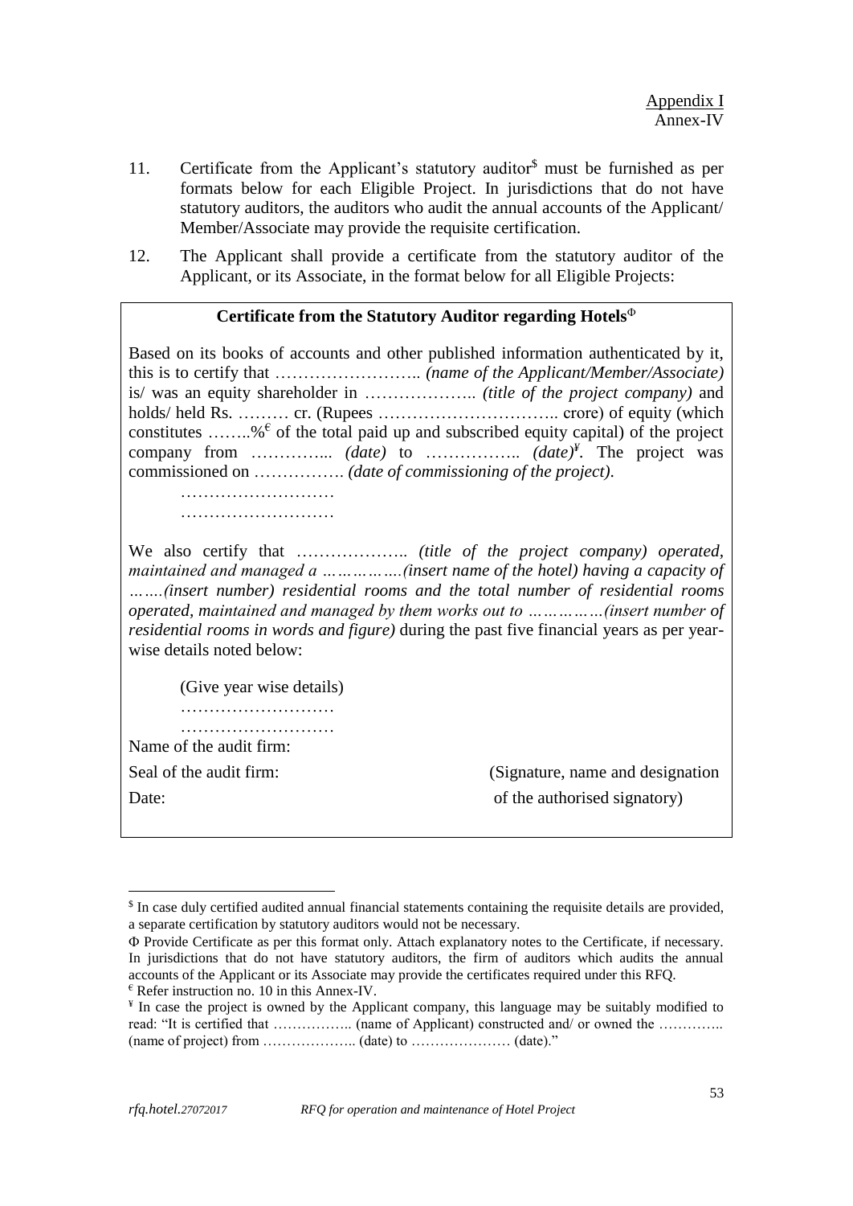Appendix I
Annex-IV

11. Certificate from the Applicant's statutory auditor[$] must be furnished as per formats below for each Eligible Project. In jurisdictions that do not have statutory auditors, the auditors who audit the annual accounts of the Applicant/ Member/Associate may provide the requisite certification.

12. The Applicant shall provide a certificate from the statutory auditor of the Applicant, or its Associate, in the format below for all Eligible Projects:

---

**Certificate from the Statutory Auditor regarding Hotels**[Φ]

Based on its books of accounts and other published information authenticated by it, this is to certify that …………………….. *(name of the Applicant/Member/Associate)* is/ was an equity shareholder in ……………….. *(title of the project company)* and holds/ held Rs. ……… cr. (Rupees ………………………….. crore) of equity (which constitutes ……..%[€] of the total paid up and subscribed equity capital) of the project company from …………... *(date)* to …………….. *(date)*[¥]. The project was commissioned on ……………. *(date of commissioning of the project).*

………………………

………………………

We also certify that ……………….. *(title of the project company) operated, maintained and managed a …………….(insert name of the hotel) having a capacity of …….(insert number) residential rooms and the total number of residential rooms operated, maintained and managed by them works out to ……………(insert number of residential rooms in words and figure)* during the past five financial years as per year-wise details noted below:

(Give year wise details)

………………………

………………………

Name of the audit firm:

Seal of the audit firm: (Signature, name and designation

Date: of the authorised signatory)

---

[$] In case duly certified audited annual financial statements containing the requisite details are provided, a separate certification by statutory auditors would not be necessary.

[Φ] Provide Certificate as per this format only. Attach explanatory notes to the Certificate, if necessary. In jurisdictions that do not have statutory auditors, the firm of auditors which audits the annual accounts of the Applicant or its Associate may provide the certificates required under this RFQ.

[€] Refer instruction no. 10 in this Annex-IV.

[¥] In case the project is owned by the Applicant company, this language may be suitably modified to read: "It is certified that …………….. (name of Applicant) constructed and/ or owned the ………….. (name of project) from ……………….. (date) to ………………… (date)."

*rfq.hotel.27072017* *RFQ for operation and maintenance of Hotel Project*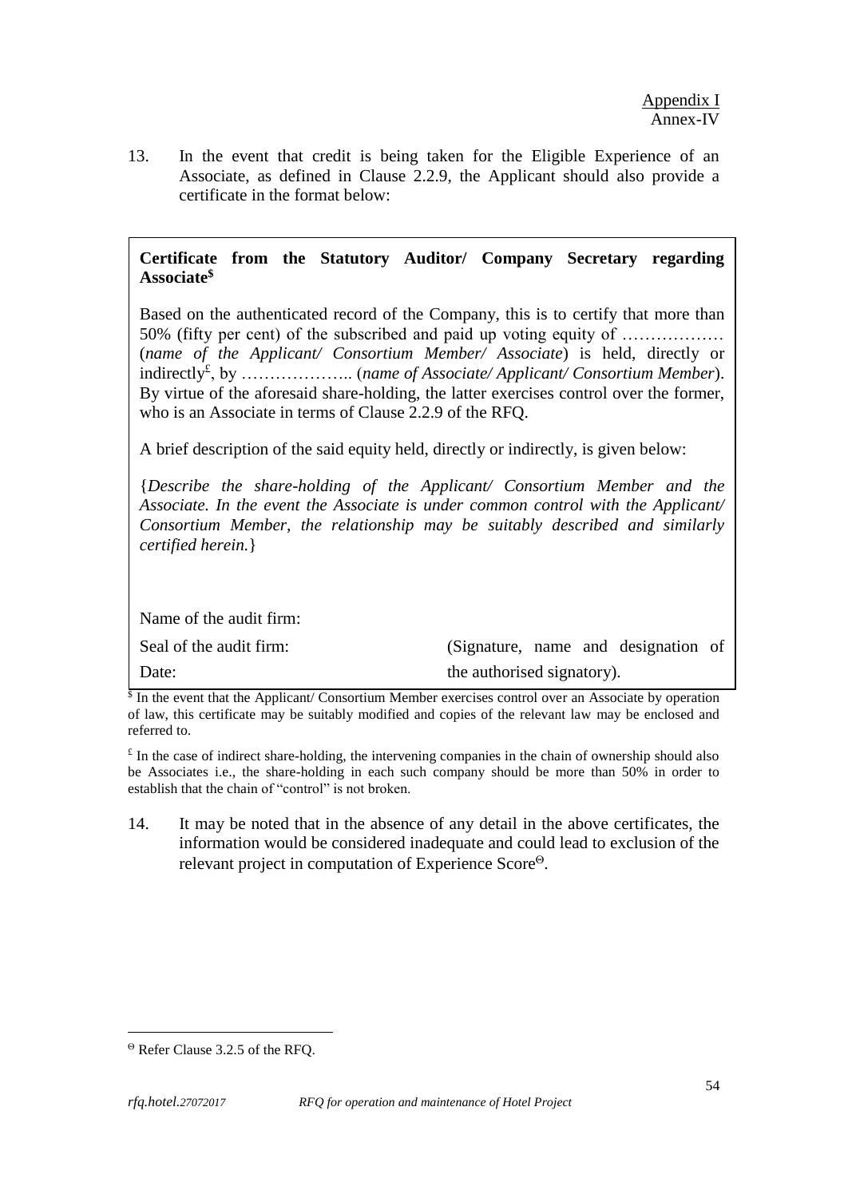Appendix I
Annex-IV

13. In the event that credit is being taken for the Eligible Experience of an Associate, as defined in Clause 2.2.9, the Applicant should also provide a certificate in the format below:

**Certificate from the Statutory Auditor/ Company Secretary regarding Associate[$]**

Based on the authenticated record of the Company, this is to certify that more than 50% (fifty per cent) of the subscribed and paid up voting equity of ……………… (*name of the Applicant/ Consortium Member/ Associate*) is held, directly or indirectly[£], by ……………….. (*name of Associate/ Applicant/ Consortium Member*). By virtue of the aforesaid share-holding, the latter exercises control over the former, who is an Associate in terms of Clause 2.2.9 of the RFQ.

A brief description of the said equity held, directly or indirectly, is given below:

{*Describe the share-holding of the Applicant/ Consortium Member and the Associate. In the event the Associate is under common control with the Applicant/ Consortium Member, the relationship may be suitably described and similarly certified herein.*}

Name of the audit firm:

Seal of the audit firm: (Signature, name and designation of

Date: the authorised signatory).

[$] In the event that the Applicant/ Consortium Member exercises control over an Associate by operation of law, this certificate may be suitably modified and copies of the relevant law may be enclosed and referred to.

[£] In the case of indirect share-holding, the intervening companies in the chain of ownership should also be Associates i.e., the share-holding in each such company should be more than 50% in order to establish that the chain of "control" is not broken.

14. It may be noted that in the absence of any detail in the above certificates, the information would be considered inadequate and could lead to exclusion of the relevant project in computation of Experience Score[Θ].

[Θ] Refer Clause 3.2.5 of the RFQ.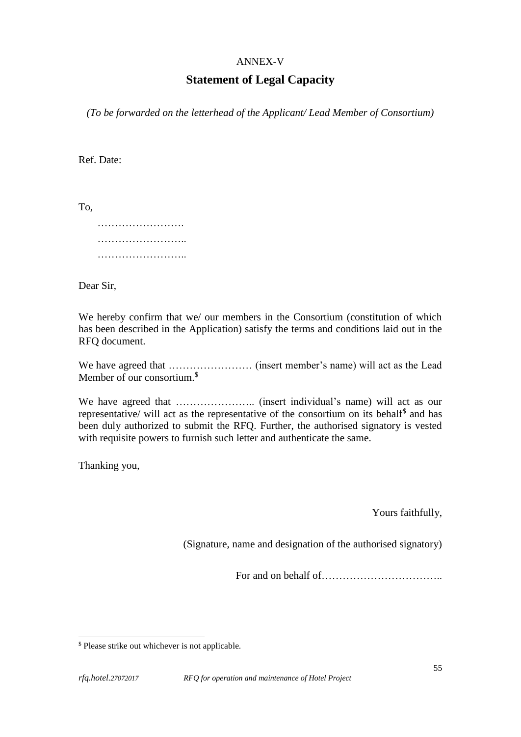ANNEX-V

## Statement of Legal Capacity

*(To be forwarded on the letterhead of the Applicant/ Lead Member of Consortium)*

Ref. Date:

To,

…………………….
……………………..
……………………..

Dear Sir,

We hereby confirm that we/ our members in the Consortium (constitution of which has been described in the Application) satisfy the terms and conditions laid out in the RFQ document.

We have agreed that …………………… (insert member's name) will act as the Lead Member of our consortium.[$]

We have agreed that ………………….. (insert individual's name) will act as our representative/ will act as the representative of the consortium on its behalf[$] and has been duly authorized to submit the RFQ. Further, the authorised signatory is vested with requisite powers to furnish such letter and authenticate the same.

Thanking you,

Yours faithfully,

(Signature, name and designation of the authorised signatory)

For and on behalf of……………………………..

---

[$] Please strike out whichever is not applicable.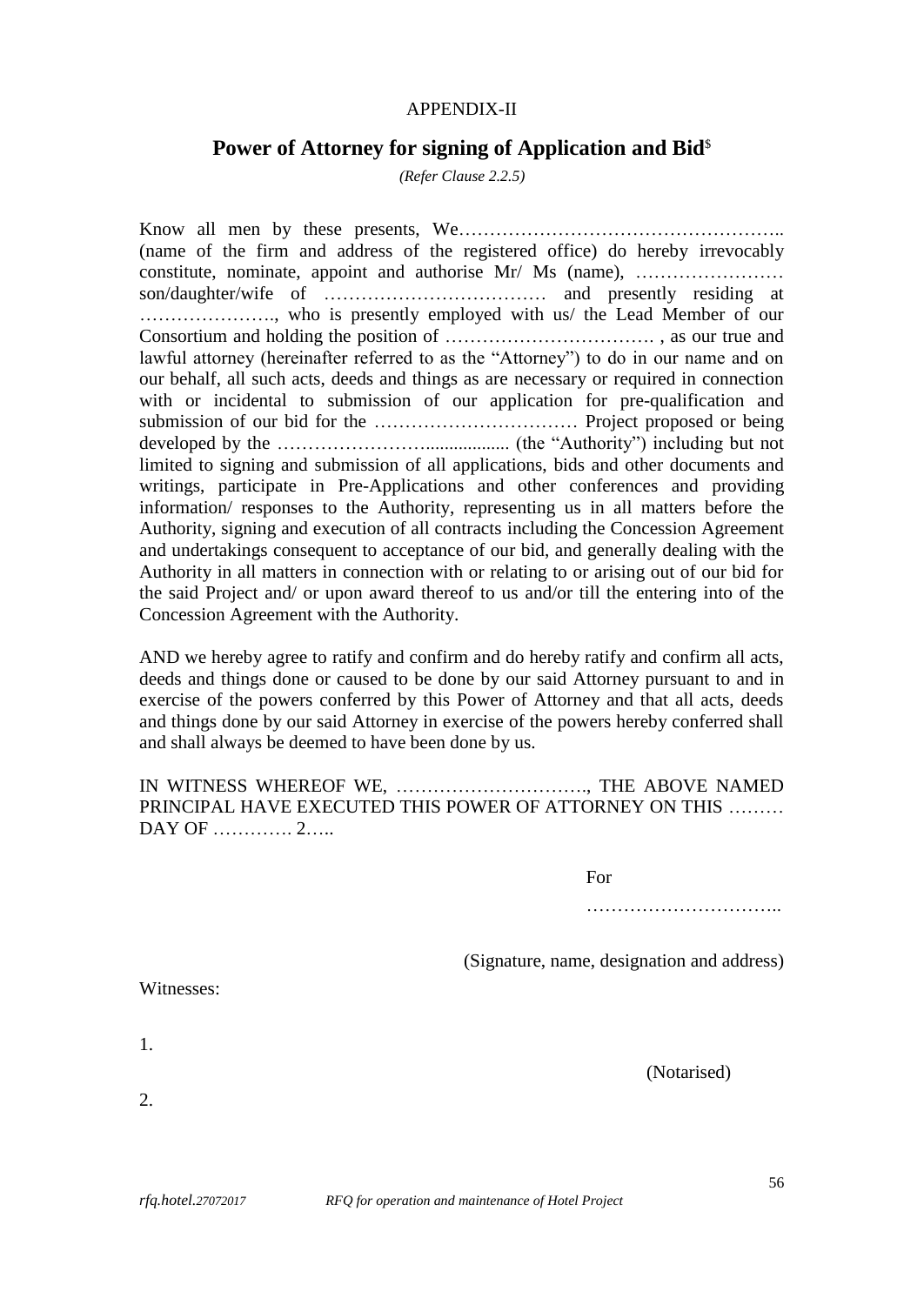APPENDIX-II

## Power of Attorney for signing of Application and Bid[$]

*(Refer Clause 2.2.5)*

Know all men by these presents, We…………………………………………….. (name of the firm and address of the registered office) do hereby irrevocably constitute, nominate, appoint and authorise Mr/ Ms (name), …………………… son/daughter/wife of ……………………………… and presently residing at …………………., who is presently employed with us/ the Lead Member of our Consortium and holding the position of ……………………………. , as our true and lawful attorney (hereinafter referred to as the "Attorney") to do in our name and on our behalf, all such acts, deeds and things as are necessary or required in connection with or incidental to submission of our application for pre-qualification and submission of our bid for the …………………………… Project proposed or being developed by the ……………………................. (the "Authority") including but not limited to signing and submission of all applications, bids and other documents and writings, participate in Pre-Applications and other conferences and providing information/ responses to the Authority, representing us in all matters before the Authority, signing and execution of all contracts including the Concession Agreement and undertakings consequent to acceptance of our bid, and generally dealing with the Authority in all matters in connection with or relating to or arising out of our bid for the said Project and/ or upon award thereof to us and/or till the entering into of the Concession Agreement with the Authority.

AND we hereby agree to ratify and confirm and do hereby ratify and confirm all acts, deeds and things done or caused to be done by our said Attorney pursuant to and in exercise of the powers conferred by this Power of Attorney and that all acts, deeds and things done by our said Attorney in exercise of the powers hereby conferred shall and shall always be deemed to have been done by us.

IN WITNESS WHEREOF WE, …………………………., THE ABOVE NAMED PRINCIPAL HAVE EXECUTED THIS POWER OF ATTORNEY ON THIS ……… DAY OF …………. 2…..

For

…………………………..

(Signature, name, designation and address)

Witnesses:

1.

(Notarised)

2.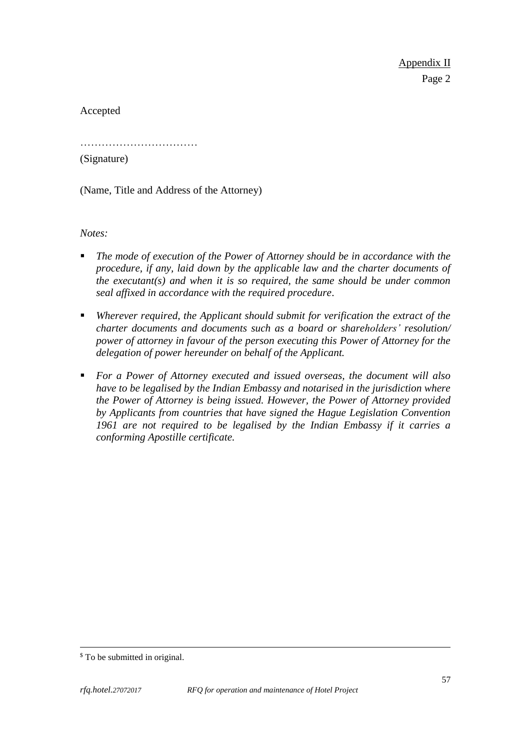Appendix II
Page 2

Accepted

……………………………
(Signature)

(Name, Title and Address of the Attorney)

*Notes:*

- *The mode of execution of the Power of Attorney should be in accordance with the procedure, if any, laid down by the applicable law and the charter documents of the executant(s) and when it is so required, the same should be under common seal affixed in accordance with the required procedure.*

- *Wherever required, the Applicant should submit for verification the extract of the charter documents and documents such as a board or shareholders' resolution/ power of attorney in favour of the person executing this Power of Attorney for the delegation of power hereunder on behalf of the Applicant.*

- *For a Power of Attorney executed and issued overseas, the document will also have to be legalised by the Indian Embassy and notarised in the jurisdiction where the Power of Attorney is being issued. However, the Power of Attorney provided by Applicants from countries that have signed the Hague Legislation Convention 1961 are not required to be legalised by the Indian Embassy if it carries a conforming Apostille certificate.*

---

[$] To be submitted in original.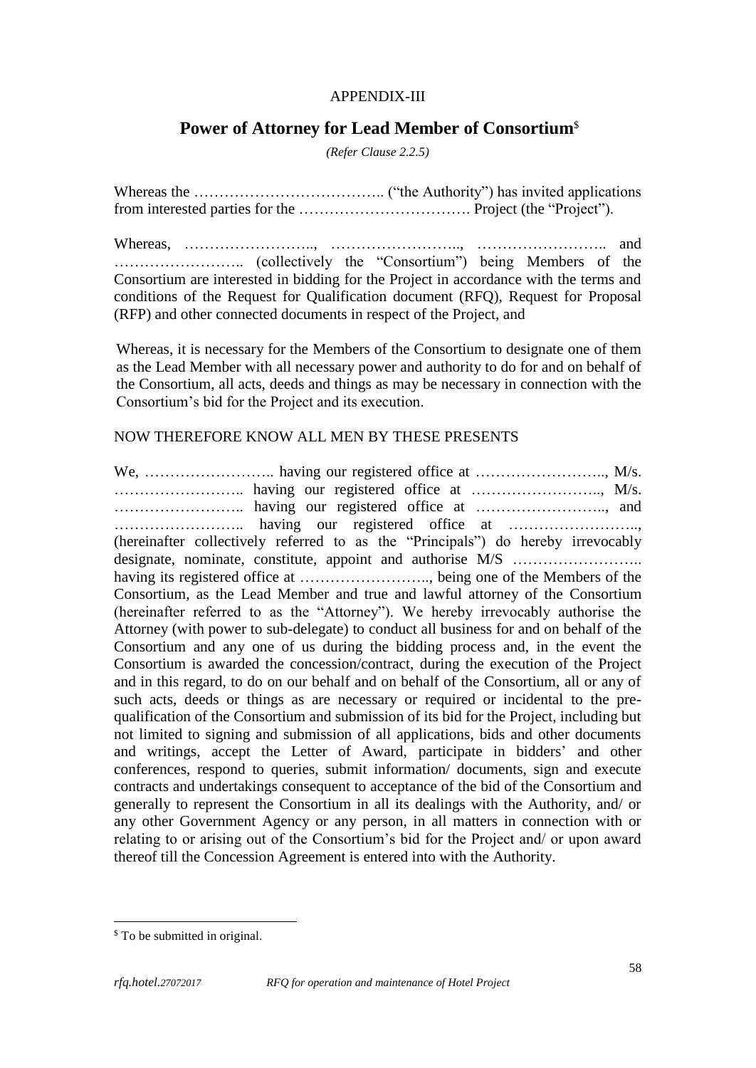APPENDIX-III

## Power of Attorney for Lead Member of Consortium[$]

*(Refer Clause 2.2.5)*

Whereas the ……………………………….. ("the Authority") has invited applications from interested parties for the ……………………………. Project (the "Project").

Whereas, …………………….., …………………….., …………………….. and …………………….. (collectively the "Consortium") being Members of the Consortium are interested in bidding for the Project in accordance with the terms and conditions of the Request for Qualification document (RFQ), Request for Proposal (RFP) and other connected documents in respect of the Project, and

Whereas, it is necessary for the Members of the Consortium to designate one of them as the Lead Member with all necessary power and authority to do for and on behalf of the Consortium, all acts, deeds and things as may be necessary in connection with the Consortium's bid for the Project and its execution.

NOW THEREFORE KNOW ALL MEN BY THESE PRESENTS

We, …………………….. having our registered office at …………………….., M/s. …………………….. having our registered office at …………………….., M/s. …………………….. having our registered office at …………………….., and …………………….. having our registered office at …………………….., (hereinafter collectively referred to as the "Principals") do hereby irrevocably designate, nominate, constitute, appoint and authorise M/S …………………….. having its registered office at …………………….., being one of the Members of the Consortium, as the Lead Member and true and lawful attorney of the Consortium (hereinafter referred to as the "Attorney"). We hereby irrevocably authorise the Attorney (with power to sub-delegate) to conduct all business for and on behalf of the Consortium and any one of us during the bidding process and, in the event the Consortium is awarded the concession/contract, during the execution of the Project and in this regard, to do on our behalf and on behalf of the Consortium, all or any of such acts, deeds or things as are necessary or required or incidental to the pre-qualification of the Consortium and submission of its bid for the Project, including but not limited to signing and submission of all applications, bids and other documents and writings, accept the Letter of Award, participate in bidders' and other conferences, respond to queries, submit information/ documents, sign and execute contracts and undertakings consequent to acceptance of the bid of the Consortium and generally to represent the Consortium in all its dealings with the Authority, and/ or any other Government Agency or any person, in all matters in connection with or relating to or arising out of the Consortium's bid for the Project and/ or upon award thereof till the Concession Agreement is entered into with the Authority.

---

[$] To be submitted in original.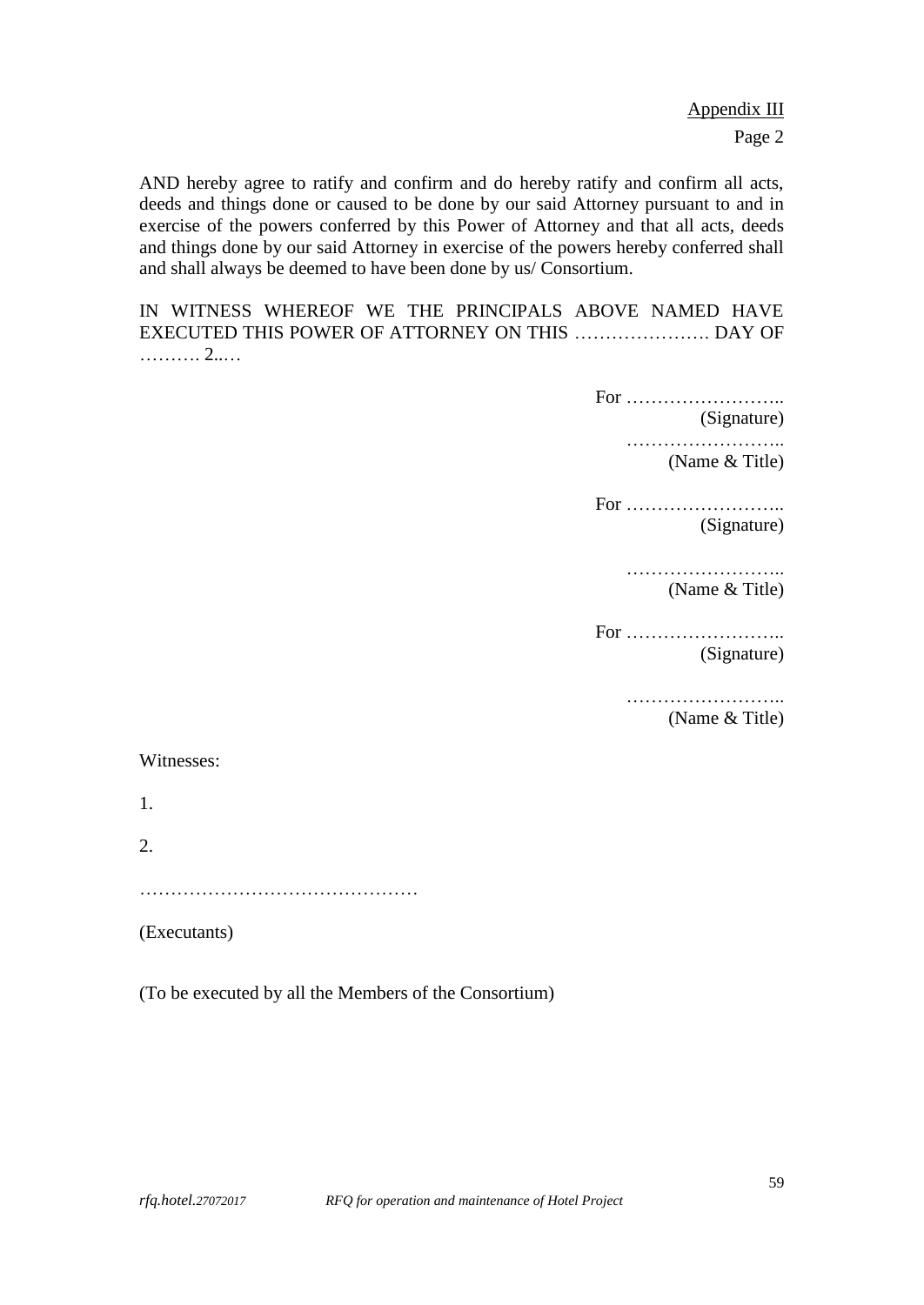Appendix III

Page 2

AND hereby agree to ratify and confirm and do hereby ratify and confirm all acts, deeds and things done or caused to be done by our said Attorney pursuant to and in exercise of the powers conferred by this Power of Attorney and that all acts, deeds and things done by our said Attorney in exercise of the powers hereby conferred shall and shall always be deemed to have been done by us/ Consortium.

IN WITNESS WHEREOF WE THE PRINCIPALS ABOVE NAMED HAVE EXECUTED THIS POWER OF ATTORNEY ON THIS …………………. DAY OF ………. 2..…

For ……………………..
(Signature)

……………………..
(Name & Title)

For ……………………..
(Signature)

……………………..
(Name & Title)

For ……………………..
(Signature)

……………………..
(Name & Title)

Witnesses:

1.

2.

………………………………………

(Executants)

(To be executed by all the Members of the Consortium)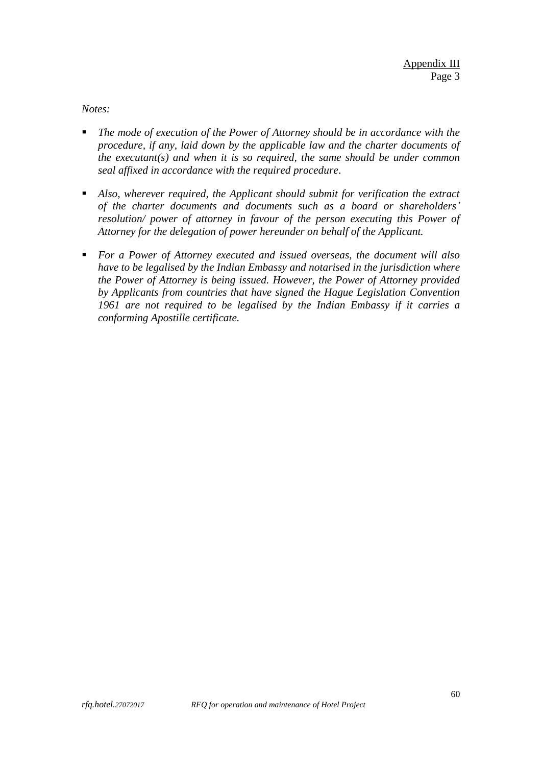Appendix III
Page 3

*Notes:*

- *The mode of execution of the Power of Attorney should be in accordance with the procedure, if any, laid down by the applicable law and the charter documents of the executant(s) and when it is so required, the same should be under common seal affixed in accordance with the required procedure*.

- *Also, wherever required, the Applicant should submit for verification the extract of the charter documents and documents such as a board or shareholders' resolution/ power of attorney in favour of the person executing this Power of Attorney for the delegation of power hereunder on behalf of the Applicant.*

- *For a Power of Attorney executed and issued overseas, the document will also have to be legalised by the Indian Embassy and notarised in the jurisdiction where the Power of Attorney is being issued. However, the Power of Attorney provided by Applicants from countries that have signed the Hague Legislation Convention 1961 are not required to be legalised by the Indian Embassy if it carries a conforming Apostille certificate.*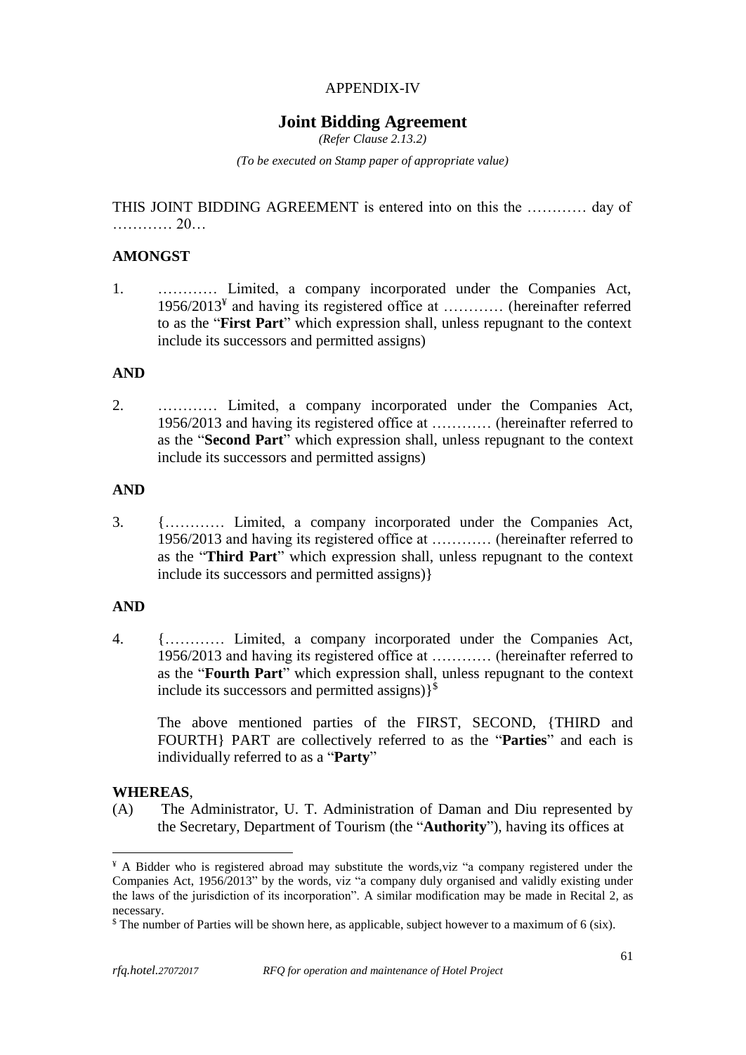APPENDIX-IV

# Joint Bidding Agreement

*(Refer Clause 2.13.2)*

*(To be executed on Stamp paper of appropriate value)*

THIS JOINT BIDDING AGREEMENT is entered into on this the ………… day of ………… 20…

**AMONGST**

1. ………… Limited, a company incorporated under the Companies Act, 1956/2013[¥] and having its registered office at ………… (hereinafter referred to as the "**First Part**" which expression shall, unless repugnant to the context include its successors and permitted assigns)

**AND**

2. ………… Limited, a company incorporated under the Companies Act, 1956/2013 and having its registered office at ………… (hereinafter referred to as the "**Second Part**" which expression shall, unless repugnant to the context include its successors and permitted assigns)

**AND**

3. {………… Limited, a company incorporated under the Companies Act, 1956/2013 and having its registered office at ………… (hereinafter referred to as the "**Third Part**" which expression shall, unless repugnant to the context include its successors and permitted assigns)}

**AND**

4. {………… Limited, a company incorporated under the Companies Act, 1956/2013 and having its registered office at ………… (hereinafter referred to as the "**Fourth Part**" which expression shall, unless repugnant to the context include its successors and permitted assigns)}[$]

The above mentioned parties of the FIRST, SECOND, {THIRD and FOURTH} PART are collectively referred to as the "**Parties**" and each is individually referred to as a "**Party**"

**WHEREAS**,

(A) The Administrator, U. T. Administration of Daman and Diu represented by the Secretary, Department of Tourism (the "**Authority**"), having its offices at

---

[¥] A Bidder who is registered abroad may substitute the words,viz "a company registered under the Companies Act, 1956/2013" by the words, viz "a company duly organised and validly existing under the laws of the jurisdiction of its incorporation". A similar modification may be made in Recital 2, as necessary.

[$] The number of Parties will be shown here, as applicable, subject however to a maximum of 6 (six).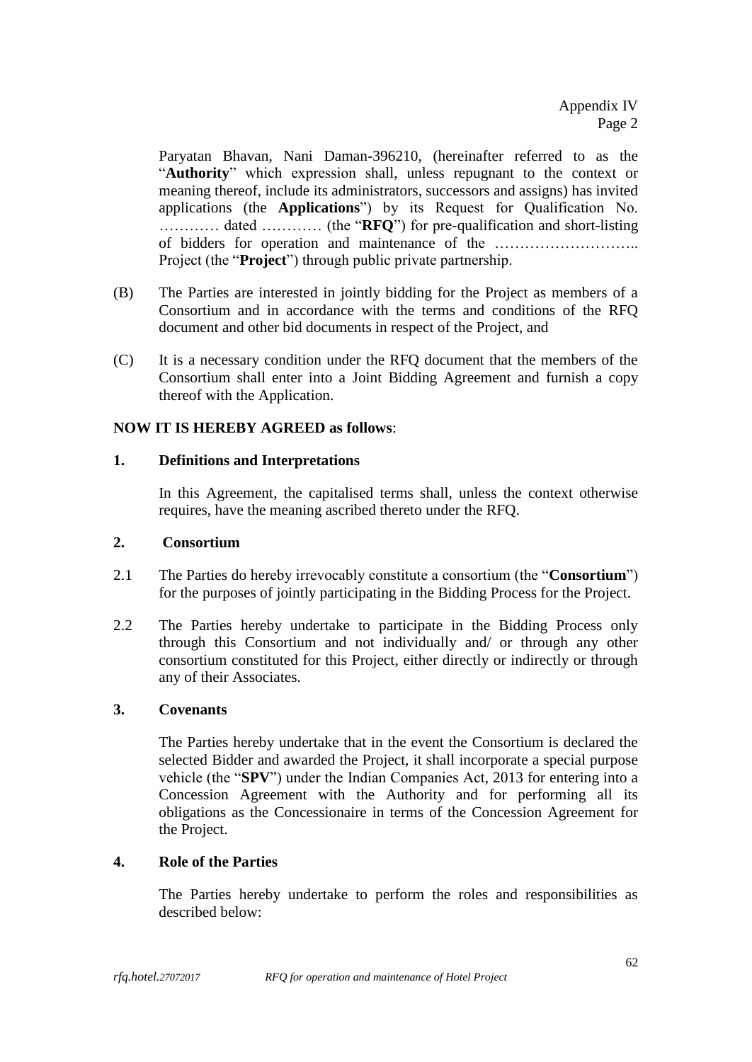Appendix IV
Page 2

Paryatan Bhavan, Nani Daman-396210, (hereinafter referred to as the "**Authority**" which expression shall, unless repugnant to the context or meaning thereof, include its administrators, successors and assigns) has invited applications (the **Applications**") by its Request for Qualification No. ………… dated ………… (the "**RFQ**") for pre-qualification and short-listing of bidders for operation and maintenance of the ……………………….. Project (the "**Project**") through public private partnership.

(B) The Parties are interested in jointly bidding for the Project as members of a Consortium and in accordance with the terms and conditions of the RFQ document and other bid documents in respect of the Project, and

(C) It is a necessary condition under the RFQ document that the members of the Consortium shall enter into a Joint Bidding Agreement and furnish a copy thereof with the Application.

**NOW IT IS HEREBY AGREED as follows**:

**1. Definitions and Interpretations**

In this Agreement, the capitalised terms shall, unless the context otherwise requires, have the meaning ascribed thereto under the RFQ.

**2. Consortium**

2.1 The Parties do hereby irrevocably constitute a consortium (the "**Consortium**") for the purposes of jointly participating in the Bidding Process for the Project.

2.2 The Parties hereby undertake to participate in the Bidding Process only through this Consortium and not individually and/ or through any other consortium constituted for this Project, either directly or indirectly or through any of their Associates.

**3. Covenants**

The Parties hereby undertake that in the event the Consortium is declared the selected Bidder and awarded the Project, it shall incorporate a special purpose vehicle (the "**SPV**") under the Indian Companies Act, 2013 for entering into a Concession Agreement with the Authority and for performing all its obligations as the Concessionaire in terms of the Concession Agreement for the Project.

**4. Role of the Parties**

The Parties hereby undertake to perform the roles and responsibilities as described below: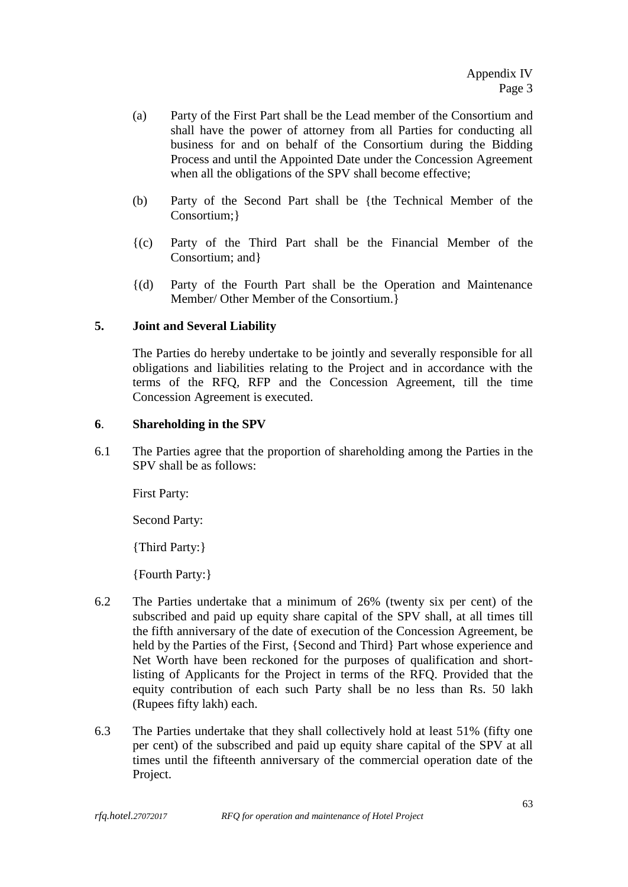- (a) Party of the First Part shall be the Lead member of the Consortium and shall have the power of attorney from all Parties for conducting all business for and on behalf of the Consortium during the Bidding Process and until the Appointed Date under the Concession Agreement when all the obligations of the SPV shall become effective;

- (b) Party of the Second Part shall be {the Technical Member of the Consortium;}

- {(c) Party of the Third Part shall be the Financial Member of the Consortium; and}

- {(d) Party of the Fourth Part shall be the Operation and Maintenance Member/ Other Member of the Consortium.}

**5. Joint and Several Liability**

The Parties do hereby undertake to be jointly and severally responsible for all obligations and liabilities relating to the Project and in accordance with the terms of the RFQ, RFP and the Concession Agreement, till the time Concession Agreement is executed.

**6. Shareholding in the SPV**

6.1 The Parties agree that the proportion of shareholding among the Parties in the SPV shall be as follows:

First Party:

Second Party:

{Third Party:}

{Fourth Party:}

6.2 The Parties undertake that a minimum of 26% (twenty six per cent) of the subscribed and paid up equity share capital of the SPV shall, at all times till the fifth anniversary of the date of execution of the Concession Agreement, be held by the Parties of the First, {Second and Third} Part whose experience and Net Worth have been reckoned for the purposes of qualification and short-listing of Applicants for the Project in terms of the RFQ. Provided that the equity contribution of each such Party shall be no less than Rs. 50 lakh (Rupees fifty lakh) each.

6.3 The Parties undertake that they shall collectively hold at least 51% (fifty one per cent) of the subscribed and paid up equity share capital of the SPV at all times until the fifteenth anniversary of the commercial operation date of the Project.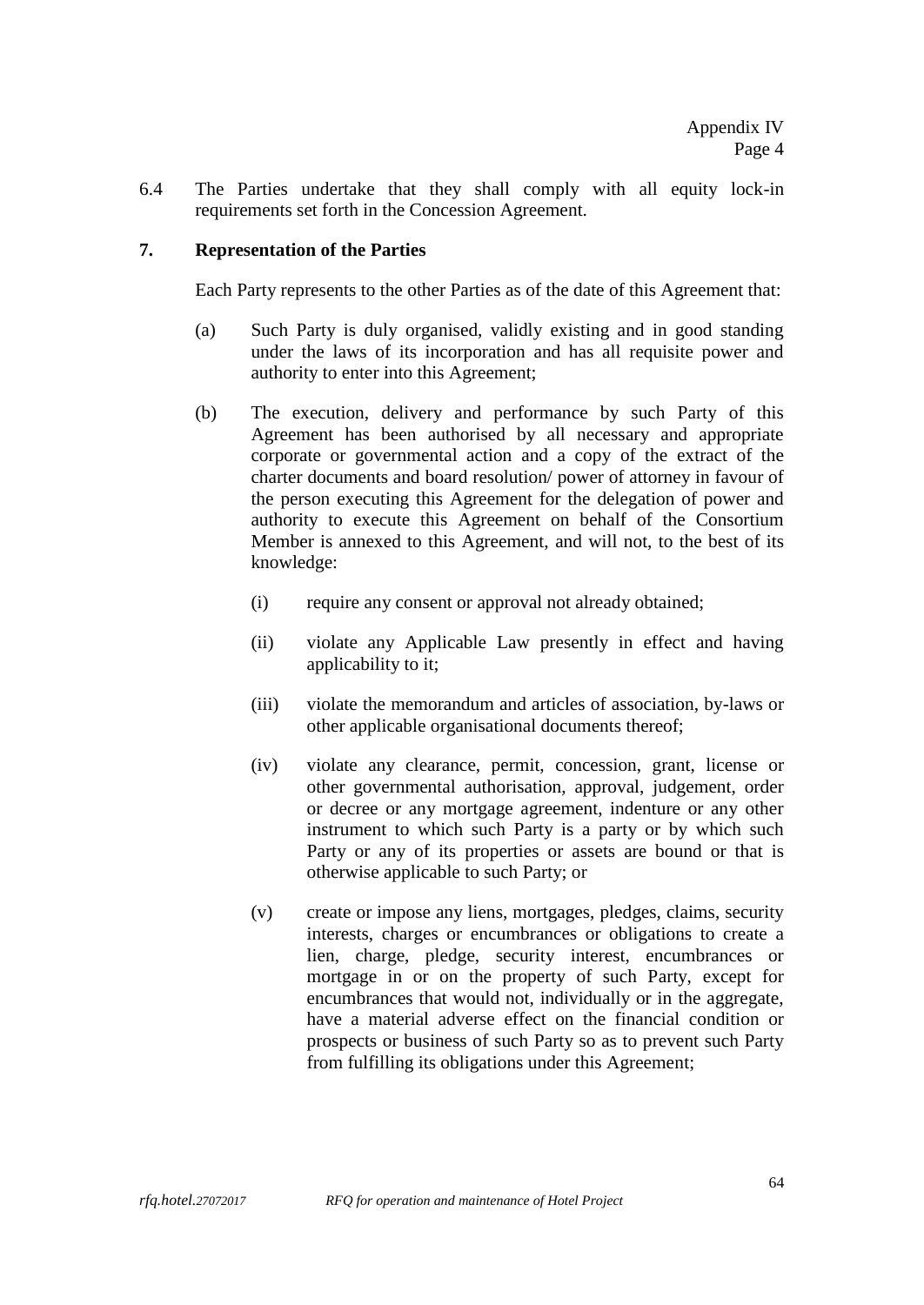6.4 The Parties undertake that they shall comply with all equity lock-in requirements set forth in the Concession Agreement.

## 7. Representation of the Parties

Each Party represents to the other Parties as of the date of this Agreement that:

(a) Such Party is duly organised, validly existing and in good standing under the laws of its incorporation and has all requisite power and authority to enter into this Agreement;

(b) The execution, delivery and performance by such Party of this Agreement has been authorised by all necessary and appropriate corporate or governmental action and a copy of the extract of the charter documents and board resolution/ power of attorney in favour of the person executing this Agreement for the delegation of power and authority to execute this Agreement on behalf of the Consortium Member is annexed to this Agreement, and will not, to the best of its knowledge:

   (i) require any consent or approval not already obtained;

   (ii) violate any Applicable Law presently in effect and having applicability to it;

   (iii) violate the memorandum and articles of association, by-laws or other applicable organisational documents thereof;

   (iv) violate any clearance, permit, concession, grant, license or other governmental authorisation, approval, judgement, order or decree or any mortgage agreement, indenture or any other instrument to which such Party is a party or by which such Party or any of its properties or assets are bound or that is otherwise applicable to such Party; or

   (v) create or impose any liens, mortgages, pledges, claims, security interests, charges or encumbrances or obligations to create a lien, charge, pledge, security interest, encumbrances or mortgage in or on the property of such Party, except for encumbrances that would not, individually or in the aggregate, have a material adverse effect on the financial condition or prospects or business of such Party so as to prevent such Party from fulfilling its obligations under this Agreement;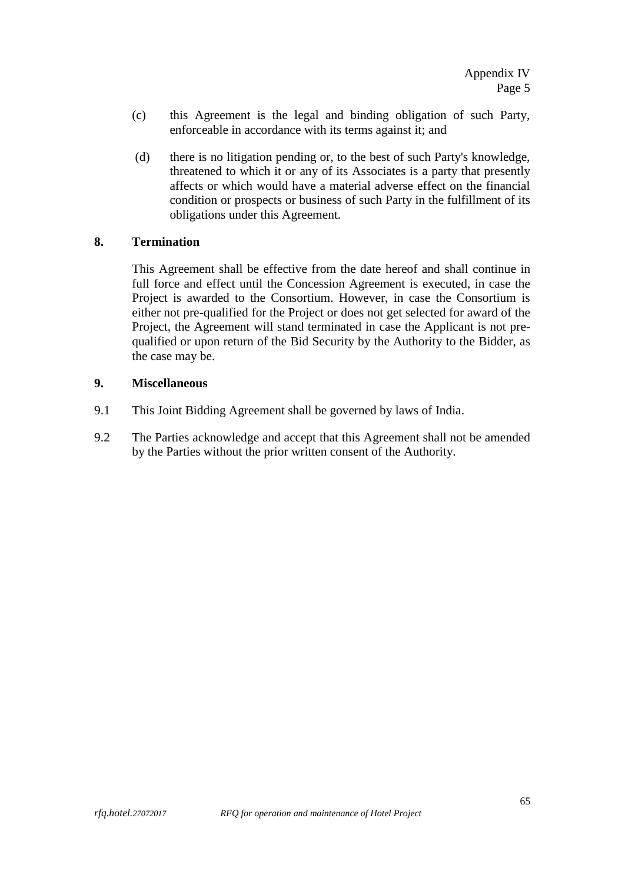(c) this Agreement is the legal and binding obligation of such Party, enforceable in accordance with its terms against it; and

(d) there is no litigation pending or, to the best of such Party's knowledge, threatened to which it or any of its Associates is a party that presently affects or which would have a material adverse effect on the financial condition or prospects or business of such Party in the fulfillment of its obligations under this Agreement.

**8. Termination**

This Agreement shall be effective from the date hereof and shall continue in full force and effect until the Concession Agreement is executed, in case the Project is awarded to the Consortium. However, in case the Consortium is either not pre-qualified for the Project or does not get selected for award of the Project, the Agreement will stand terminated in case the Applicant is not pre-qualified or upon return of the Bid Security by the Authority to the Bidder, as the case may be.

**9. Miscellaneous**

9.1 This Joint Bidding Agreement shall be governed by laws of India.

9.2 The Parties acknowledge and accept that this Agreement shall not be amended by the Parties without the prior written consent of the Authority.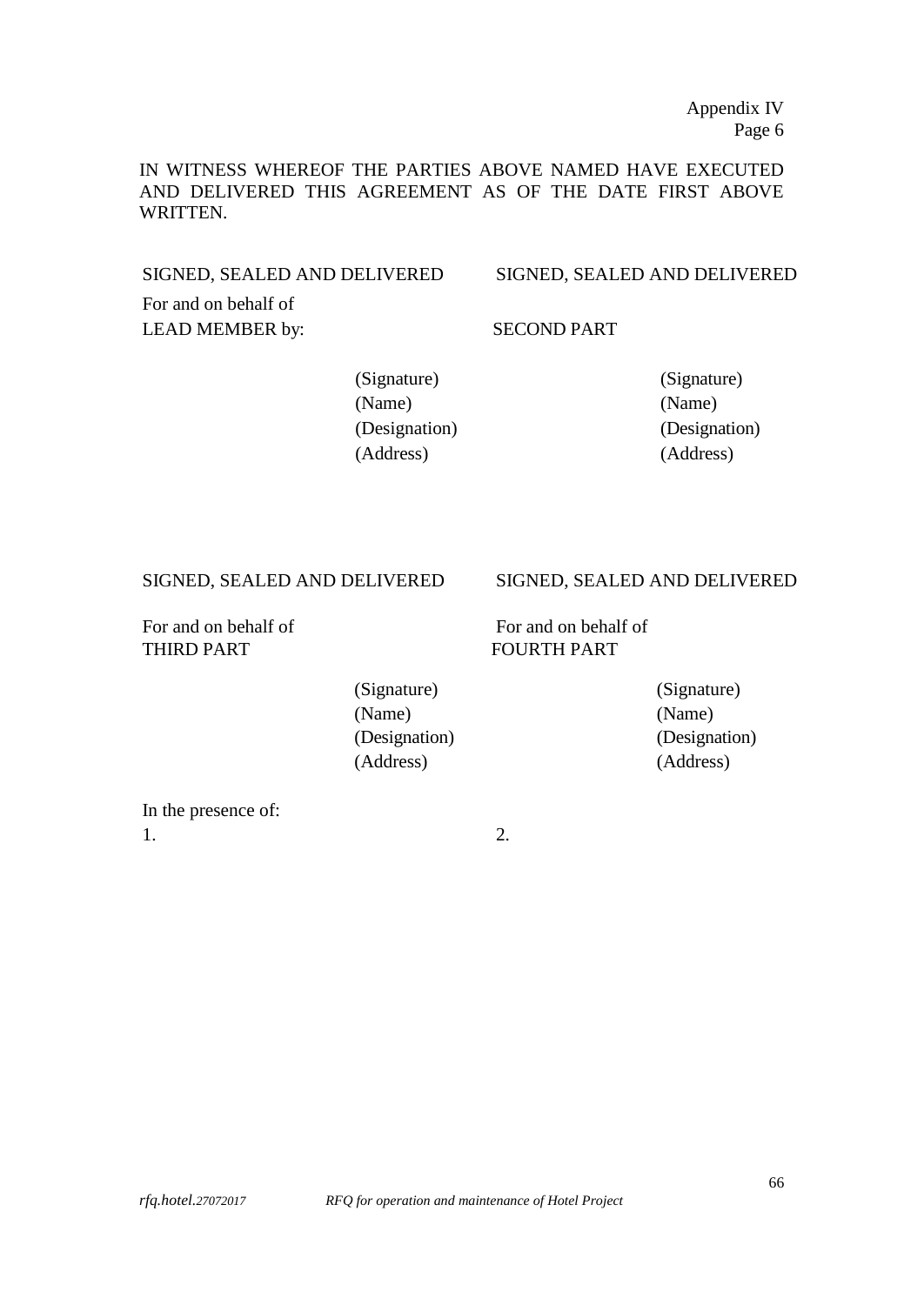Appendix IV
Page 6

IN WITNESS WHEREOF THE PARTIES ABOVE NAMED HAVE EXECUTED AND DELIVERED THIS AGREEMENT AS OF THE DATE FIRST ABOVE WRITTEN.

SIGNED, SEALED AND DELIVERED
For and on behalf of
LEAD MEMBER by:

(Signature)
(Name)
(Designation)
(Address)

SIGNED, SEALED AND DELIVERED
SECOND PART

(Signature)
(Name)
(Designation)
(Address)

SIGNED, SEALED AND DELIVERED
For and on behalf of
THIRD PART

(Signature)
(Name)
(Designation)
(Address)

SIGNED, SEALED AND DELIVERED
For and on behalf of
FOURTH PART

(Signature)
(Name)
(Designation)
(Address)

In the presence of:

1.

2.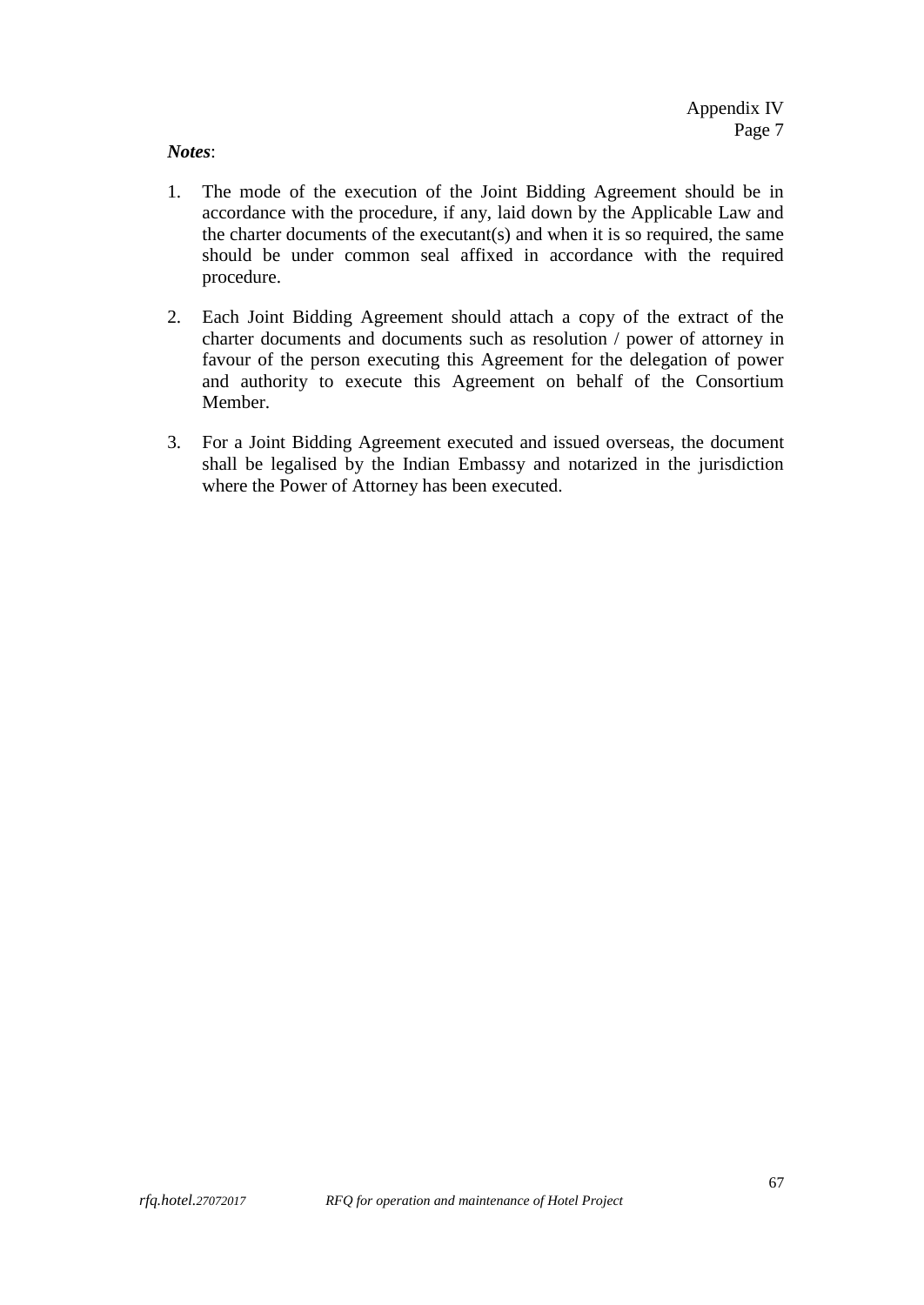Appendix IV
Page 7

***Notes***:

1. The mode of the execution of the Joint Bidding Agreement should be in accordance with the procedure, if any, laid down by the Applicable Law and the charter documents of the executant(s) and when it is so required, the same should be under common seal affixed in accordance with the required procedure.

2. Each Joint Bidding Agreement should attach a copy of the extract of the charter documents and documents such as resolution / power of attorney in favour of the person executing this Agreement for the delegation of power and authority to execute this Agreement on behalf of the Consortium Member.

3. For a Joint Bidding Agreement executed and issued overseas, the document shall be legalised by the Indian Embassy and notarized in the jurisdiction where the Power of Attorney has been executed.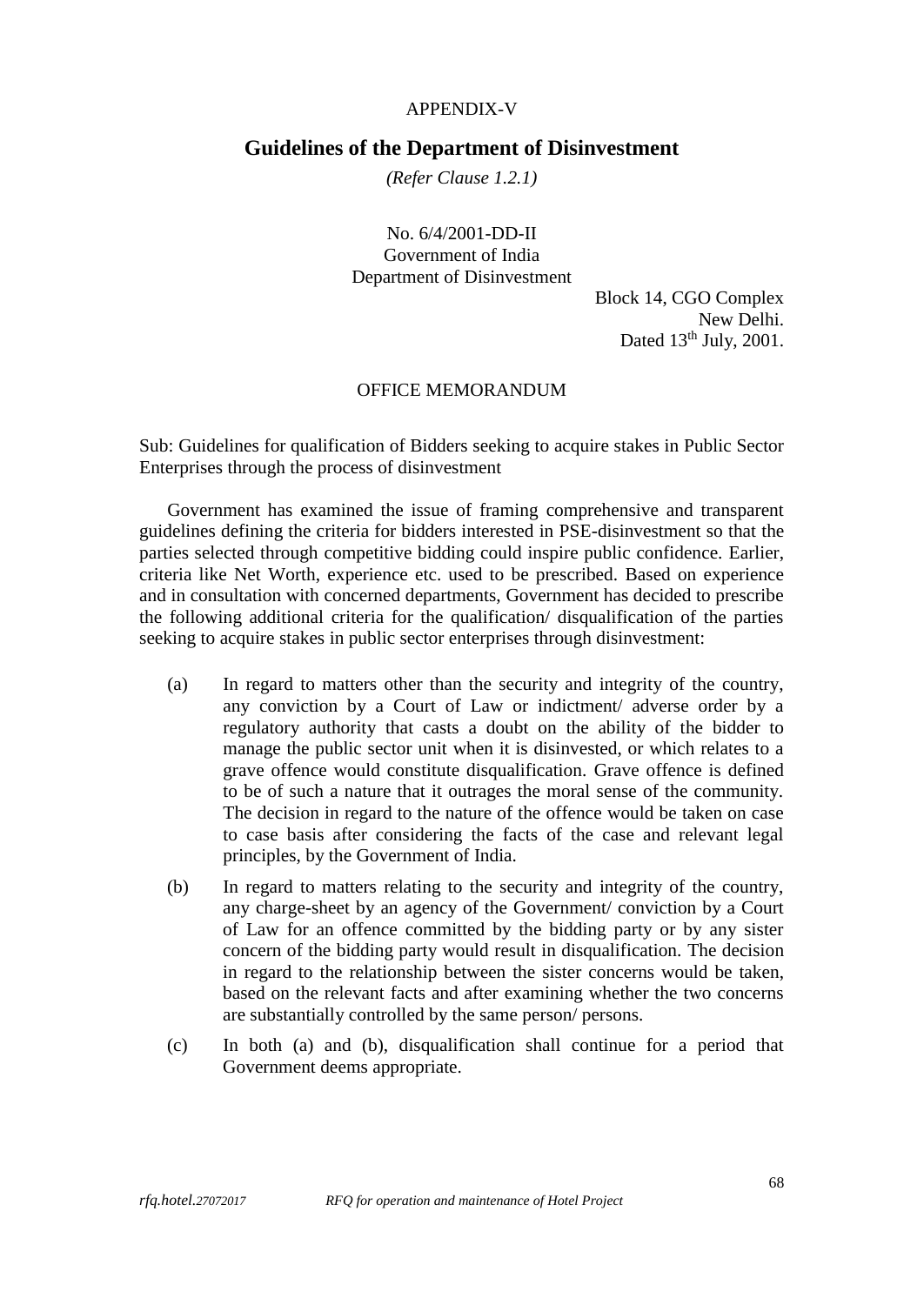APPENDIX-V

## Guidelines of the Department of Disinvestment

*(Refer Clause 1.2.1)*

No. 6/4/2001-DD-II
Government of India
Department of Disinvestment

Block 14, CGO Complex
New Delhi.
Dated 13th July, 2001.

OFFICE MEMORANDUM

Sub: Guidelines for qualification of Bidders seeking to acquire stakes in Public Sector Enterprises through the process of disinvestment

Government has examined the issue of framing comprehensive and transparent guidelines defining the criteria for bidders interested in PSE-disinvestment so that the parties selected through competitive bidding could inspire public confidence. Earlier, criteria like Net Worth, experience etc. used to be prescribed. Based on experience and in consultation with concerned departments, Government has decided to prescribe the following additional criteria for the qualification/ disqualification of the parties seeking to acquire stakes in public sector enterprises through disinvestment:

(a) In regard to matters other than the security and integrity of the country, any conviction by a Court of Law or indictment/ adverse order by a regulatory authority that casts a doubt on the ability of the bidder to manage the public sector unit when it is disinvested, or which relates to a grave offence would constitute disqualification. Grave offence is defined to be of such a nature that it outrages the moral sense of the community. The decision in regard to the nature of the offence would be taken on case to case basis after considering the facts of the case and relevant legal principles, by the Government of India.

(b) In regard to matters relating to the security and integrity of the country, any charge-sheet by an agency of the Government/ conviction by a Court of Law for an offence committed by the bidding party or by any sister concern of the bidding party would result in disqualification. The decision in regard to the relationship between the sister concerns would be taken, based on the relevant facts and after examining whether the two concerns are substantially controlled by the same person/ persons.

(c) In both (a) and (b), disqualification shall continue for a period that Government deems appropriate.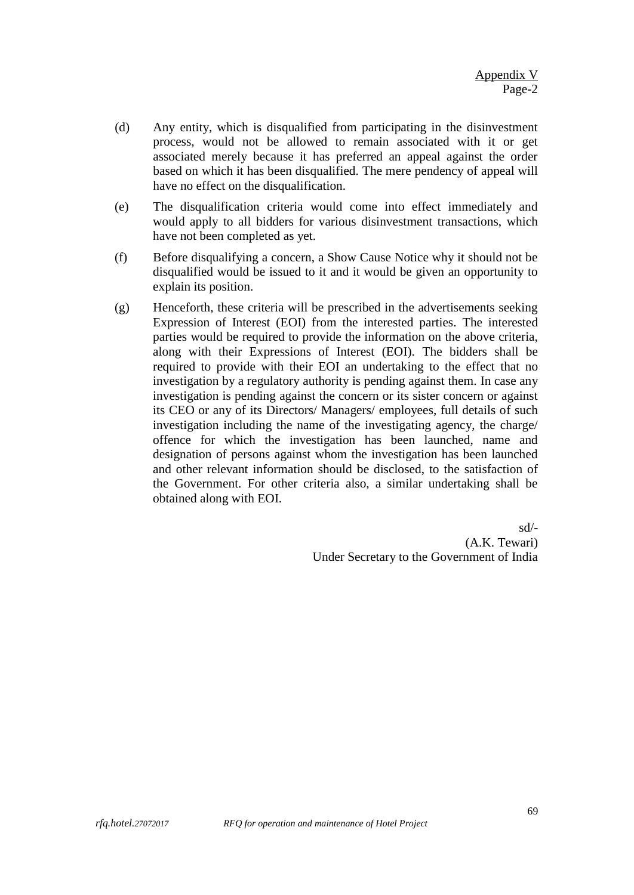(d) Any entity, which is disqualified from participating in the disinvestment process, would not be allowed to remain associated with it or get associated merely because it has preferred an appeal against the order based on which it has been disqualified. The mere pendency of appeal will have no effect on the disqualification.

(e) The disqualification criteria would come into effect immediately and would apply to all bidders for various disinvestment transactions, which have not been completed as yet.

(f) Before disqualifying a concern, a Show Cause Notice why it should not be disqualified would be issued to it and it would be given an opportunity to explain its position.

(g) Henceforth, these criteria will be prescribed in the advertisements seeking Expression of Interest (EOI) from the interested parties. The interested parties would be required to provide the information on the above criteria, along with their Expressions of Interest (EOI). The bidders shall be required to provide with their EOI an undertaking to the effect that no investigation by a regulatory authority is pending against them. In case any investigation is pending against the concern or its sister concern or against its CEO or any of its Directors/ Managers/ employees, full details of such investigation including the name of the investigating agency, the charge/ offence for which the investigation has been launched, name and designation of persons against whom the investigation has been launched and other relevant information should be disclosed, to the satisfaction of the Government. For other criteria also, a similar undertaking shall be obtained along with EOI.

sd/-
(A.K. Tewari)
Under Secretary to the Government of India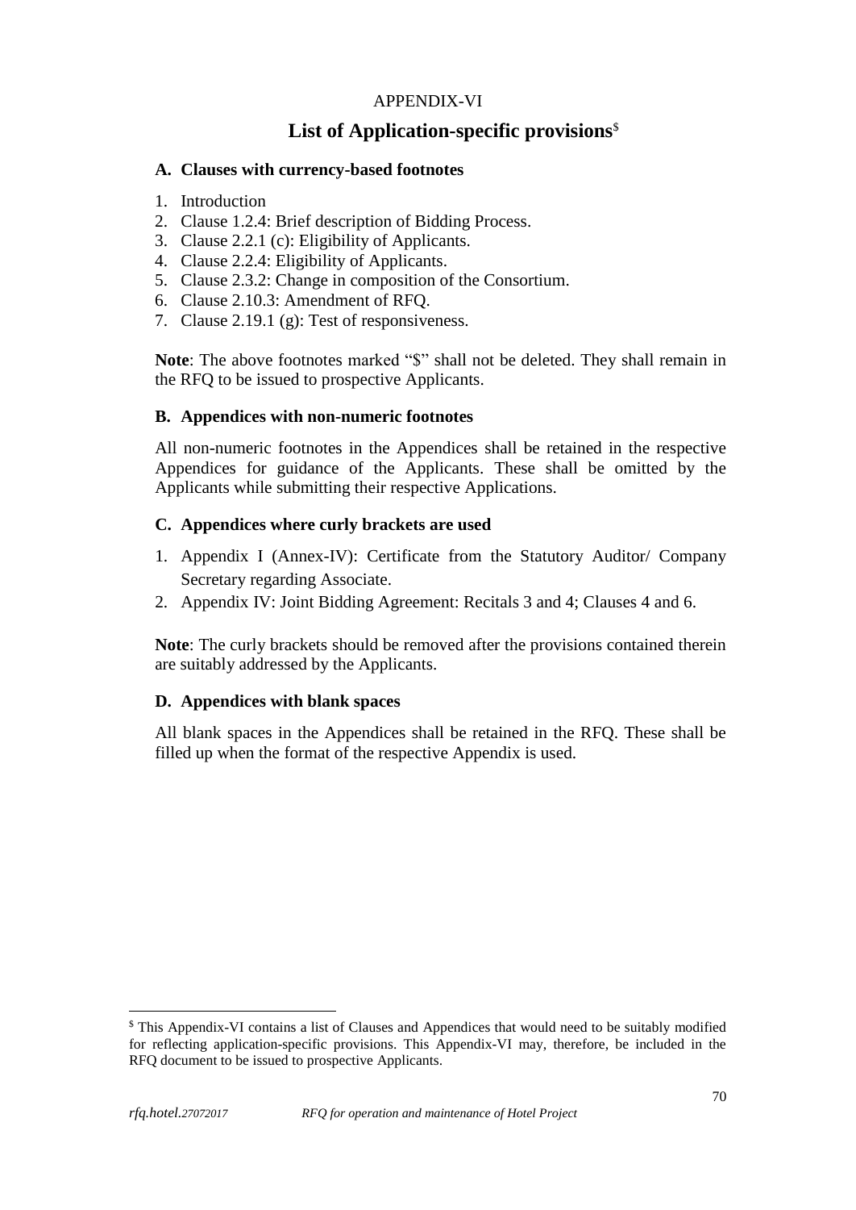APPENDIX-VI

# List of Application-specific provisions[$]

## A. Clauses with currency-based footnotes

1. Introduction
2. Clause 1.2.4: Brief description of Bidding Process.
3. Clause 2.2.1 (c): Eligibility of Applicants.
4. Clause 2.2.4: Eligibility of Applicants.
5. Clause 2.3.2: Change in composition of the Consortium.
6. Clause 2.10.3: Amendment of RFQ.
7. Clause 2.19.1 (g): Test of responsiveness.

**Note**: The above footnotes marked "$" shall not be deleted. They shall remain in the RFQ to be issued to prospective Applicants.

## B. Appendices with non-numeric footnotes

All non-numeric footnotes in the Appendices shall be retained in the respective Appendices for guidance of the Applicants. These shall be omitted by the Applicants while submitting their respective Applications.

## C. Appendices where curly brackets are used

1. Appendix I (Annex-IV): Certificate from the Statutory Auditor/ Company Secretary regarding Associate.
2. Appendix IV: Joint Bidding Agreement: Recitals 3 and 4; Clauses 4 and 6.

**Note**: The curly brackets should be removed after the provisions contained therein are suitably addressed by the Applicants.

## D. Appendices with blank spaces

All blank spaces in the Appendices shall be retained in the RFQ. These shall be filled up when the format of the respective Appendix is used.

---

[$] This Appendix-VI contains a list of Clauses and Appendices that would need to be suitably modified for reflecting application-specific provisions. This Appendix-VI may, therefore, be included in the RFQ document to be issued to prospective Applicants.